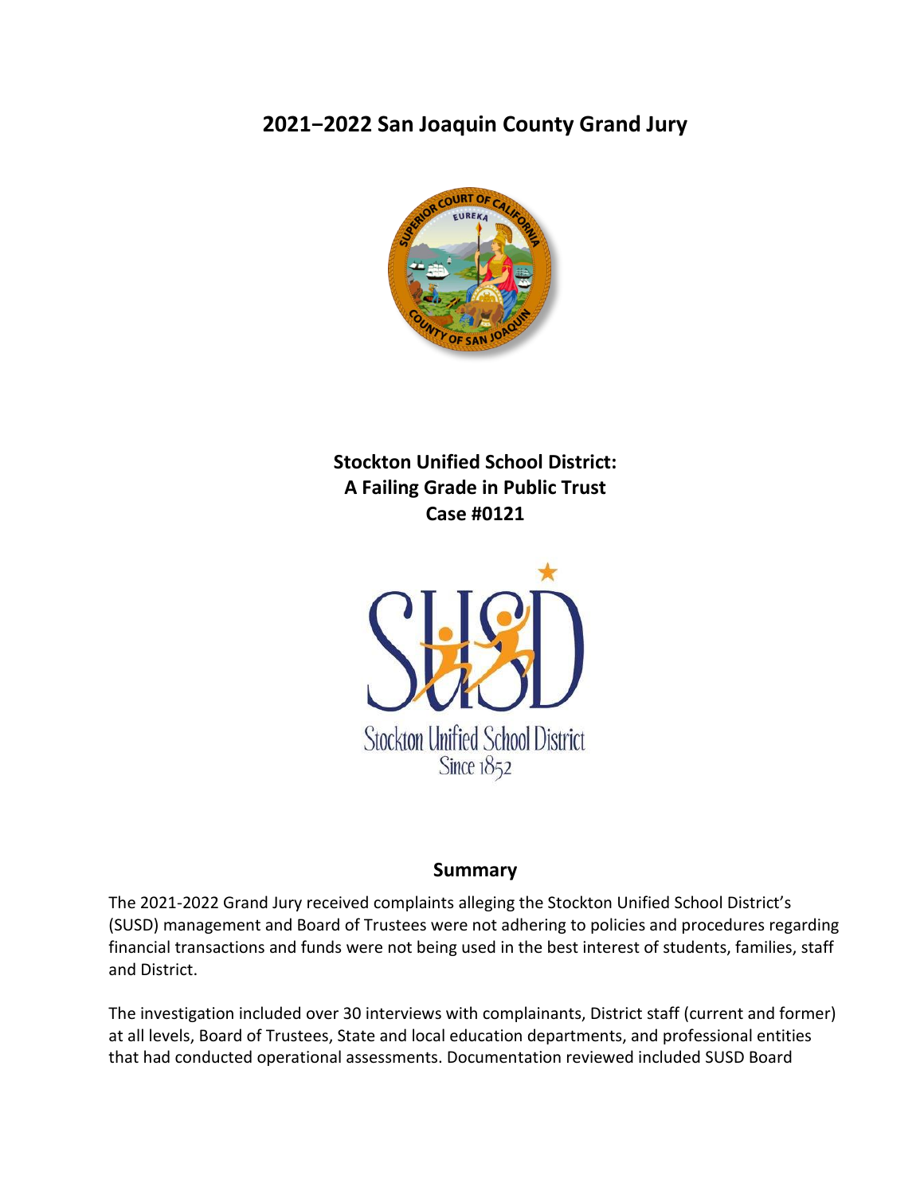# 2021–2022 San Joaquin County Grand Jury

**Stockton Unified School District:**
**A Failing Grade in Public Trust**
**Case #0121**

## Summary

The 2021-2022 Grand Jury received complaints alleging the Stockton Unified School District's (SUSD) management and Board of Trustees were not adhering to policies and procedures regarding financial transactions and funds were not being used in the best interest of students, families, staff and District.

The investigation included over 30 interviews with complainants, District staff (current and former) at all levels, Board of Trustees, State and local education departments, and professional entities that had conducted operational assessments. Documentation reviewed included SUSD Board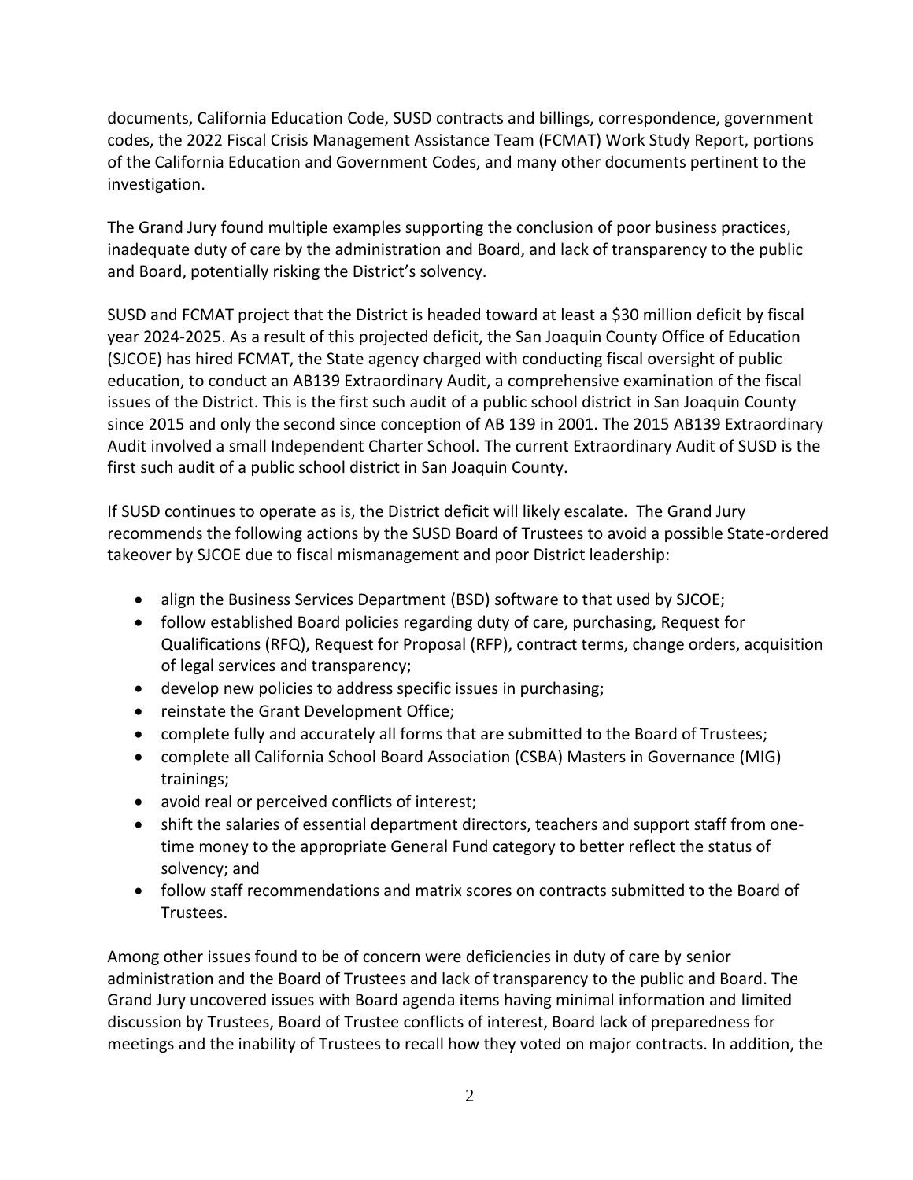documents, California Education Code, SUSD contracts and billings, correspondence, government codes, the 2022 Fiscal Crisis Management Assistance Team (FCMAT) Work Study Report, portions of the California Education and Government Codes, and many other documents pertinent to the investigation.

The Grand Jury found multiple examples supporting the conclusion of poor business practices, inadequate duty of care by the administration and Board, and lack of transparency to the public and Board, potentially risking the District's solvency.

SUSD and FCMAT project that the District is headed toward at least a $30 million deficit by fiscal year 2024-2025. As a result of this projected deficit, the San Joaquin County Office of Education (SJCOE) has hired FCMAT, the State agency charged with conducting fiscal oversight of public education, to conduct an AB139 Extraordinary Audit, a comprehensive examination of the fiscal issues of the District. This is the first such audit of a public school district in San Joaquin County since 2015 and only the second since conception of AB 139 in 2001. The 2015 AB139 Extraordinary Audit involved a small Independent Charter School. The current Extraordinary Audit of SUSD is the first such audit of a public school district in San Joaquin County.

If SUSD continues to operate as is, the District deficit will likely escalate. The Grand Jury recommends the following actions by the SUSD Board of Trustees to avoid a possible State-ordered takeover by SJCOE due to fiscal mismanagement and poor District leadership:

- align the Business Services Department (BSD) software to that used by SJCOE;
- follow established Board policies regarding duty of care, purchasing, Request for Qualifications (RFQ), Request for Proposal (RFP), contract terms, change orders, acquisition of legal services and transparency;
- develop new policies to address specific issues in purchasing;
- reinstate the Grant Development Office;
- complete fully and accurately all forms that are submitted to the Board of Trustees;
- complete all California School Board Association (CSBA) Masters in Governance (MIG) trainings;
- avoid real or perceived conflicts of interest;
- shift the salaries of essential department directors, teachers and support staff from one-time money to the appropriate General Fund category to better reflect the status of solvency; and
- follow staff recommendations and matrix scores on contracts submitted to the Board of Trustees.

Among other issues found to be of concern were deficiencies in duty of care by senior administration and the Board of Trustees and lack of transparency to the public and Board. The Grand Jury uncovered issues with Board agenda items having minimal information and limited discussion by Trustees, Board of Trustee conflicts of interest, Board lack of preparedness for meetings and the inability of Trustees to recall how they voted on major contracts. In addition, the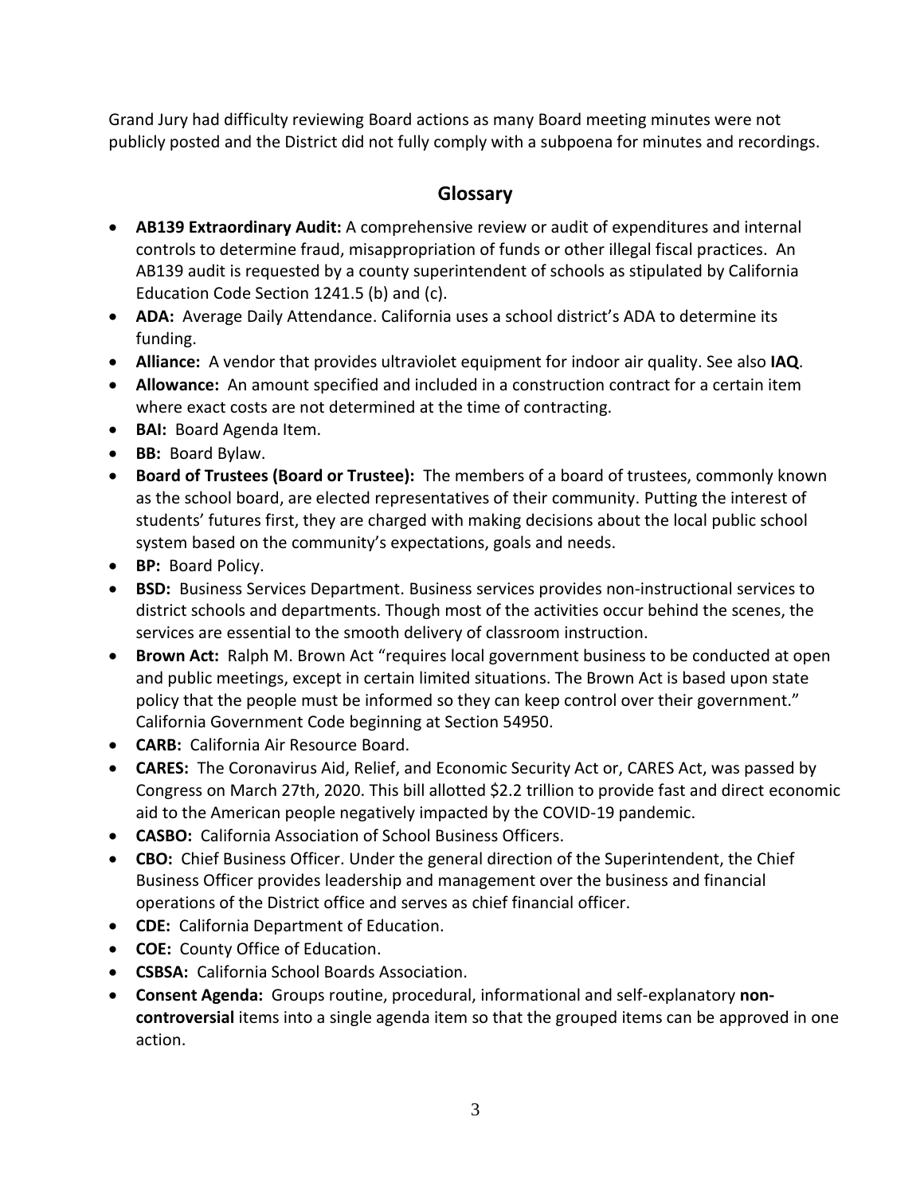Grand Jury had difficulty reviewing Board actions as many Board meeting minutes were not publicly posted and the District did not fully comply with a subpoena for minutes and recordings.

## Glossary

- **AB139 Extraordinary Audit:** A comprehensive review or audit of expenditures and internal controls to determine fraud, misappropriation of funds or other illegal fiscal practices. An AB139 audit is requested by a county superintendent of schools as stipulated by California Education Code Section 1241.5 (b) and (c).
- **ADA:** Average Daily Attendance. California uses a school district's ADA to determine its funding.
- **Alliance:** A vendor that provides ultraviolet equipment for indoor air quality. See also **IAQ**.
- **Allowance:** An amount specified and included in a construction contract for a certain item where exact costs are not determined at the time of contracting.
- **BAI:** Board Agenda Item.
- **BB:** Board Bylaw.
- **Board of Trustees (Board or Trustee):** The members of a board of trustees, commonly known as the school board, are elected representatives of their community. Putting the interest of students' futures first, they are charged with making decisions about the local public school system based on the community's expectations, goals and needs.
- **BP:** Board Policy.
- **BSD:** Business Services Department. Business services provides non-instructional services to district schools and departments. Though most of the activities occur behind the scenes, the services are essential to the smooth delivery of classroom instruction.
- **Brown Act:** Ralph M. Brown Act "requires local government business to be conducted at open and public meetings, except in certain limited situations. The Brown Act is based upon state policy that the people must be informed so they can keep control over their government." California Government Code beginning at Section 54950.
- **CARB:** California Air Resource Board.
- **CARES:** The Coronavirus Aid, Relief, and Economic Security Act or, CARES Act, was passed by Congress on March 27th, 2020. This bill allotted $2.2 trillion to provide fast and direct economic aid to the American people negatively impacted by the COVID-19 pandemic.
- **CASBO:** California Association of School Business Officers.
- **CBO:** Chief Business Officer. Under the general direction of the Superintendent, the Chief Business Officer provides leadership and management over the business and financial operations of the District office and serves as chief financial officer.
- **CDE:** California Department of Education.
- **COE:** County Office of Education.
- **CSBSA:** California School Boards Association.
- **Consent Agenda:** Groups routine, procedural, informational and self-explanatory **non-controversial** items into a single agenda item so that the grouped items can be approved in one action.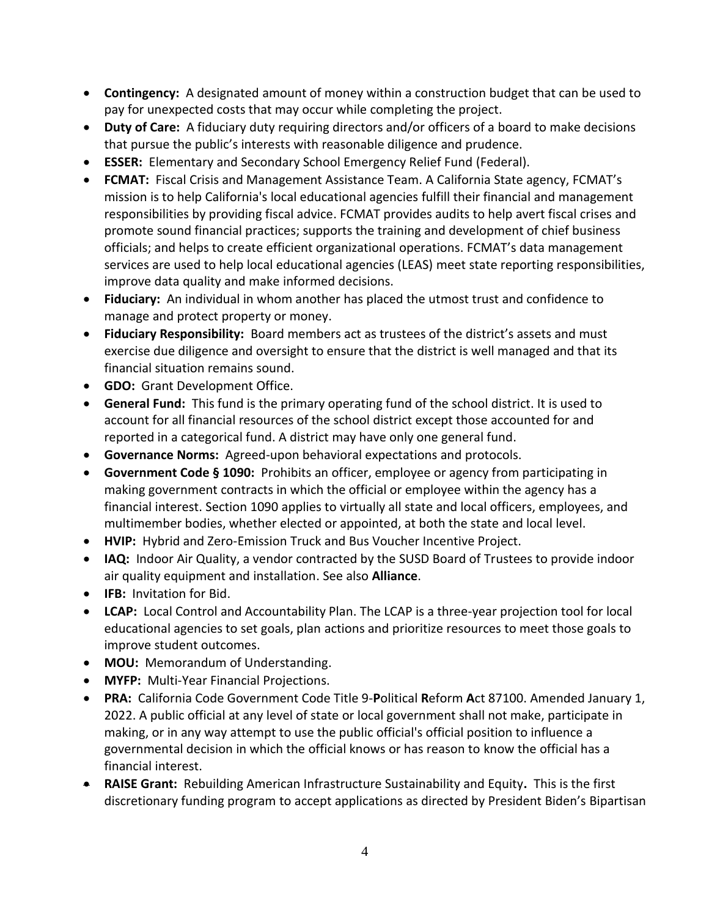- **Contingency:** A designated amount of money within a construction budget that can be used to pay for unexpected costs that may occur while completing the project.
- **Duty of Care:** A fiduciary duty requiring directors and/or officers of a board to make decisions that pursue the public's interests with reasonable diligence and prudence.
- **ESSER:** Elementary and Secondary School Emergency Relief Fund (Federal).
- **FCMAT:** Fiscal Crisis and Management Assistance Team. A California State agency, FCMAT's mission is to help California's local educational agencies fulfill their financial and management responsibilities by providing fiscal advice. FCMAT provides audits to help avert fiscal crises and promote sound financial practices; supports the training and development of chief business officials; and helps to create efficient organizational operations. FCMAT's data management services are used to help local educational agencies (LEAS) meet state reporting responsibilities, improve data quality and make informed decisions.
- **Fiduciary:** An individual in whom another has placed the utmost trust and confidence to manage and protect property or money.
- **Fiduciary Responsibility:** Board members act as trustees of the district's assets and must exercise due diligence and oversight to ensure that the district is well managed and that its financial situation remains sound.
- **GDO:** Grant Development Office.
- **General Fund:** This fund is the primary operating fund of the school district. It is used to account for all financial resources of the school district except those accounted for and reported in a categorical fund. A district may have only one general fund.
- **Governance Norms:** Agreed-upon behavioral expectations and protocols.
- **Government Code § 1090:** Prohibits an officer, employee or agency from participating in making government contracts in which the official or employee within the agency has a financial interest. Section 1090 applies to virtually all state and local officers, employees, and multimember bodies, whether elected or appointed, at both the state and local level.
- **HVIP:** Hybrid and Zero-Emission Truck and Bus Voucher Incentive Project.
- **IAQ:** Indoor Air Quality, a vendor contracted by the SUSD Board of Trustees to provide indoor air quality equipment and installation. See also **Alliance**.
- **IFB:** Invitation for Bid.
- **LCAP:** Local Control and Accountability Plan. The LCAP is a three-year projection tool for local educational agencies to set goals, plan actions and prioritize resources to meet those goals to improve student outcomes.
- **MOU:** Memorandum of Understanding.
- **MYFP:** Multi-Year Financial Projections.
- **PRA:** California Code Government Code Title 9-**P**olitical **R**eform **A**ct 87100. Amended January 1, 2022. A public official at any level of state or local government shall not make, participate in making, or in any way attempt to use the public official's official position to influence a governmental decision in which the official knows or has reason to know the official has a financial interest.
- **RAISE Grant:** Rebuilding American Infrastructure Sustainability and Equity**.** This is the first discretionary funding program to accept applications as directed by President Biden's Bipartisan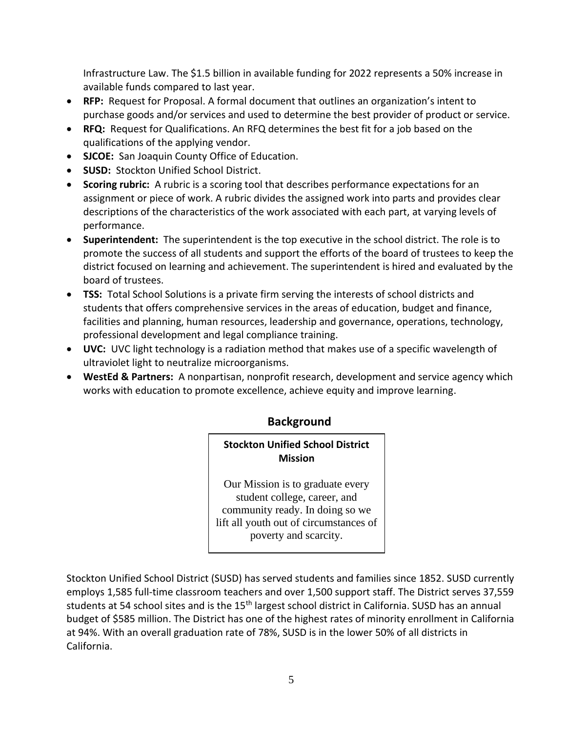Infrastructure Law. The $1.5 billion in available funding for 2022 represents a 50% increase in available funds compared to last year.

- **RFP:** Request for Proposal. A formal document that outlines an organization's intent to purchase goods and/or services and used to determine the best provider of product or service.
- **RFQ:** Request for Qualifications. An RFQ determines the best fit for a job based on the qualifications of the applying vendor.
- **SJCOE:** San Joaquin County Office of Education.
- **SUSD:** Stockton Unified School District.
- **Scoring rubric:** A rubric is a scoring tool that describes performance expectations for an assignment or piece of work. A rubric divides the assigned work into parts and provides clear descriptions of the characteristics of the work associated with each part, at varying levels of performance.
- **Superintendent:** The superintendent is the top executive in the school district. The role is to promote the success of all students and support the efforts of the board of trustees to keep the district focused on learning and achievement. The superintendent is hired and evaluated by the board of trustees.
- **TSS:** Total School Solutions is a private firm serving the interests of school districts and students that offers comprehensive services in the areas of education, budget and finance, facilities and planning, human resources, leadership and governance, operations, technology, professional development and legal compliance training.
- **UVC:** UVC light technology is a radiation method that makes use of a specific wavelength of ultraviolet light to neutralize microorganisms.
- **WestEd & Partners:** A nonpartisan, nonprofit research, development and service agency which works with education to promote excellence, achieve equity and improve learning.

## Background

**Stockton Unified School District Mission**

Our Mission is to graduate every student college, career, and community ready. In doing so we lift all youth out of circumstances of poverty and scarcity.

Stockton Unified School District (SUSD) has served students and families since 1852. SUSD currently employs 1,585 full-time classroom teachers and over 1,500 support staff. The District serves 37,559 students at 54 school sites and is the 15th largest school district in California. SUSD has an annual budget of $585 million. The District has one of the highest rates of minority enrollment in California at 94%. With an overall graduation rate of 78%, SUSD is in the lower 50% of all districts in California.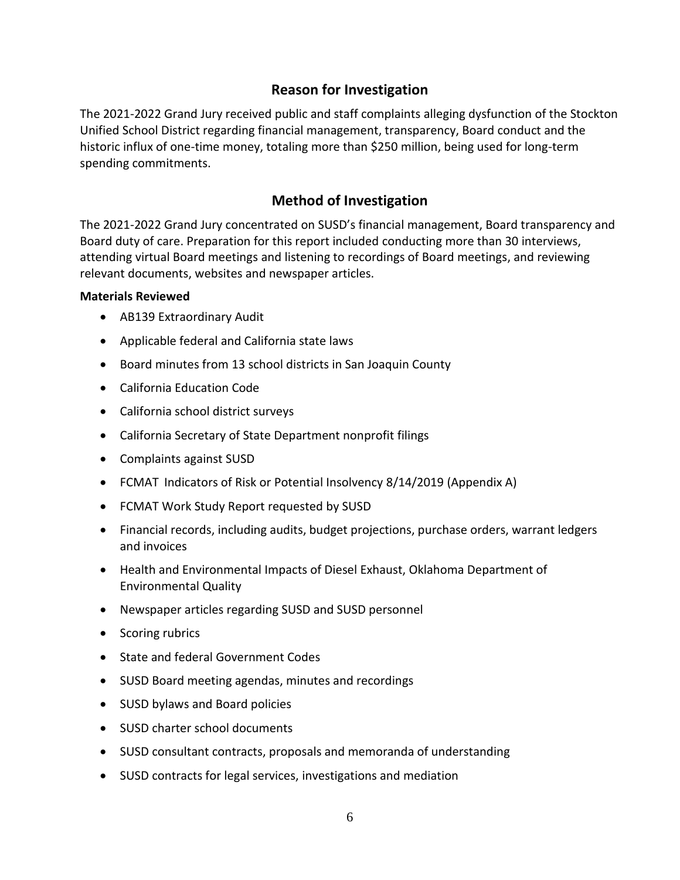## Reason for Investigation

The 2021-2022 Grand Jury received public and staff complaints alleging dysfunction of the Stockton Unified School District regarding financial management, transparency, Board conduct and the historic influx of one-time money, totaling more than $250 million, being used for long-term spending commitments.

## Method of Investigation

The 2021-2022 Grand Jury concentrated on SUSD's financial management, Board transparency and Board duty of care. Preparation for this report included conducting more than 30 interviews, attending virtual Board meetings and listening to recordings of Board meetings, and reviewing relevant documents, websites and newspaper articles.

**Materials Reviewed**

- AB139 Extraordinary Audit
- Applicable federal and California state laws
- Board minutes from 13 school districts in San Joaquin County
- California Education Code
- California school district surveys
- California Secretary of State Department nonprofit filings
- Complaints against SUSD
- FCMAT Indicators of Risk or Potential Insolvency 8/14/2019 (Appendix A)
- FCMAT Work Study Report requested by SUSD
- Financial records, including audits, budget projections, purchase orders, warrant ledgers and invoices
- Health and Environmental Impacts of Diesel Exhaust, Oklahoma Department of Environmental Quality
- Newspaper articles regarding SUSD and SUSD personnel
- Scoring rubrics
- State and federal Government Codes
- SUSD Board meeting agendas, minutes and recordings
- SUSD bylaws and Board policies
- SUSD charter school documents
- SUSD consultant contracts, proposals and memoranda of understanding
- SUSD contracts for legal services, investigations and mediation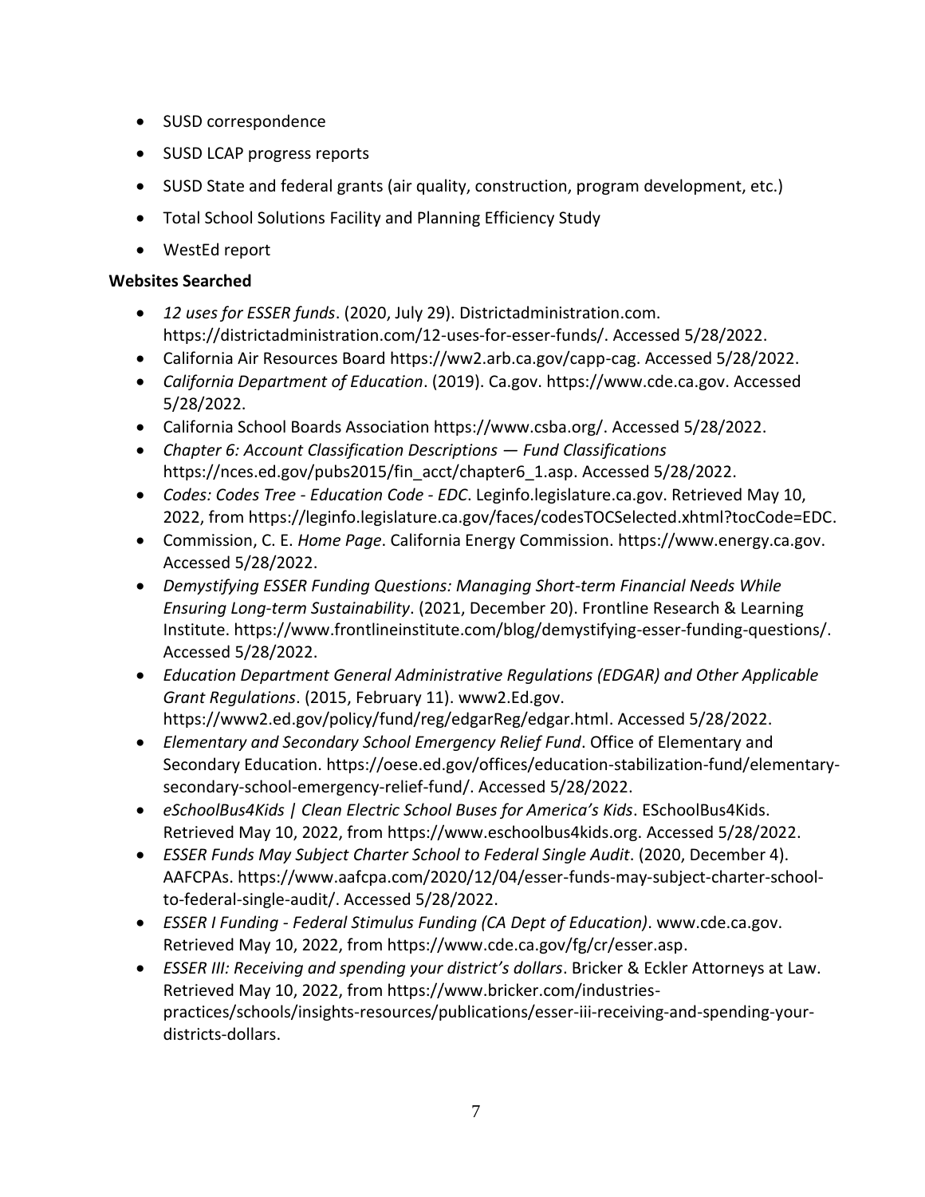- SUSD correspondence
- SUSD LCAP progress reports
- SUSD State and federal grants (air quality, construction, program development, etc.)
- Total School Solutions Facility and Planning Efficiency Study
- WestEd report

**Websites Searched**

- *12 uses for ESSER funds*. (2020, July 29). Districtadministration.com. https://districtadministration.com/12-uses-for-esser-funds/. Accessed 5/28/2022.
- California Air Resources Board https://ww2.arb.ca.gov/capp-cag. Accessed 5/28/2022.
- *California Department of Education*. (2019). Ca.gov. https://www.cde.ca.gov. Accessed 5/28/2022.
- California School Boards Association https://www.csba.org/. Accessed 5/28/2022.
- *Chapter 6: Account Classification Descriptions — Fund Classifications* https://nces.ed.gov/pubs2015/fin_acct/chapter6_1.asp. Accessed 5/28/2022.
- *Codes: Codes Tree - Education Code - EDC*. Leginfo.legislature.ca.gov. Retrieved May 10, 2022, from https://leginfo.legislature.ca.gov/faces/codesTOCSelected.xhtml?tocCode=EDC.
- Commission, C. E. *Home Page*. California Energy Commission. https://www.energy.ca.gov. Accessed 5/28/2022.
- *Demystifying ESSER Funding Questions: Managing Short-term Financial Needs While Ensuring Long-term Sustainability*. (2021, December 20). Frontline Research & Learning Institute. https://www.frontlineinstitute.com/blog/demystifying-esser-funding-questions/. Accessed 5/28/2022.
- *Education Department General Administrative Regulations (EDGAR) and Other Applicable Grant Regulations*. (2015, February 11). www2.Ed.gov. https://www2.ed.gov/policy/fund/reg/edgarReg/edgar.html. Accessed 5/28/2022.
- *Elementary and Secondary School Emergency Relief Fund*. Office of Elementary and Secondary Education. https://oese.ed.gov/offices/education-stabilization-fund/elementary-secondary-school-emergency-relief-fund/. Accessed 5/28/2022.
- *eSchoolBus4Kids | Clean Electric School Buses for America's Kids*. ESchoolBus4Kids. Retrieved May 10, 2022, from https://www.eschoolbus4kids.org. Accessed 5/28/2022.
- *ESSER Funds May Subject Charter School to Federal Single Audit*. (2020, December 4). AAFCPAs. https://www.aafcpa.com/2020/12/04/esser-funds-may-subject-charter-school-to-federal-single-audit/. Accessed 5/28/2022.
- *ESSER I Funding - Federal Stimulus Funding (CA Dept of Education)*. www.cde.ca.gov. Retrieved May 10, 2022, from https://www.cde.ca.gov/fg/cr/esser.asp.
- *ESSER III: Receiving and spending your district's dollars*. Bricker & Eckler Attorneys at Law. Retrieved May 10, 2022, from https://www.bricker.com/industries-practices/schools/insights-resources/publications/esser-iii-receiving-and-spending-your-districts-dollars.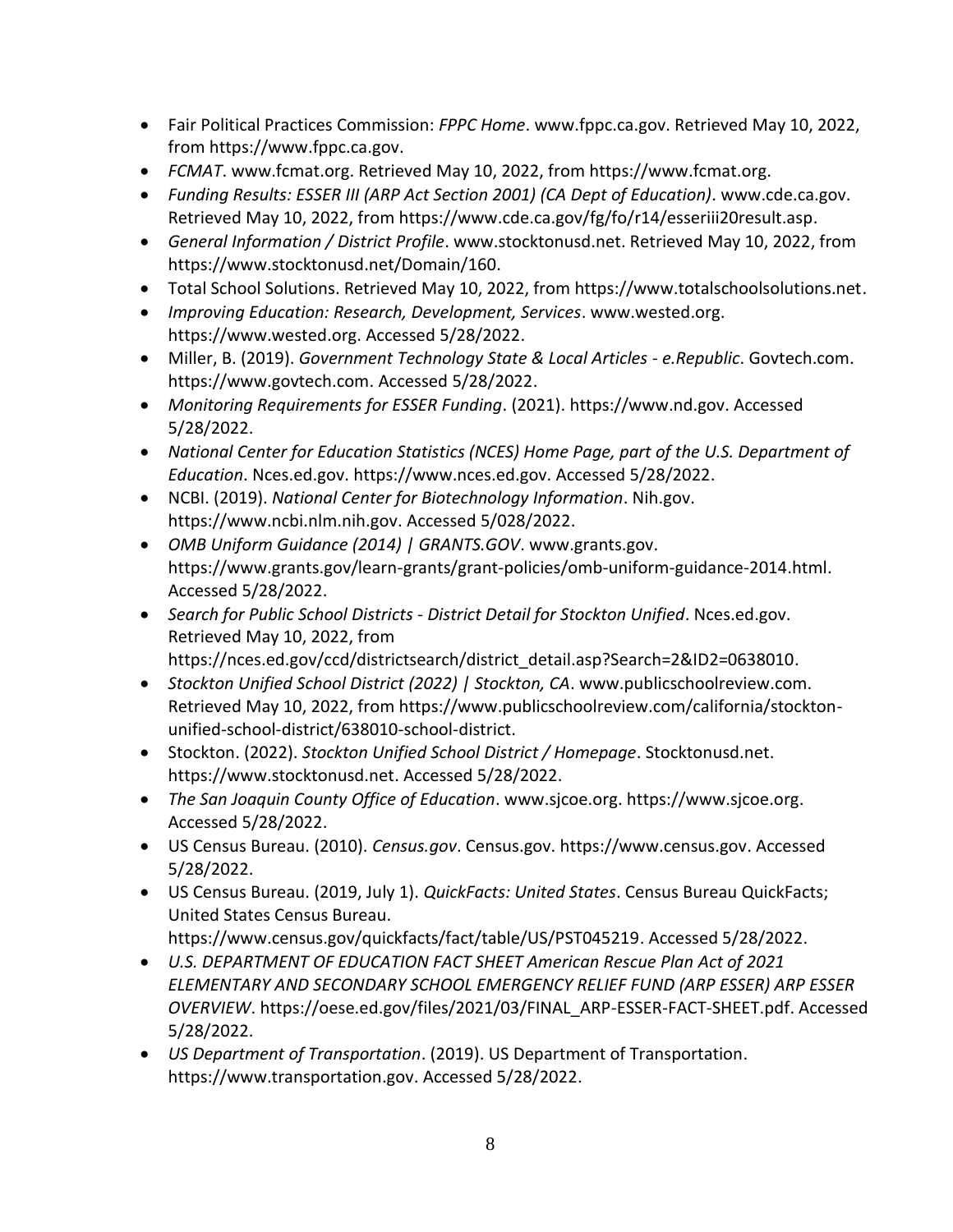- Fair Political Practices Commission: *FPPC Home*. www.fppc.ca.gov. Retrieved May 10, 2022, from https://www.fppc.ca.gov.
- *FCMAT*. www.fcmat.org. Retrieved May 10, 2022, from https://www.fcmat.org.
- *Funding Results: ESSER III (ARP Act Section 2001) (CA Dept of Education)*. www.cde.ca.gov. Retrieved May 10, 2022, from https://www.cde.ca.gov/fg/fo/r14/esseriii20result.asp.
- *General Information / District Profile*. www.stocktonusd.net. Retrieved May 10, 2022, from https://www.stocktonusd.net/Domain/160.
- Total School Solutions. Retrieved May 10, 2022, from https://www.totalschoolsolutions.net.
- *Improving Education: Research, Development, Services*. www.wested.org. https://www.wested.org. Accessed 5/28/2022.
- Miller, B. (2019). *Government Technology State & Local Articles - e.Republic*. Govtech.com. https://www.govtech.com. Accessed 5/28/2022.
- *Monitoring Requirements for ESSER Funding*. (2021). https://www.nd.gov. Accessed 5/28/2022.
- *National Center for Education Statistics (NCES) Home Page, part of the U.S. Department of Education*. Nces.ed.gov. https://www.nces.ed.gov. Accessed 5/28/2022.
- NCBI. (2019). *National Center for Biotechnology Information*. Nih.gov. https://www.ncbi.nlm.nih.gov. Accessed 5/028/2022.
- *OMB Uniform Guidance (2014) | GRANTS.GOV*. www.grants.gov. https://www.grants.gov/learn-grants/grant-policies/omb-uniform-guidance-2014.html. Accessed 5/28/2022.
- *Search for Public School Districts - District Detail for Stockton Unified*. Nces.ed.gov. Retrieved May 10, 2022, from https://nces.ed.gov/ccd/districtsearch/district_detail.asp?Search=2&ID2=0638010.
- *Stockton Unified School District (2022) | Stockton, CA*. www.publicschoolreview.com. Retrieved May 10, 2022, from https://www.publicschoolreview.com/california/stockton-unified-school-district/638010-school-district.
- Stockton. (2022). *Stockton Unified School District / Homepage*. Stocktonusd.net. https://www.stocktonusd.net. Accessed 5/28/2022.
- *The San Joaquin County Office of Education*. www.sjcoe.org. https://www.sjcoe.org. Accessed 5/28/2022.
- US Census Bureau. (2010). *Census.gov*. Census.gov. https://www.census.gov. Accessed 5/28/2022.
- US Census Bureau. (2019, July 1). *QuickFacts: United States*. Census Bureau QuickFacts; United States Census Bureau. https://www.census.gov/quickfacts/fact/table/US/PST045219. Accessed 5/28/2022.
- *U.S. DEPARTMENT OF EDUCATION FACT SHEET American Rescue Plan Act of 2021 ELEMENTARY AND SECONDARY SCHOOL EMERGENCY RELIEF FUND (ARP ESSER) ARP ESSER OVERVIEW*. https://oese.ed.gov/files/2021/03/FINAL_ARP-ESSER-FACT-SHEET.pdf. Accessed 5/28/2022.
- *US Department of Transportation*. (2019). US Department of Transportation. https://www.transportation.gov. Accessed 5/28/2022.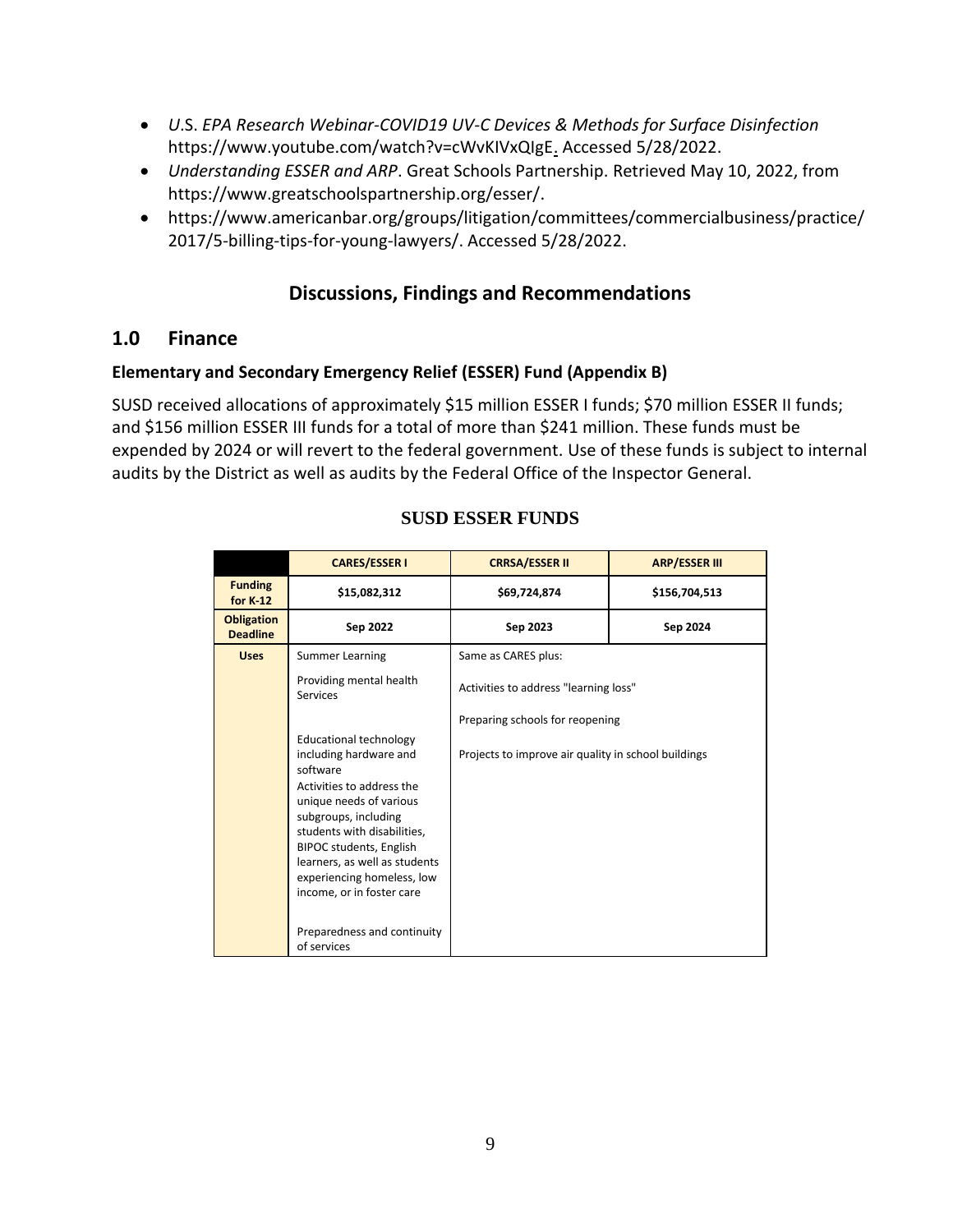- *U.S. EPA Research Webinar-COVID19 UV-C Devices & Methods for Surface Disinfection* https://www.youtube.com/watch?v=cWvKIVxQIgE. Accessed 5/28/2022.
- *Understanding ESSER and ARP*. Great Schools Partnership. Retrieved May 10, 2022, from https://www.greatschoolspartnership.org/esser/.
- https://www.americanbar.org/groups/litigation/committees/commercialbusiness/practice/2017/5-billing-tips-for-young-lawyers/. Accessed 5/28/2022.

# Discussions, Findings and Recommendations

## 1.0 Finance

### Elementary and Secondary Emergency Relief (ESSER) Fund (Appendix B)

SUSD received allocations of approximately $15 million ESSER I funds; $70 million ESSER II funds; and $156 million ESSER III funds for a total of more than $241 million. These funds must be expended by 2024 or will revert to the federal government. Use of these funds is subject to internal audits by the District as well as audits by the Federal Office of the Inspector General.

**SUSD ESSER FUNDS**

| | CARES/ESSER I | CRRSA/ESSER II | ARP/ESSER III |
|---|---|---|---|
| Funding for K-12 | $15,082,312 | $69,724,874 | $156,704,513 |
| Obligation Deadline | Sep 2022 | Sep 2023 | Sep 2024 |
| Uses | Summer Learning<br><br>Providing mental health Services<br><br>Educational technology including hardware and software<br>Activities to address the unique needs of various subgroups, including students with disabilities, BIPOC students, English learners, as well as students experiencing homeless, low income, or in foster care<br><br>Preparedness and continuity of services | Same as CARES plus:<br><br>Activities to address "learning loss"<br><br>Preparing schools for reopening<br><br>Projects to improve air quality in school buildings | |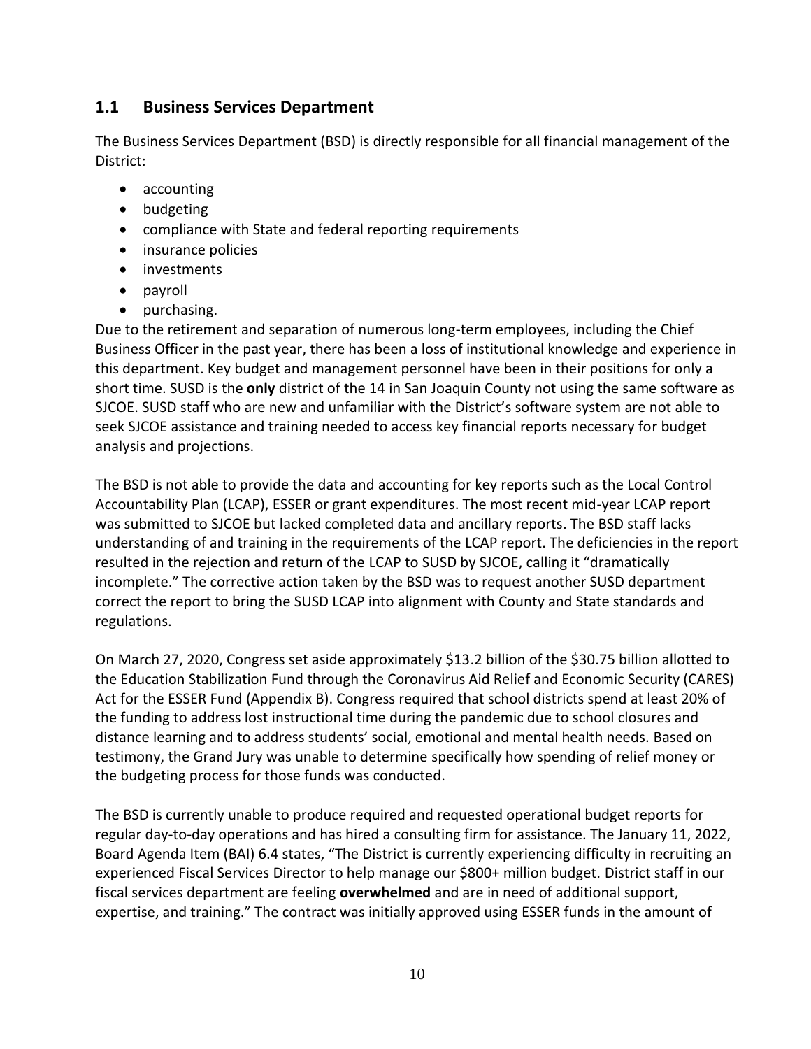## 1.1 Business Services Department

The Business Services Department (BSD) is directly responsible for all financial management of the District:

- accounting
- budgeting
- compliance with State and federal reporting requirements
- insurance policies
- investments
- payroll
- purchasing.

Due to the retirement and separation of numerous long-term employees, including the Chief Business Officer in the past year, there has been a loss of institutional knowledge and experience in this department. Key budget and management personnel have been in their positions for only a short time. SUSD is the **only** district of the 14 in San Joaquin County not using the same software as SJCOE. SUSD staff who are new and unfamiliar with the District's software system are not able to seek SJCOE assistance and training needed to access key financial reports necessary for budget analysis and projections.

The BSD is not able to provide the data and accounting for key reports such as the Local Control Accountability Plan (LCAP), ESSER or grant expenditures. The most recent mid-year LCAP report was submitted to SJCOE but lacked completed data and ancillary reports. The BSD staff lacks understanding of and training in the requirements of the LCAP report. The deficiencies in the report resulted in the rejection and return of the LCAP to SUSD by SJCOE, calling it "dramatically incomplete." The corrective action taken by the BSD was to request another SUSD department correct the report to bring the SUSD LCAP into alignment with County and State standards and regulations.

On March 27, 2020, Congress set aside approximately $13.2 billion of the $30.75 billion allotted to the Education Stabilization Fund through the Coronavirus Aid Relief and Economic Security (CARES) Act for the ESSER Fund (Appendix B). Congress required that school districts spend at least 20% of the funding to address lost instructional time during the pandemic due to school closures and distance learning and to address students' social, emotional and mental health needs. Based on testimony, the Grand Jury was unable to determine specifically how spending of relief money or the budgeting process for those funds was conducted.

The BSD is currently unable to produce required and requested operational budget reports for regular day-to-day operations and has hired a consulting firm for assistance. The January 11, 2022, Board Agenda Item (BAI) 6.4 states, "The District is currently experiencing difficulty in recruiting an experienced Fiscal Services Director to help manage our $800+ million budget. District staff in our fiscal services department are feeling **overwhelmed** and are in need of additional support, expertise, and training." The contract was initially approved using ESSER funds in the amount of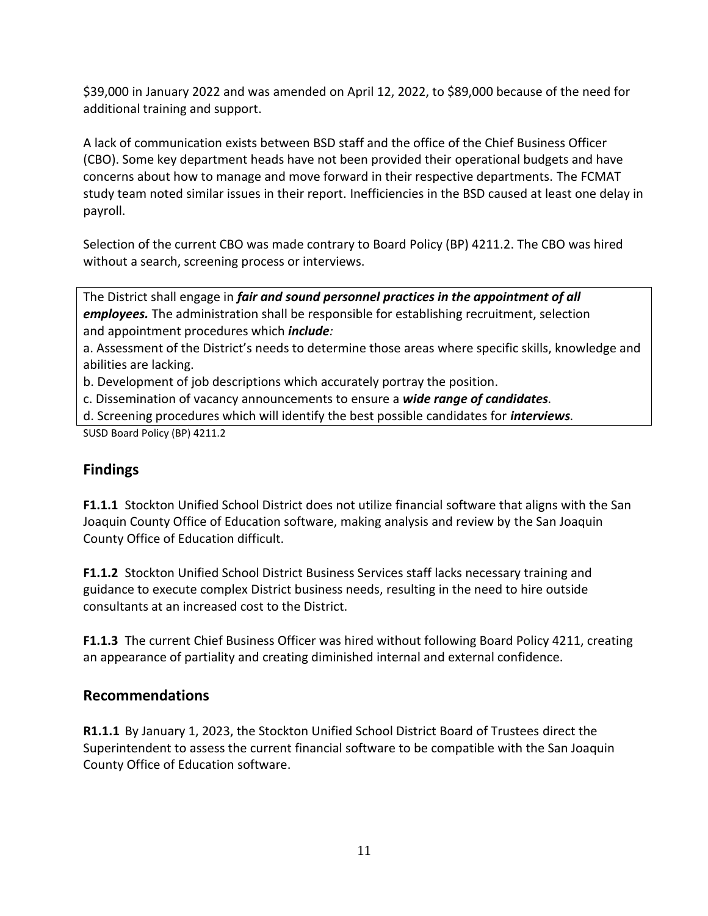$39,000 in January 2022 and was amended on April 12, 2022, to $89,000 because of the need for additional training and support.

A lack of communication exists between BSD staff and the office of the Chief Business Officer (CBO). Some key department heads have not been provided their operational budgets and have concerns about how to manage and move forward in their respective departments. The FCMAT study team noted similar issues in their report. Inefficiencies in the BSD caused at least one delay in payroll.

Selection of the current CBO was made contrary to Board Policy (BP) 4211.2. The CBO was hired without a search, screening process or interviews.

> The District shall engage in ***fair and sound personnel practices in the appointment of all employees.*** The administration shall be responsible for establishing recruitment, selection and appointment procedures which ***include:***
>
> a. Assessment of the District's needs to determine those areas where specific skills, knowledge and abilities are lacking.
>
> b. Development of job descriptions which accurately portray the position.
>
> c. Dissemination of vacancy announcements to ensure a ***wide range of candidates.***
>
> d. Screening procedures which will identify the best possible candidates for ***interviews.***

SUSD Board Policy (BP) 4211.2

## Findings

**F1.1.1** Stockton Unified School District does not utilize financial software that aligns with the San Joaquin County Office of Education software, making analysis and review by the San Joaquin County Office of Education difficult.

**F1.1.2** Stockton Unified School District Business Services staff lacks necessary training and guidance to execute complex District business needs, resulting in the need to hire outside consultants at an increased cost to the District.

**F1.1.3** The current Chief Business Officer was hired without following Board Policy 4211, creating an appearance of partiality and creating diminished internal and external confidence.

## Recommendations

**R1.1.1** By January 1, 2023, the Stockton Unified School District Board of Trustees direct the Superintendent to assess the current financial software to be compatible with the San Joaquin County Office of Education software.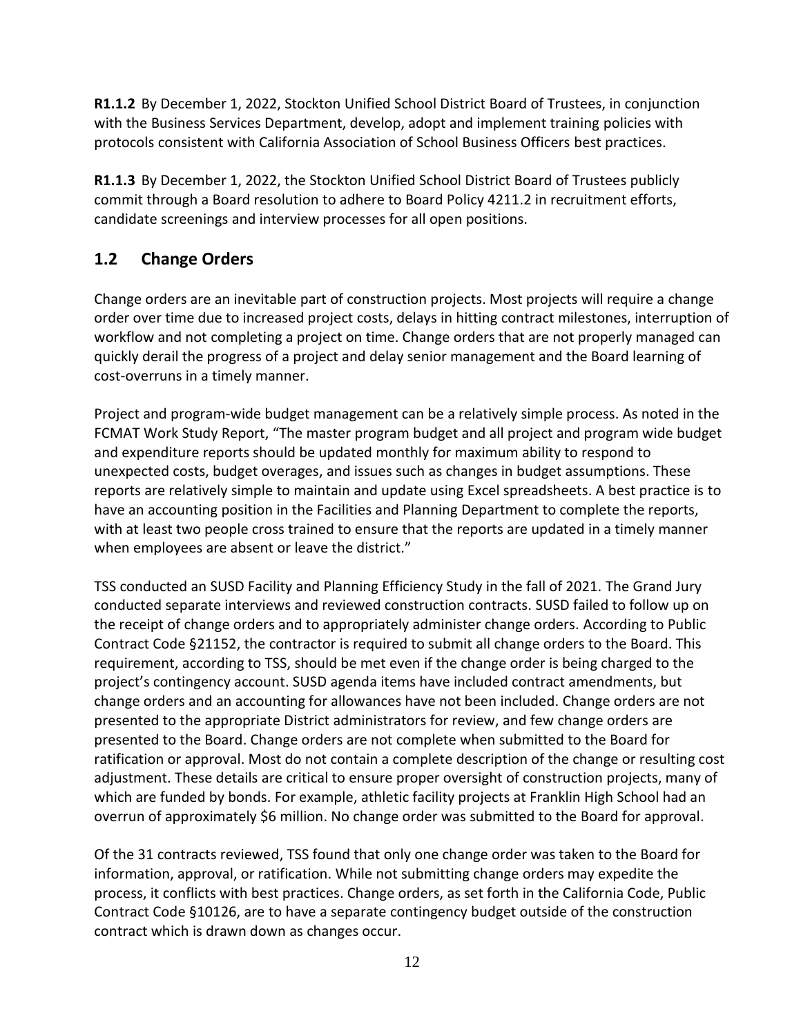**R1.1.2** By December 1, 2022, Stockton Unified School District Board of Trustees, in conjunction with the Business Services Department, develop, adopt and implement training policies with protocols consistent with California Association of School Business Officers best practices.

**R1.1.3** By December 1, 2022, the Stockton Unified School District Board of Trustees publicly commit through a Board resolution to adhere to Board Policy 4211.2 in recruitment efforts, candidate screenings and interview processes for all open positions.

## 1.2 Change Orders

Change orders are an inevitable part of construction projects. Most projects will require a change order over time due to increased project costs, delays in hitting contract milestones, interruption of workflow and not completing a project on time. Change orders that are not properly managed can quickly derail the progress of a project and delay senior management and the Board learning of cost-overruns in a timely manner.

Project and program-wide budget management can be a relatively simple process. As noted in the FCMAT Work Study Report, "The master program budget and all project and program wide budget and expenditure reports should be updated monthly for maximum ability to respond to unexpected costs, budget overages, and issues such as changes in budget assumptions. These reports are relatively simple to maintain and update using Excel spreadsheets. A best practice is to have an accounting position in the Facilities and Planning Department to complete the reports, with at least two people cross trained to ensure that the reports are updated in a timely manner when employees are absent or leave the district."

TSS conducted an SUSD Facility and Planning Efficiency Study in the fall of 2021. The Grand Jury conducted separate interviews and reviewed construction contracts. SUSD failed to follow up on the receipt of change orders and to appropriately administer change orders. According to Public Contract Code §21152, the contractor is required to submit all change orders to the Board. This requirement, according to TSS, should be met even if the change order is being charged to the project's contingency account. SUSD agenda items have included contract amendments, but change orders and an accounting for allowances have not been included. Change orders are not presented to the appropriate District administrators for review, and few change orders are presented to the Board. Change orders are not complete when submitted to the Board for ratification or approval. Most do not contain a complete description of the change or resulting cost adjustment. These details are critical to ensure proper oversight of construction projects, many of which are funded by bonds. For example, athletic facility projects at Franklin High School had an overrun of approximately $6 million. No change order was submitted to the Board for approval.

Of the 31 contracts reviewed, TSS found that only one change order was taken to the Board for information, approval, or ratification. While not submitting change orders may expedite the process, it conflicts with best practices. Change orders, as set forth in the California Code, Public Contract Code §10126, are to have a separate contingency budget outside of the construction contract which is drawn down as changes occur.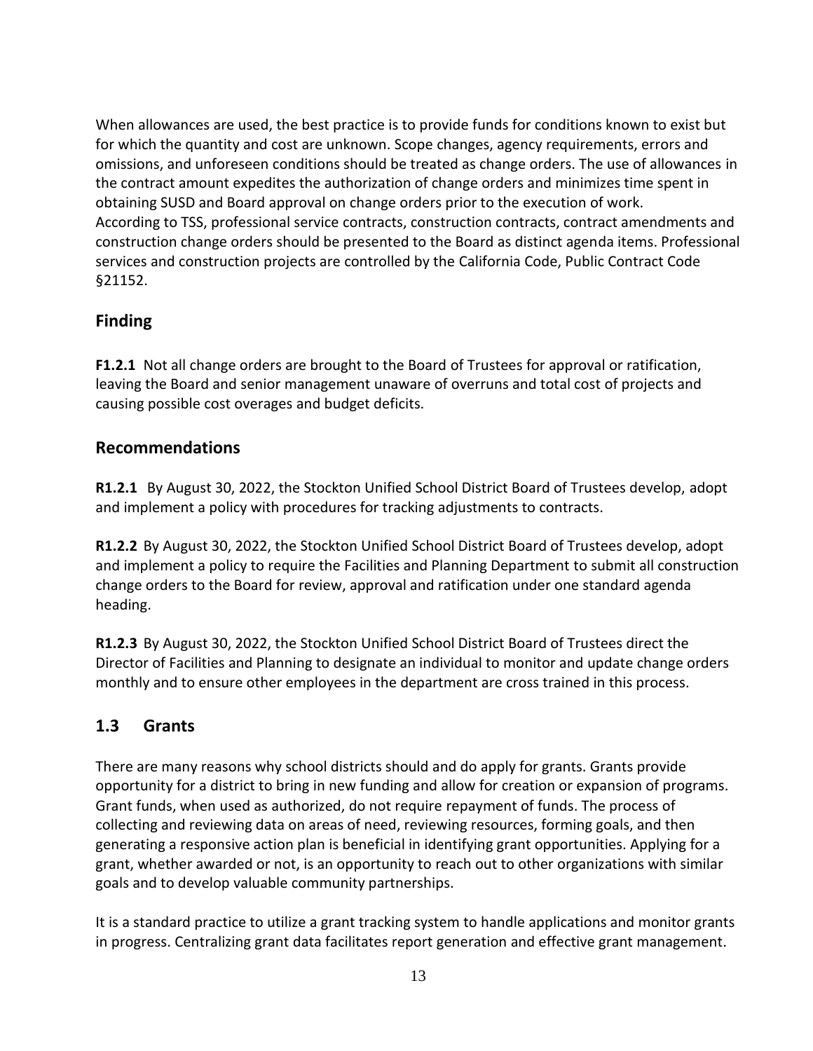When allowances are used, the best practice is to provide funds for conditions known to exist but for which the quantity and cost are unknown. Scope changes, agency requirements, errors and omissions, and unforeseen conditions should be treated as change orders. The use of allowances in the contract amount expedites the authorization of change orders and minimizes time spent in obtaining SUSD and Board approval on change orders prior to the execution of work. According to TSS, professional service contracts, construction contracts, contract amendments and construction change orders should be presented to the Board as distinct agenda items. Professional services and construction projects are controlled by the California Code, Public Contract Code §21152.

## Finding

**F1.2.1** Not all change orders are brought to the Board of Trustees for approval or ratification, leaving the Board and senior management unaware of overruns and total cost of projects and causing possible cost overages and budget deficits.

## Recommendations

**R1.2.1** By August 30, 2022, the Stockton Unified School District Board of Trustees develop, adopt and implement a policy with procedures for tracking adjustments to contracts.

**R1.2.2** By August 30, 2022, the Stockton Unified School District Board of Trustees develop, adopt and implement a policy to require the Facilities and Planning Department to submit all construction change orders to the Board for review, approval and ratification under one standard agenda heading.

**R1.2.3** By August 30, 2022, the Stockton Unified School District Board of Trustees direct the Director of Facilities and Planning to designate an individual to monitor and update change orders monthly and to ensure other employees in the department are cross trained in this process.

## 1.3 Grants

There are many reasons why school districts should and do apply for grants. Grants provide opportunity for a district to bring in new funding and allow for creation or expansion of programs. Grant funds, when used as authorized, do not require repayment of funds. The process of collecting and reviewing data on areas of need, reviewing resources, forming goals, and then generating a responsive action plan is beneficial in identifying grant opportunities. Applying for a grant, whether awarded or not, is an opportunity to reach out to other organizations with similar goals and to develop valuable community partnerships.

It is a standard practice to utilize a grant tracking system to handle applications and monitor grants in progress. Centralizing grant data facilitates report generation and effective grant management.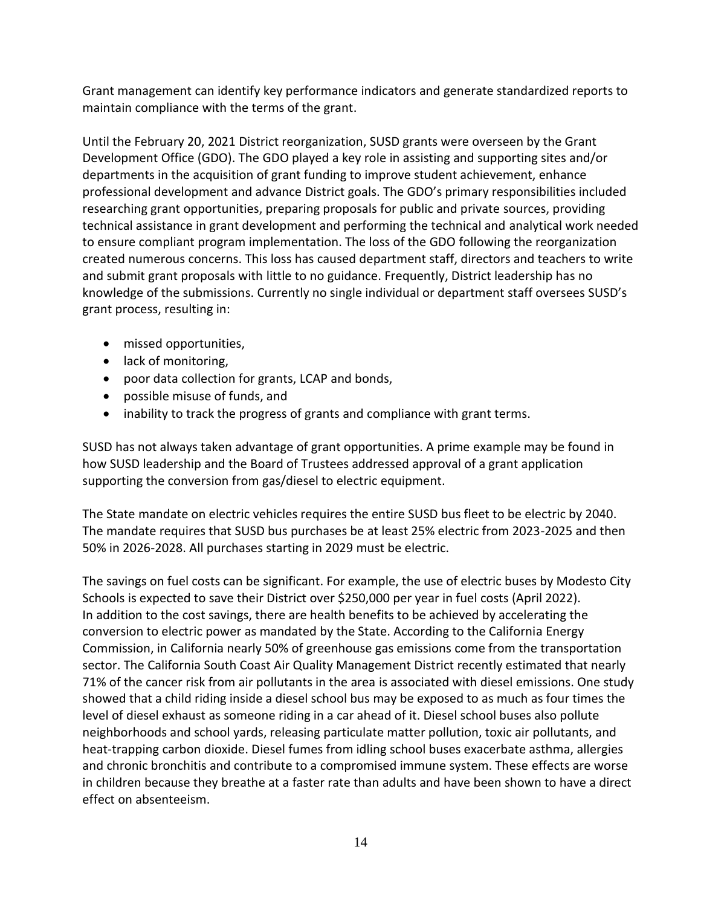Grant management can identify key performance indicators and generate standardized reports to maintain compliance with the terms of the grant.

Until the February 20, 2021 District reorganization, SUSD grants were overseen by the Grant Development Office (GDO). The GDO played a key role in assisting and supporting sites and/or departments in the acquisition of grant funding to improve student achievement, enhance professional development and advance District goals. The GDO's primary responsibilities included researching grant opportunities, preparing proposals for public and private sources, providing technical assistance in grant development and performing the technical and analytical work needed to ensure compliant program implementation. The loss of the GDO following the reorganization created numerous concerns. This loss has caused department staff, directors and teachers to write and submit grant proposals with little to no guidance. Frequently, District leadership has no knowledge of the submissions. Currently no single individual or department staff oversees SUSD's grant process, resulting in:

- missed opportunities,
- lack of monitoring,
- poor data collection for grants, LCAP and bonds,
- possible misuse of funds, and
- inability to track the progress of grants and compliance with grant terms.

SUSD has not always taken advantage of grant opportunities. A prime example may be found in how SUSD leadership and the Board of Trustees addressed approval of a grant application supporting the conversion from gas/diesel to electric equipment.

The State mandate on electric vehicles requires the entire SUSD bus fleet to be electric by 2040. The mandate requires that SUSD bus purchases be at least 25% electric from 2023-2025 and then 50% in 2026-2028. All purchases starting in 2029 must be electric.

The savings on fuel costs can be significant. For example, the use of electric buses by Modesto City Schools is expected to save their District over $250,000 per year in fuel costs (April 2022). In addition to the cost savings, there are health benefits to be achieved by accelerating the conversion to electric power as mandated by the State. According to the California Energy Commission, in California nearly 50% of greenhouse gas emissions come from the transportation sector. The California South Coast Air Quality Management District recently estimated that nearly 71% of the cancer risk from air pollutants in the area is associated with diesel emissions. One study showed that a child riding inside a diesel school bus may be exposed to as much as four times the level of diesel exhaust as someone riding in a car ahead of it. Diesel school buses also pollute neighborhoods and school yards, releasing particulate matter pollution, toxic air pollutants, and heat-trapping carbon dioxide. Diesel fumes from idling school buses exacerbate asthma, allergies and chronic bronchitis and contribute to a compromised immune system. These effects are worse in children because they breathe at a faster rate than adults and have been shown to have a direct effect on absenteeism.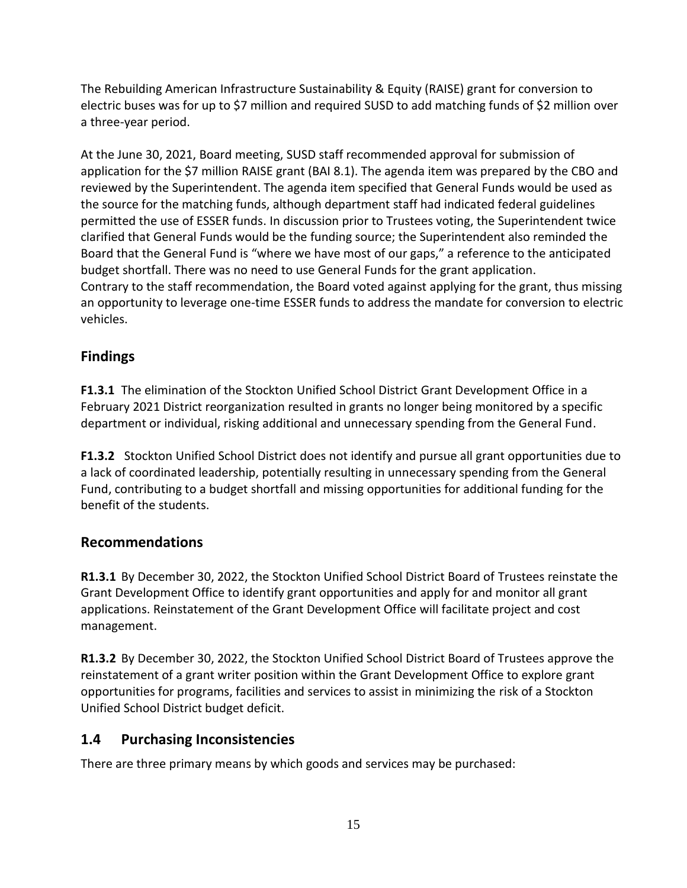The Rebuilding American Infrastructure Sustainability & Equity (RAISE) grant for conversion to electric buses was for up to $7 million and required SUSD to add matching funds of $2 million over a three-year period.

At the June 30, 2021, Board meeting, SUSD staff recommended approval for submission of application for the $7 million RAISE grant (BAI 8.1). The agenda item was prepared by the CBO and reviewed by the Superintendent. The agenda item specified that General Funds would be used as the source for the matching funds, although department staff had indicated federal guidelines permitted the use of ESSER funds. In discussion prior to Trustees voting, the Superintendent twice clarified that General Funds would be the funding source; the Superintendent also reminded the Board that the General Fund is "where we have most of our gaps," a reference to the anticipated budget shortfall. There was no need to use General Funds for the grant application. Contrary to the staff recommendation, the Board voted against applying for the grant, thus missing an opportunity to leverage one-time ESSER funds to address the mandate for conversion to electric vehicles.

## Findings

**F1.3.1** The elimination of the Stockton Unified School District Grant Development Office in a February 2021 District reorganization resulted in grants no longer being monitored by a specific department or individual, risking additional and unnecessary spending from the General Fund.

**F1.3.2** Stockton Unified School District does not identify and pursue all grant opportunities due to a lack of coordinated leadership, potentially resulting in unnecessary spending from the General Fund, contributing to a budget shortfall and missing opportunities for additional funding for the benefit of the students.

## Recommendations

**R1.3.1** By December 30, 2022, the Stockton Unified School District Board of Trustees reinstate the Grant Development Office to identify grant opportunities and apply for and monitor all grant applications. Reinstatement of the Grant Development Office will facilitate project and cost management.

**R1.3.2** By December 30, 2022, the Stockton Unified School District Board of Trustees approve the reinstatement of a grant writer position within the Grant Development Office to explore grant opportunities for programs, facilities and services to assist in minimizing the risk of a Stockton Unified School District budget deficit.

## 1.4 Purchasing Inconsistencies

There are three primary means by which goods and services may be purchased: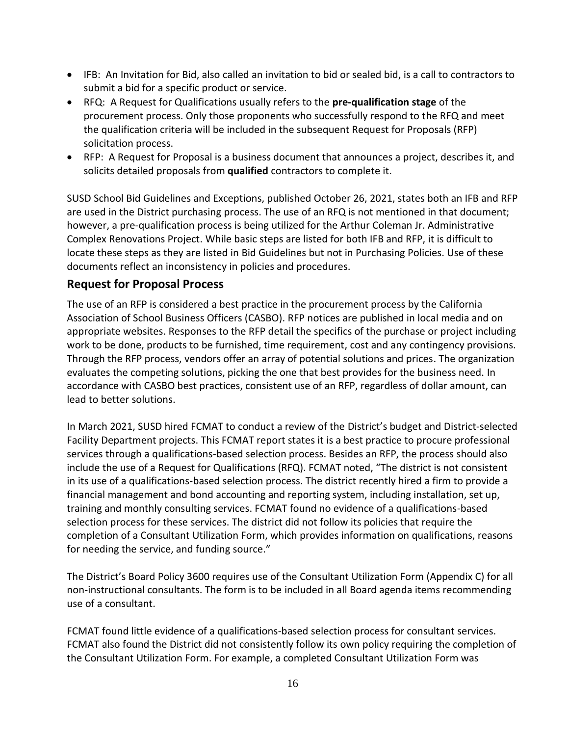- IFB: An Invitation for Bid, also called an invitation to bid or sealed bid, is a call to contractors to submit a bid for a specific product or service.
- RFQ: A Request for Qualifications usually refers to the **pre-qualification stage** of the procurement process. Only those proponents who successfully respond to the RFQ and meet the qualification criteria will be included in the subsequent Request for Proposals (RFP) solicitation process.
- RFP: A Request for Proposal is a business document that announces a project, describes it, and solicits detailed proposals from **qualified** contractors to complete it.

SUSD School Bid Guidelines and Exceptions, published October 26, 2021, states both an IFB and RFP are used in the District purchasing process. The use of an RFQ is not mentioned in that document; however, a pre-qualification process is being utilized for the Arthur Coleman Jr. Administrative Complex Renovations Project. While basic steps are listed for both IFB and RFP, it is difficult to locate these steps as they are listed in Bid Guidelines but not in Purchasing Policies. Use of these documents reflect an inconsistency in policies and procedures.

## Request for Proposal Process

The use of an RFP is considered a best practice in the procurement process by the California Association of School Business Officers (CASBO). RFP notices are published in local media and on appropriate websites. Responses to the RFP detail the specifics of the purchase or project including work to be done, products to be furnished, time requirement, cost and any contingency provisions. Through the RFP process, vendors offer an array of potential solutions and prices. The organization evaluates the competing solutions, picking the one that best provides for the business need. In accordance with CASBO best practices, consistent use of an RFP, regardless of dollar amount, can lead to better solutions.

In March 2021, SUSD hired FCMAT to conduct a review of the District's budget and District-selected Facility Department projects. This FCMAT report states it is a best practice to procure professional services through a qualifications-based selection process. Besides an RFP, the process should also include the use of a Request for Qualifications (RFQ). FCMAT noted, "The district is not consistent in its use of a qualifications-based selection process. The district recently hired a firm to provide a financial management and bond accounting and reporting system, including installation, set up, training and monthly consulting services. FCMAT found no evidence of a qualifications-based selection process for these services. The district did not follow its policies that require the completion of a Consultant Utilization Form, which provides information on qualifications, reasons for needing the service, and funding source."

The District's Board Policy 3600 requires use of the Consultant Utilization Form (Appendix C) for all non-instructional consultants. The form is to be included in all Board agenda items recommending use of a consultant.

FCMAT found little evidence of a qualifications-based selection process for consultant services. FCMAT also found the District did not consistently follow its own policy requiring the completion of the Consultant Utilization Form. For example, a completed Consultant Utilization Form was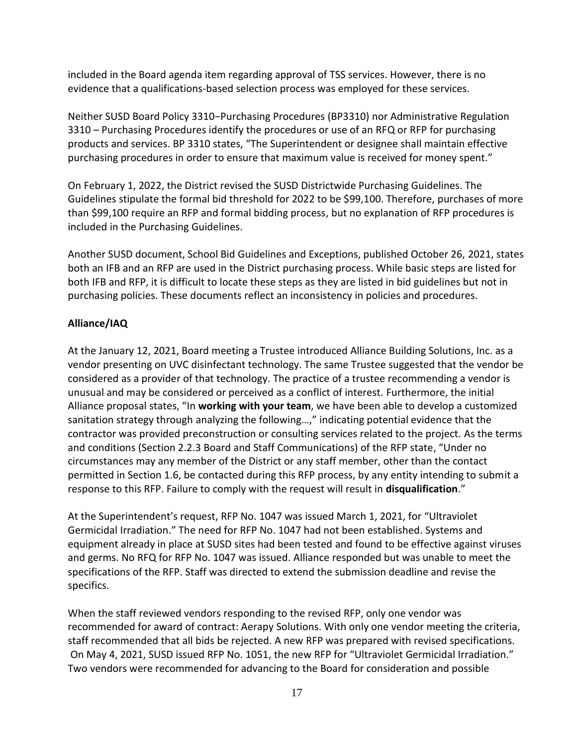included in the Board agenda item regarding approval of TSS services. However, there is no evidence that a qualifications-based selection process was employed for these services.

Neither SUSD Board Policy 3310−Purchasing Procedures (BP3310) nor Administrative Regulation 3310 – Purchasing Procedures identify the procedures or use of an RFQ or RFP for purchasing products and services. BP 3310 states, "The Superintendent or designee shall maintain effective purchasing procedures in order to ensure that maximum value is received for money spent."

On February 1, 2022, the District revised the SUSD Districtwide Purchasing Guidelines. The Guidelines stipulate the formal bid threshold for 2022 to be $99,100. Therefore, purchases of more than $99,100 require an RFP and formal bidding process, but no explanation of RFP procedures is included in the Purchasing Guidelines.

Another SUSD document, School Bid Guidelines and Exceptions, published October 26, 2021, states both an IFB and an RFP are used in the District purchasing process. While basic steps are listed for both IFB and RFP, it is difficult to locate these steps as they are listed in bid guidelines but not in purchasing policies. These documents reflect an inconsistency in policies and procedures.

**Alliance/IAQ**

At the January 12, 2021, Board meeting a Trustee introduced Alliance Building Solutions, Inc. as a vendor presenting on UVC disinfectant technology. The same Trustee suggested that the vendor be considered as a provider of that technology. The practice of a trustee recommending a vendor is unusual and may be considered or perceived as a conflict of interest. Furthermore, the initial Alliance proposal states, "In **working with your team**, we have been able to develop a customized sanitation strategy through analyzing the following…," indicating potential evidence that the contractor was provided preconstruction or consulting services related to the project. As the terms and conditions (Section 2.2.3 Board and Staff Communications) of the RFP state, "Under no circumstances may any member of the District or any staff member, other than the contact permitted in Section 1.6, be contacted during this RFP process, by any entity intending to submit a response to this RFP. Failure to comply with the request will result in **disqualification**."

At the Superintendent's request, RFP No. 1047 was issued March 1, 2021, for "Ultraviolet Germicidal Irradiation." The need for RFP No. 1047 had not been established. Systems and equipment already in place at SUSD sites had been tested and found to be effective against viruses and germs. No RFQ for RFP No. 1047 was issued. Alliance responded but was unable to meet the specifications of the RFP. Staff was directed to extend the submission deadline and revise the specifics.

When the staff reviewed vendors responding to the revised RFP, only one vendor was recommended for award of contract: Aerapy Solutions. With only one vendor meeting the criteria, staff recommended that all bids be rejected. A new RFP was prepared with revised specifications. On May 4, 2021, SUSD issued RFP No. 1051, the new RFP for "Ultraviolet Germicidal Irradiation." Two vendors were recommended for advancing to the Board for consideration and possible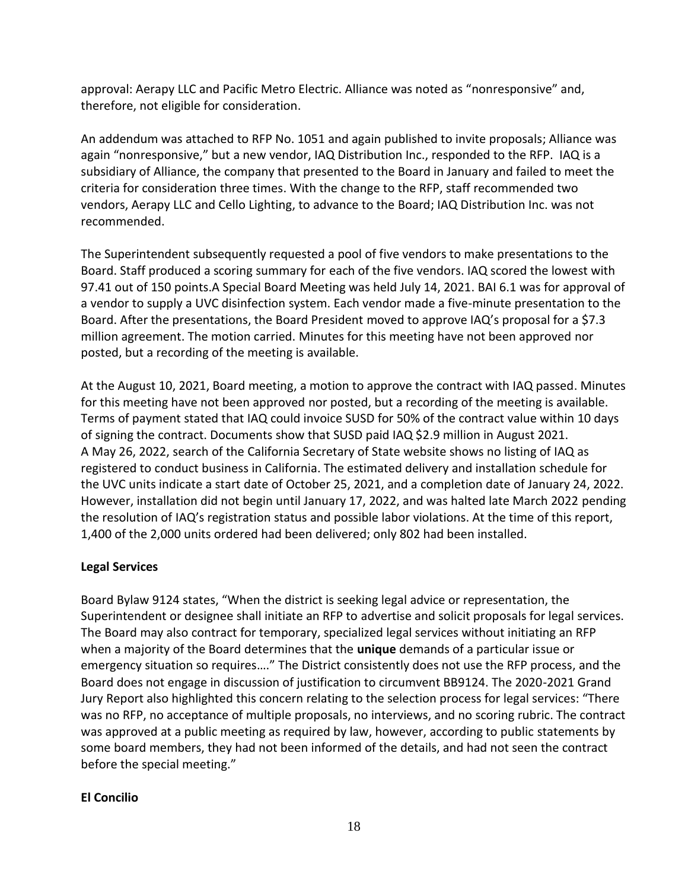approval: Aerapy LLC and Pacific Metro Electric. Alliance was noted as "nonresponsive" and, therefore, not eligible for consideration.

An addendum was attached to RFP No. 1051 and again published to invite proposals; Alliance was again "nonresponsive," but a new vendor, IAQ Distribution Inc., responded to the RFP. IAQ is a subsidiary of Alliance, the company that presented to the Board in January and failed to meet the criteria for consideration three times. With the change to the RFP, staff recommended two vendors, Aerapy LLC and Cello Lighting, to advance to the Board; IAQ Distribution Inc. was not recommended.

The Superintendent subsequently requested a pool of five vendors to make presentations to the Board. Staff produced a scoring summary for each of the five vendors. IAQ scored the lowest with 97.41 out of 150 points.A Special Board Meeting was held July 14, 2021. BAI 6.1 was for approval of a vendor to supply a UVC disinfection system. Each vendor made a five-minute presentation to the Board. After the presentations, the Board President moved to approve IAQ's proposal for a $7.3 million agreement. The motion carried. Minutes for this meeting have not been approved nor posted, but a recording of the meeting is available.

At the August 10, 2021, Board meeting, a motion to approve the contract with IAQ passed. Minutes for this meeting have not been approved nor posted, but a recording of the meeting is available. Terms of payment stated that IAQ could invoice SUSD for 50% of the contract value within 10 days of signing the contract. Documents show that SUSD paid IAQ $2.9 million in August 2021. A May 26, 2022, search of the California Secretary of State website shows no listing of IAQ as registered to conduct business in California. The estimated delivery and installation schedule for the UVC units indicate a start date of October 25, 2021, and a completion date of January 24, 2022. However, installation did not begin until January 17, 2022, and was halted late March 2022 pending the resolution of IAQ's registration status and possible labor violations. At the time of this report, 1,400 of the 2,000 units ordered had been delivered; only 802 had been installed.

**Legal Services**

Board Bylaw 9124 states, "When the district is seeking legal advice or representation, the Superintendent or designee shall initiate an RFP to advertise and solicit proposals for legal services. The Board may also contract for temporary, specialized legal services without initiating an RFP when a majority of the Board determines that the **unique** demands of a particular issue or emergency situation so requires…." The District consistently does not use the RFP process, and the Board does not engage in discussion of justification to circumvent BB9124. The 2020-2021 Grand Jury Report also highlighted this concern relating to the selection process for legal services: "There was no RFP, no acceptance of multiple proposals, no interviews, and no scoring rubric. The contract was approved at a public meeting as required by law, however, according to public statements by some board members, they had not been informed of the details, and had not seen the contract before the special meeting."

**El Concilio**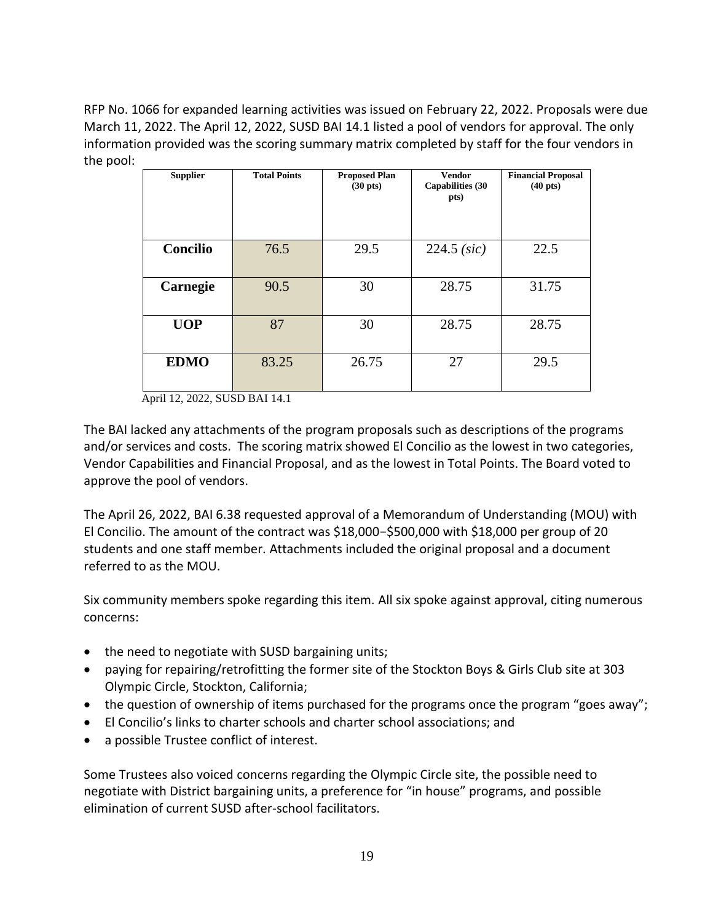RFP No. 1066 for expanded learning activities was issued on February 22, 2022. Proposals were due March 11, 2022. The April 12, 2022, SUSD BAI 14.1 listed a pool of vendors for approval. The only information provided was the scoring summary matrix completed by staff for the four vendors in the pool:

| Supplier | Total Points | Proposed Plan (30 pts) | Vendor Capabilities (30 pts) | Financial Proposal (40 pts) |
|---|---|---|---|---|
| **Concilio** | 76.5 | 29.5 | 224.5 *(sic)* | 22.5 |
| **Carnegie** | 90.5 | 30 | 28.75 | 31.75 |
| **UOP** | 87 | 30 | 28.75 | 28.75 |
| **EDMO** | 83.25 | 26.75 | 27 | 29.5 |

April 12, 2022, SUSD BAI 14.1

The BAI lacked any attachments of the program proposals such as descriptions of the programs and/or services and costs. The scoring matrix showed El Concilio as the lowest in two categories, Vendor Capabilities and Financial Proposal, and as the lowest in Total Points. The Board voted to approve the pool of vendors.

The April 26, 2022, BAI 6.38 requested approval of a Memorandum of Understanding (MOU) with El Concilio. The amount of the contract was \$18,000−\$500,000 with \$18,000 per group of 20 students and one staff member. Attachments included the original proposal and a document referred to as the MOU.

Six community members spoke regarding this item. All six spoke against approval, citing numerous concerns:

- the need to negotiate with SUSD bargaining units;
- paying for repairing/retrofitting the former site of the Stockton Boys & Girls Club site at 303 Olympic Circle, Stockton, California;
- the question of ownership of items purchased for the programs once the program "goes away";
- El Concilio's links to charter schools and charter school associations; and
- a possible Trustee conflict of interest.

Some Trustees also voiced concerns regarding the Olympic Circle site, the possible need to negotiate with District bargaining units, a preference for "in house" programs, and possible elimination of current SUSD after-school facilitators.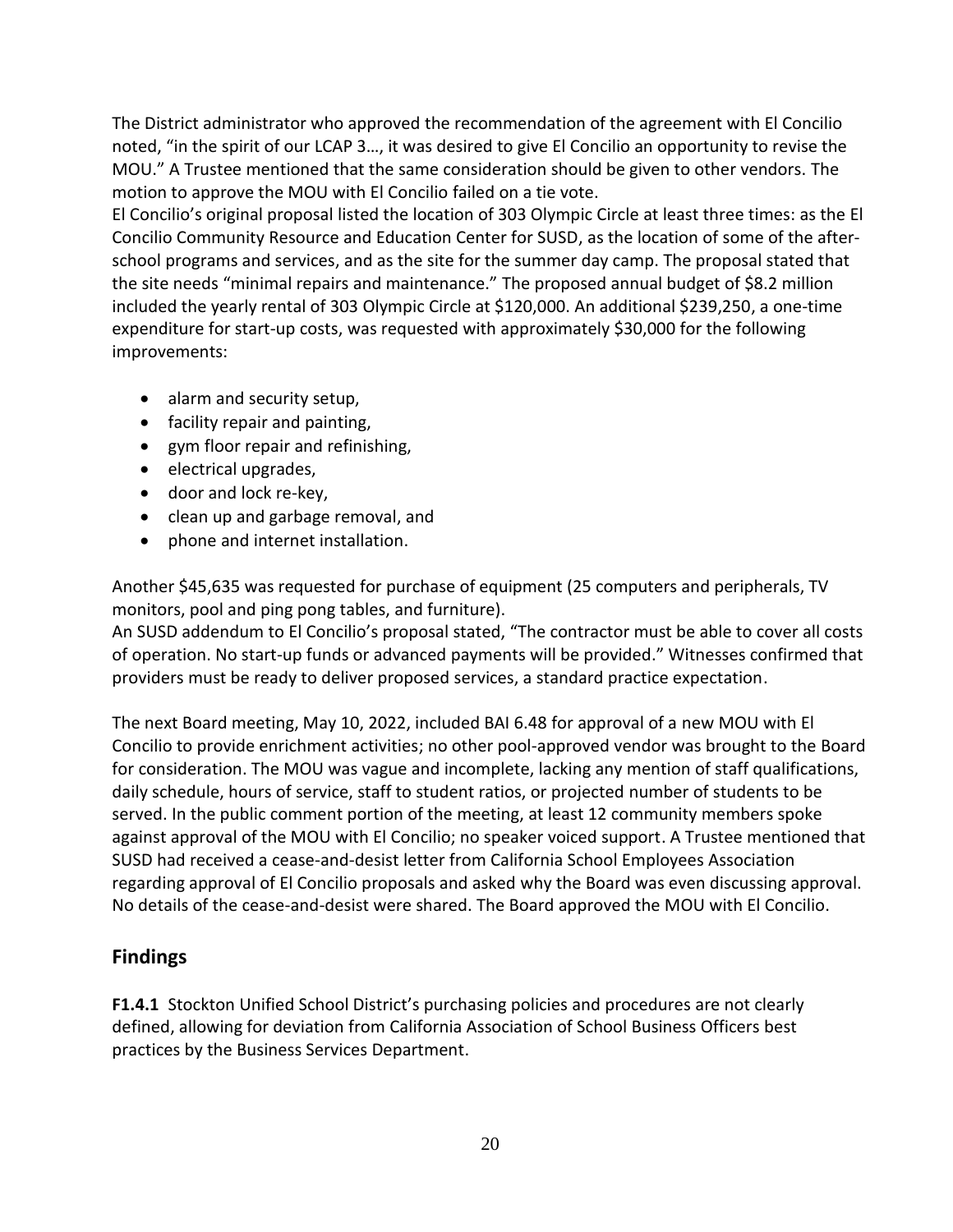The District administrator who approved the recommendation of the agreement with El Concilio noted, "in the spirit of our LCAP 3…, it was desired to give El Concilio an opportunity to revise the MOU." A Trustee mentioned that the same consideration should be given to other vendors. The motion to approve the MOU with El Concilio failed on a tie vote.

El Concilio's original proposal listed the location of 303 Olympic Circle at least three times: as the El Concilio Community Resource and Education Center for SUSD, as the location of some of the after-school programs and services, and as the site for the summer day camp. The proposal stated that the site needs "minimal repairs and maintenance." The proposed annual budget of $8.2 million included the yearly rental of 303 Olympic Circle at $120,000. An additional $239,250, a one-time expenditure for start-up costs, was requested with approximately $30,000 for the following improvements:

- alarm and security setup,
- facility repair and painting,
- gym floor repair and refinishing,
- electrical upgrades,
- door and lock re-key,
- clean up and garbage removal, and
- phone and internet installation.

Another $45,635 was requested for purchase of equipment (25 computers and peripherals, TV monitors, pool and ping pong tables, and furniture).

An SUSD addendum to El Concilio's proposal stated, "The contractor must be able to cover all costs of operation. No start-up funds or advanced payments will be provided." Witnesses confirmed that providers must be ready to deliver proposed services, a standard practice expectation.

The next Board meeting, May 10, 2022, included BAI 6.48 for approval of a new MOU with El Concilio to provide enrichment activities; no other pool-approved vendor was brought to the Board for consideration. The MOU was vague and incomplete, lacking any mention of staff qualifications, daily schedule, hours of service, staff to student ratios, or projected number of students to be served. In the public comment portion of the meeting, at least 12 community members spoke against approval of the MOU with El Concilio; no speaker voiced support. A Trustee mentioned that SUSD had received a cease-and-desist letter from California School Employees Association regarding approval of El Concilio proposals and asked why the Board was even discussing approval. No details of the cease-and-desist were shared. The Board approved the MOU with El Concilio.

## Findings

**F1.4.1** Stockton Unified School District's purchasing policies and procedures are not clearly defined, allowing for deviation from California Association of School Business Officers best practices by the Business Services Department.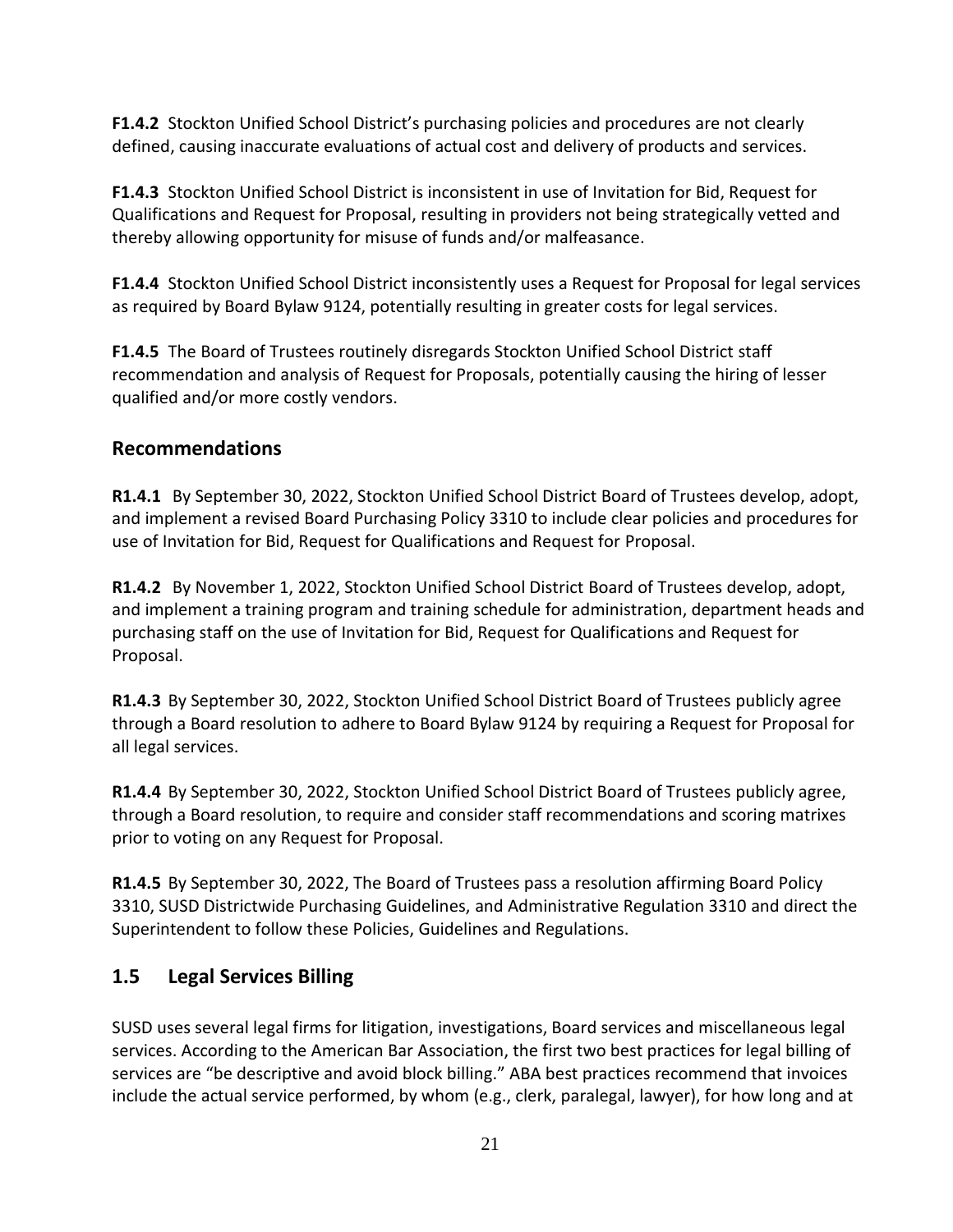**F1.4.2** Stockton Unified School District's purchasing policies and procedures are not clearly defined, causing inaccurate evaluations of actual cost and delivery of products and services.

**F1.4.3** Stockton Unified School District is inconsistent in use of Invitation for Bid, Request for Qualifications and Request for Proposal, resulting in providers not being strategically vetted and thereby allowing opportunity for misuse of funds and/or malfeasance.

**F1.4.4** Stockton Unified School District inconsistently uses a Request for Proposal for legal services as required by Board Bylaw 9124, potentially resulting in greater costs for legal services.

**F1.4.5** The Board of Trustees routinely disregards Stockton Unified School District staff recommendation and analysis of Request for Proposals, potentially causing the hiring of lesser qualified and/or more costly vendors.

## Recommendations

**R1.4.1** By September 30, 2022, Stockton Unified School District Board of Trustees develop, adopt, and implement a revised Board Purchasing Policy 3310 to include clear policies and procedures for use of Invitation for Bid, Request for Qualifications and Request for Proposal.

**R1.4.2** By November 1, 2022, Stockton Unified School District Board of Trustees develop, adopt, and implement a training program and training schedule for administration, department heads and purchasing staff on the use of Invitation for Bid, Request for Qualifications and Request for Proposal.

**R1.4.3** By September 30, 2022, Stockton Unified School District Board of Trustees publicly agree through a Board resolution to adhere to Board Bylaw 9124 by requiring a Request for Proposal for all legal services.

**R1.4.4** By September 30, 2022, Stockton Unified School District Board of Trustees publicly agree, through a Board resolution, to require and consider staff recommendations and scoring matrixes prior to voting on any Request for Proposal.

**R1.4.5** By September 30, 2022, The Board of Trustees pass a resolution affirming Board Policy 3310, SUSD Districtwide Purchasing Guidelines, and Administrative Regulation 3310 and direct the Superintendent to follow these Policies, Guidelines and Regulations.

## 1.5 Legal Services Billing

SUSD uses several legal firms for litigation, investigations, Board services and miscellaneous legal services. According to the American Bar Association, the first two best practices for legal billing of services are "be descriptive and avoid block billing." ABA best practices recommend that invoices include the actual service performed, by whom (e.g., clerk, paralegal, lawyer), for how long and at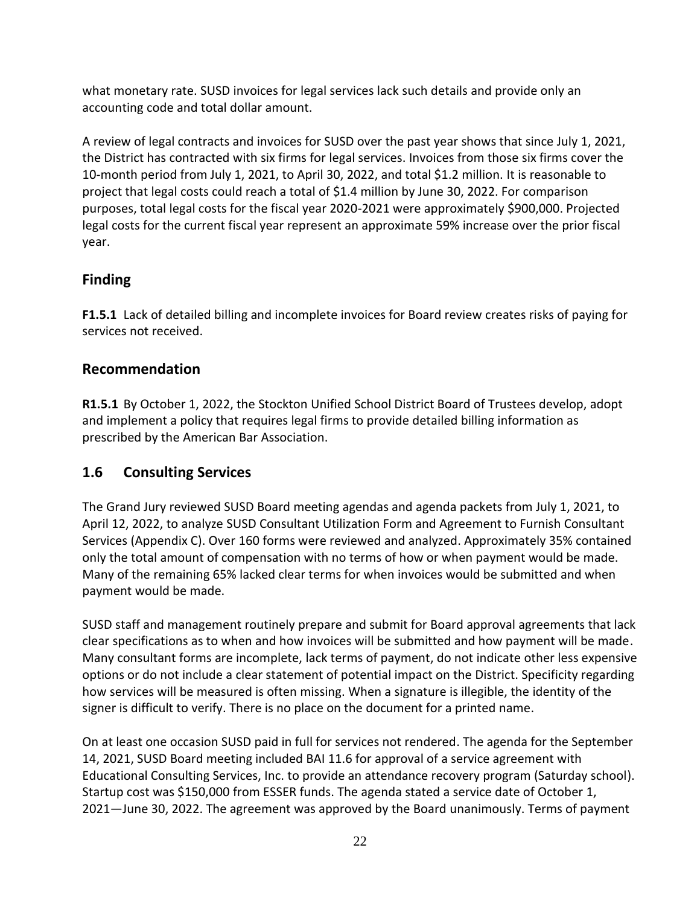what monetary rate. SUSD invoices for legal services lack such details and provide only an accounting code and total dollar amount.

A review of legal contracts and invoices for SUSD over the past year shows that since July 1, 2021, the District has contracted with six firms for legal services. Invoices from those six firms cover the 10-month period from July 1, 2021, to April 30, 2022, and total $1.2 million. It is reasonable to project that legal costs could reach a total of $1.4 million by June 30, 2022. For comparison purposes, total legal costs for the fiscal year 2020-2021 were approximately $900,000. Projected legal costs for the current fiscal year represent an approximate 59% increase over the prior fiscal year.

### Finding

**F1.5.1** Lack of detailed billing and incomplete invoices for Board review creates risks of paying for services not received.

### Recommendation

**R1.5.1** By October 1, 2022, the Stockton Unified School District Board of Trustees develop, adopt and implement a policy that requires legal firms to provide detailed billing information as prescribed by the American Bar Association.

## 1.6 Consulting Services

The Grand Jury reviewed SUSD Board meeting agendas and agenda packets from July 1, 2021, to April 12, 2022, to analyze SUSD Consultant Utilization Form and Agreement to Furnish Consultant Services (Appendix C). Over 160 forms were reviewed and analyzed. Approximately 35% contained only the total amount of compensation with no terms of how or when payment would be made. Many of the remaining 65% lacked clear terms for when invoices would be submitted and when payment would be made.

SUSD staff and management routinely prepare and submit for Board approval agreements that lack clear specifications as to when and how invoices will be submitted and how payment will be made. Many consultant forms are incomplete, lack terms of payment, do not indicate other less expensive options or do not include a clear statement of potential impact on the District. Specificity regarding how services will be measured is often missing. When a signature is illegible, the identity of the signer is difficult to verify. There is no place on the document for a printed name.

On at least one occasion SUSD paid in full for services not rendered. The agenda for the September 14, 2021, SUSD Board meeting included BAI 11.6 for approval of a service agreement with Educational Consulting Services, Inc. to provide an attendance recovery program (Saturday school). Startup cost was $150,000 from ESSER funds. The agenda stated a service date of October 1, 2021—June 30, 2022. The agreement was approved by the Board unanimously. Terms of payment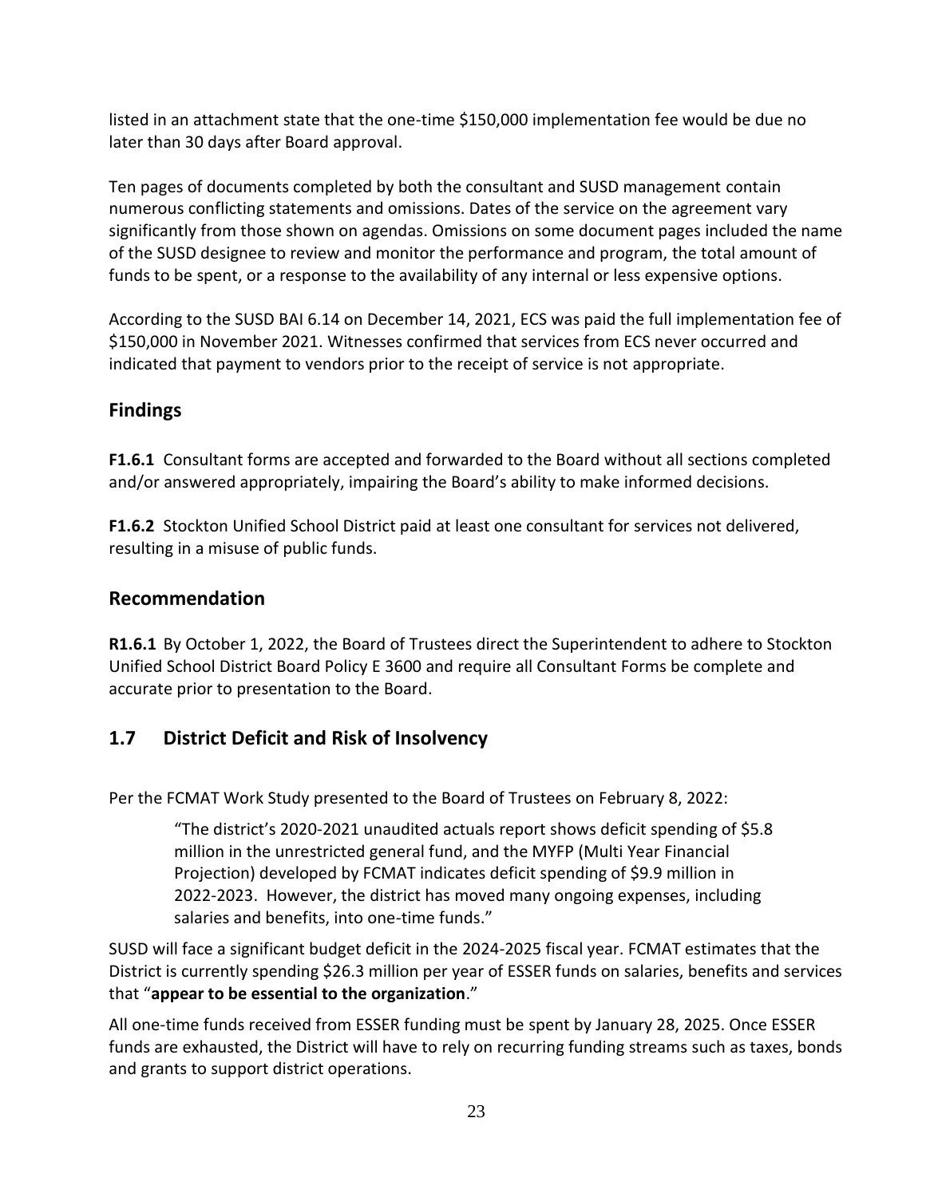listed in an attachment state that the one-time $150,000 implementation fee would be due no later than 30 days after Board approval.

Ten pages of documents completed by both the consultant and SUSD management contain numerous conflicting statements and omissions. Dates of the service on the agreement vary significantly from those shown on agendas. Omissions on some document pages included the name of the SUSD designee to review and monitor the performance and program, the total amount of funds to be spent, or a response to the availability of any internal or less expensive options.

According to the SUSD BAI 6.14 on December 14, 2021, ECS was paid the full implementation fee of $150,000 in November 2021. Witnesses confirmed that services from ECS never occurred and indicated that payment to vendors prior to the receipt of service is not appropriate.

## Findings

**F1.6.1** Consultant forms are accepted and forwarded to the Board without all sections completed and/or answered appropriately, impairing the Board's ability to make informed decisions.

**F1.6.2** Stockton Unified School District paid at least one consultant for services not delivered, resulting in a misuse of public funds.

## Recommendation

**R1.6.1** By October 1, 2022, the Board of Trustees direct the Superintendent to adhere to Stockton Unified School District Board Policy E 3600 and require all Consultant Forms be complete and accurate prior to presentation to the Board.

## 1.7 District Deficit and Risk of Insolvency

Per the FCMAT Work Study presented to the Board of Trustees on February 8, 2022:

> "The district's 2020-2021 unaudited actuals report shows deficit spending of $5.8 million in the unrestricted general fund, and the MYFP (Multi Year Financial Projection) developed by FCMAT indicates deficit spending of $9.9 million in 2022-2023. However, the district has moved many ongoing expenses, including salaries and benefits, into one-time funds."

SUSD will face a significant budget deficit in the 2024-2025 fiscal year. FCMAT estimates that the District is currently spending $26.3 million per year of ESSER funds on salaries, benefits and services that "**appear to be essential to the organization**."

All one-time funds received from ESSER funding must be spent by January 28, 2025. Once ESSER funds are exhausted, the District will have to rely on recurring funding streams such as taxes, bonds and grants to support district operations.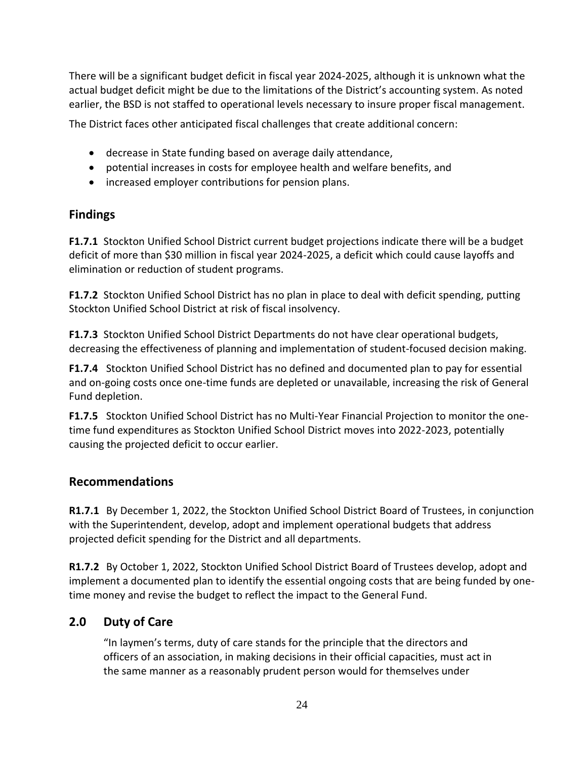There will be a significant budget deficit in fiscal year 2024-2025, although it is unknown what the actual budget deficit might be due to the limitations of the District's accounting system. As noted earlier, the BSD is not staffed to operational levels necessary to insure proper fiscal management.

The District faces other anticipated fiscal challenges that create additional concern:

- decrease in State funding based on average daily attendance,
- potential increases in costs for employee health and welfare benefits, and
- increased employer contributions for pension plans.

## Findings

**F1.7.1** Stockton Unified School District current budget projections indicate there will be a budget deficit of more than $30 million in fiscal year 2024-2025, a deficit which could cause layoffs and elimination or reduction of student programs.

**F1.7.2** Stockton Unified School District has no plan in place to deal with deficit spending, putting Stockton Unified School District at risk of fiscal insolvency.

**F1.7.3** Stockton Unified School District Departments do not have clear operational budgets, decreasing the effectiveness of planning and implementation of student-focused decision making.

**F1.7.4** Stockton Unified School District has no defined and documented plan to pay for essential and on-going costs once one-time funds are depleted or unavailable, increasing the risk of General Fund depletion.

**F1.7.5** Stockton Unified School District has no Multi-Year Financial Projection to monitor the one-time fund expenditures as Stockton Unified School District moves into 2022-2023, potentially causing the projected deficit to occur earlier.

## Recommendations

**R1.7.1** By December 1, 2022, the Stockton Unified School District Board of Trustees, in conjunction with the Superintendent, develop, adopt and implement operational budgets that address projected deficit spending for the District and all departments.

**R1.7.2** By October 1, 2022, Stockton Unified School District Board of Trustees develop, adopt and implement a documented plan to identify the essential ongoing costs that are being funded by one-time money and revise the budget to reflect the impact to the General Fund.

## 2.0 Duty of Care

> "In laymen's terms, duty of care stands for the principle that the directors and officers of an association, in making decisions in their official capacities, must act in the same manner as a reasonably prudent person would for themselves under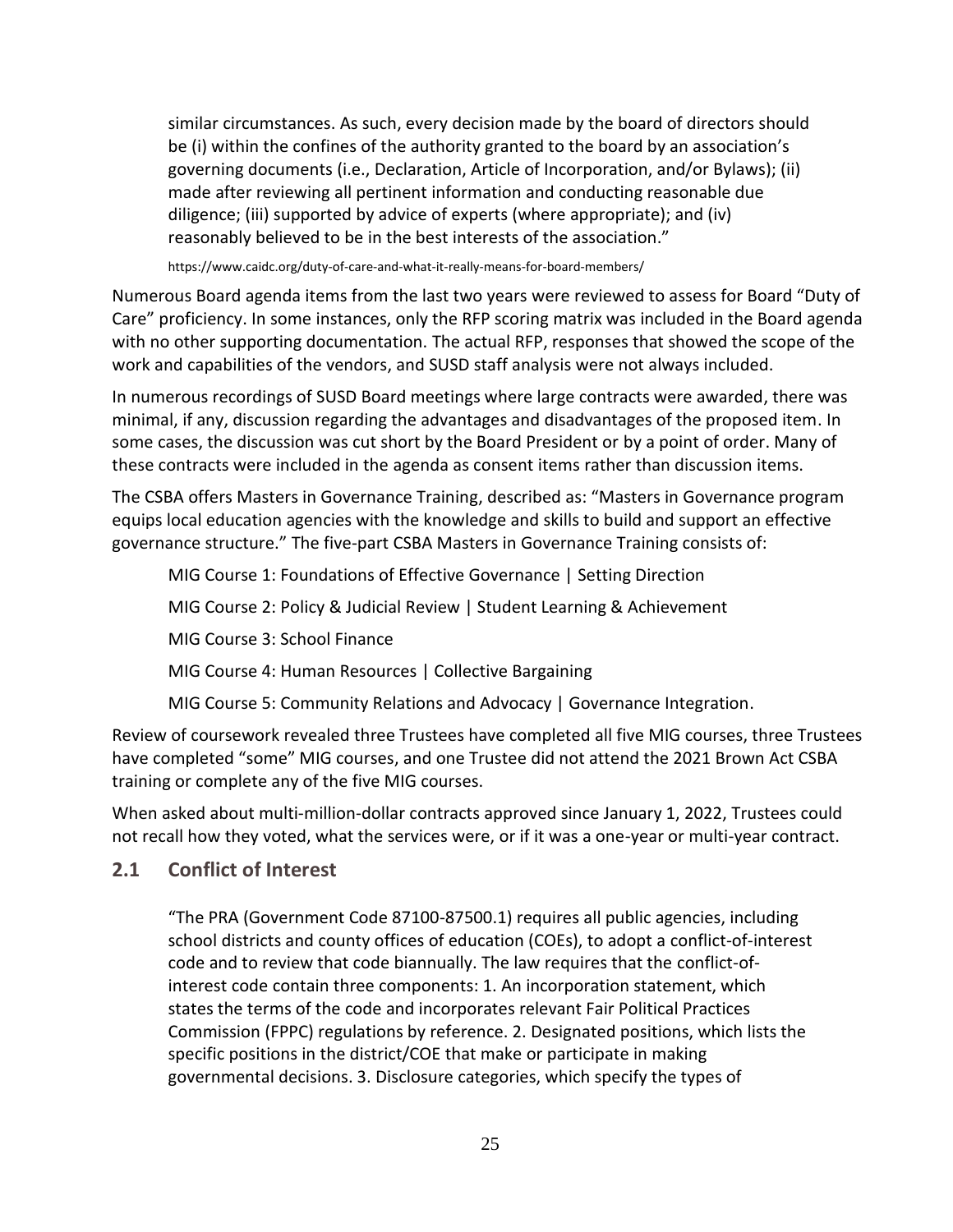> similar circumstances. As such, every decision made by the board of directors should be (i) within the confines of the authority granted to the board by an association's governing documents (i.e., Declaration, Article of Incorporation, and/or Bylaws); (ii) made after reviewing all pertinent information and conducting reasonable due diligence; (iii) supported by advice of experts (where appropriate); and (iv) reasonably believed to be in the best interests of the association."
>
> https://www.caidc.org/duty-of-care-and-what-it-really-means-for-board-members/

Numerous Board agenda items from the last two years were reviewed to assess for Board "Duty of Care" proficiency. In some instances, only the RFP scoring matrix was included in the Board agenda with no other supporting documentation. The actual RFP, responses that showed the scope of the work and capabilities of the vendors, and SUSD staff analysis were not always included.

In numerous recordings of SUSD Board meetings where large contracts were awarded, there was minimal, if any, discussion regarding the advantages and disadvantages of the proposed item. In some cases, the discussion was cut short by the Board President or by a point of order. Many of these contracts were included in the agenda as consent items rather than discussion items.

The CSBA offers Masters in Governance Training, described as: "Masters in Governance program equips local education agencies with the knowledge and skills to build and support an effective governance structure." The five-part CSBA Masters in Governance Training consists of:

- MIG Course 1: Foundations of Effective Governance | Setting Direction
- MIG Course 2: Policy & Judicial Review | Student Learning & Achievement
- MIG Course 3: School Finance
- MIG Course 4: Human Resources | Collective Bargaining
- MIG Course 5: Community Relations and Advocacy | Governance Integration.

Review of coursework revealed three Trustees have completed all five MIG courses, three Trustees have completed "some" MIG courses, and one Trustee did not attend the 2021 Brown Act CSBA training or complete any of the five MIG courses.

When asked about multi-million-dollar contracts approved since January 1, 2022, Trustees could not recall how they voted, what the services were, or if it was a one-year or multi-year contract.

## 2.1 Conflict of Interest

> "The PRA (Government Code 87100-87500.1) requires all public agencies, including school districts and county offices of education (COEs), to adopt a conflict-of-interest code and to review that code biannually. The law requires that the conflict-of-interest code contain three components: 1. An incorporation statement, which states the terms of the code and incorporates relevant Fair Political Practices Commission (FPPC) regulations by reference. 2. Designated positions, which lists the specific positions in the district/COE that make or participate in making governmental decisions. 3. Disclosure categories, which specify the types of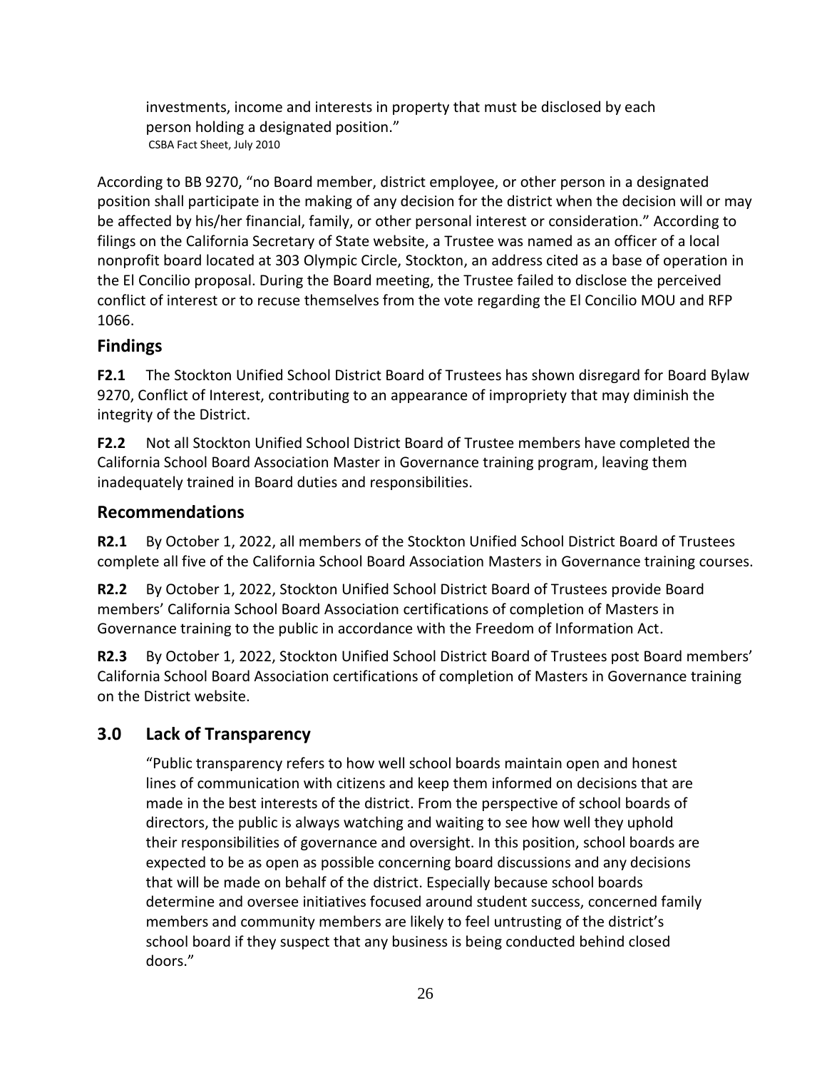> investments, income and interests in property that must be disclosed by each person holding a designated position."
> CSBA Fact Sheet, July 2010

According to BB 9270, "no Board member, district employee, or other person in a designated position shall participate in the making of any decision for the district when the decision will or may be affected by his/her financial, family, or other personal interest or consideration." According to filings on the California Secretary of State website, a Trustee was named as an officer of a local nonprofit board located at 303 Olympic Circle, Stockton, an address cited as a base of operation in the El Concilio proposal. During the Board meeting, the Trustee failed to disclose the perceived conflict of interest or to recuse themselves from the vote regarding the El Concilio MOU and RFP 1066.

## Findings

**F2.1** The Stockton Unified School District Board of Trustees has shown disregard for Board Bylaw 9270, Conflict of Interest, contributing to an appearance of impropriety that may diminish the integrity of the District.

**F2.2** Not all Stockton Unified School District Board of Trustee members have completed the California School Board Association Master in Governance training program, leaving them inadequately trained in Board duties and responsibilities.

## Recommendations

**R2.1** By October 1, 2022, all members of the Stockton Unified School District Board of Trustees complete all five of the California School Board Association Masters in Governance training courses.

**R2.2** By October 1, 2022, Stockton Unified School District Board of Trustees provide Board members' California School Board Association certifications of completion of Masters in Governance training to the public in accordance with the Freedom of Information Act.

**R2.3** By October 1, 2022, Stockton Unified School District Board of Trustees post Board members' California School Board Association certifications of completion of Masters in Governance training on the District website.

## 3.0 Lack of Transparency

> "Public transparency refers to how well school boards maintain open and honest lines of communication with citizens and keep them informed on decisions that are made in the best interests of the district. From the perspective of school boards of directors, the public is always watching and waiting to see how well they uphold their responsibilities of governance and oversight. In this position, school boards are expected to be as open as possible concerning board discussions and any decisions that will be made on behalf of the district. Especially because school boards determine and oversee initiatives focused around student success, concerned family members and community members are likely to feel untrusting of the district's school board if they suspect that any business is being conducted behind closed doors."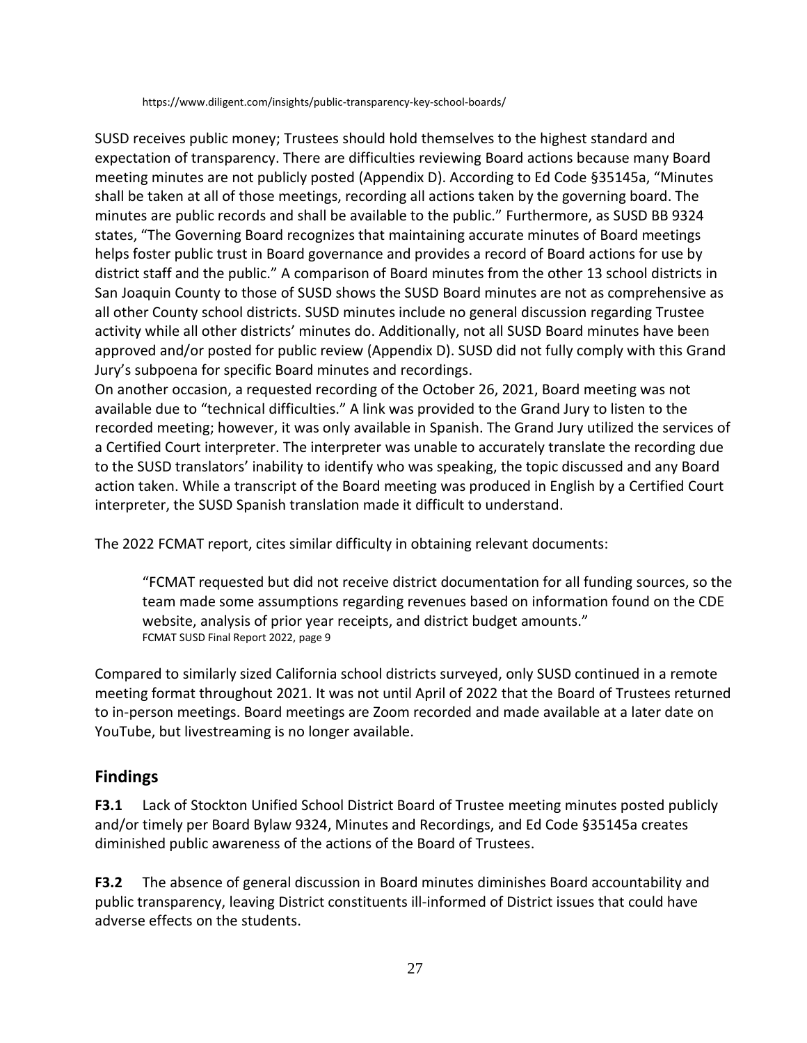https://www.diligent.com/insights/public-transparency-key-school-boards/

SUSD receives public money; Trustees should hold themselves to the highest standard and expectation of transparency. There are difficulties reviewing Board actions because many Board meeting minutes are not publicly posted (Appendix D). According to Ed Code §35145a, "Minutes shall be taken at all of those meetings, recording all actions taken by the governing board. The minutes are public records and shall be available to the public." Furthermore, as SUSD BB 9324 states, "The Governing Board recognizes that maintaining accurate minutes of Board meetings helps foster public trust in Board governance and provides a record of Board actions for use by district staff and the public." A comparison of Board minutes from the other 13 school districts in San Joaquin County to those of SUSD shows the SUSD Board minutes are not as comprehensive as all other County school districts. SUSD minutes include no general discussion regarding Trustee activity while all other districts' minutes do. Additionally, not all SUSD Board minutes have been approved and/or posted for public review (Appendix D). SUSD did not fully comply with this Grand Jury's subpoena for specific Board minutes and recordings.

On another occasion, a requested recording of the October 26, 2021, Board meeting was not available due to "technical difficulties." A link was provided to the Grand Jury to listen to the recorded meeting; however, it was only available in Spanish. The Grand Jury utilized the services of a Certified Court interpreter. The interpreter was unable to accurately translate the recording due to the SUSD translators' inability to identify who was speaking, the topic discussed and any Board action taken. While a transcript of the Board meeting was produced in English by a Certified Court interpreter, the SUSD Spanish translation made it difficult to understand.

The 2022 FCMAT report, cites similar difficulty in obtaining relevant documents:

> "FCMAT requested but did not receive district documentation for all funding sources, so the team made some assumptions regarding revenues based on information found on the CDE website, analysis of prior year receipts, and district budget amounts."
> FCMAT SUSD Final Report 2022, page 9

Compared to similarly sized California school districts surveyed, only SUSD continued in a remote meeting format throughout 2021. It was not until April of 2022 that the Board of Trustees returned to in-person meetings. Board meetings are Zoom recorded and made available at a later date on YouTube, but livestreaming is no longer available.

## Findings

**F3.1** Lack of Stockton Unified School District Board of Trustee meeting minutes posted publicly and/or timely per Board Bylaw 9324, Minutes and Recordings, and Ed Code §35145a creates diminished public awareness of the actions of the Board of Trustees.

**F3.2** The absence of general discussion in Board minutes diminishes Board accountability and public transparency, leaving District constituents ill-informed of District issues that could have adverse effects on the students.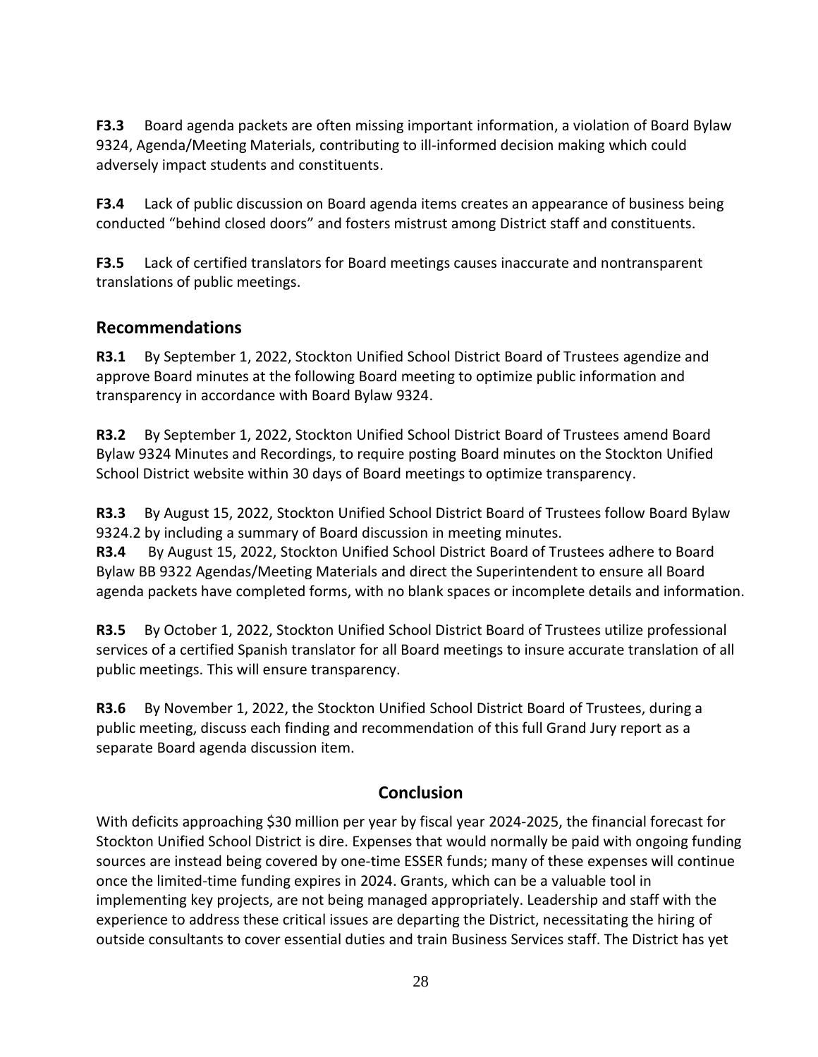**F3.3** Board agenda packets are often missing important information, a violation of Board Bylaw 9324, Agenda/Meeting Materials, contributing to ill-informed decision making which could adversely impact students and constituents.

**F3.4** Lack of public discussion on Board agenda items creates an appearance of business being conducted "behind closed doors" and fosters mistrust among District staff and constituents.

**F3.5** Lack of certified translators for Board meetings causes inaccurate and nontransparent translations of public meetings.

## Recommendations

**R3.1** By September 1, 2022, Stockton Unified School District Board of Trustees agendize and approve Board minutes at the following Board meeting to optimize public information and transparency in accordance with Board Bylaw 9324.

**R3.2** By September 1, 2022, Stockton Unified School District Board of Trustees amend Board Bylaw 9324 Minutes and Recordings, to require posting Board minutes on the Stockton Unified School District website within 30 days of Board meetings to optimize transparency.

**R3.3** By August 15, 2022, Stockton Unified School District Board of Trustees follow Board Bylaw 9324.2 by including a summary of Board discussion in meeting minutes.

**R3.4** By August 15, 2022, Stockton Unified School District Board of Trustees adhere to Board Bylaw BB 9322 Agendas/Meeting Materials and direct the Superintendent to ensure all Board agenda packets have completed forms, with no blank spaces or incomplete details and information.

**R3.5** By October 1, 2022, Stockton Unified School District Board of Trustees utilize professional services of a certified Spanish translator for all Board meetings to insure accurate translation of all public meetings. This will ensure transparency.

**R3.6** By November 1, 2022, the Stockton Unified School District Board of Trustees, during a public meeting, discuss each finding and recommendation of this full Grand Jury report as a separate Board agenda discussion item.

## Conclusion

With deficits approaching $30 million per year by fiscal year 2024-2025, the financial forecast for Stockton Unified School District is dire. Expenses that would normally be paid with ongoing funding sources are instead being covered by one-time ESSER funds; many of these expenses will continue once the limited-time funding expires in 2024. Grants, which can be a valuable tool in implementing key projects, are not being managed appropriately. Leadership and staff with the experience to address these critical issues are departing the District, necessitating the hiring of outside consultants to cover essential duties and train Business Services staff. The District has yet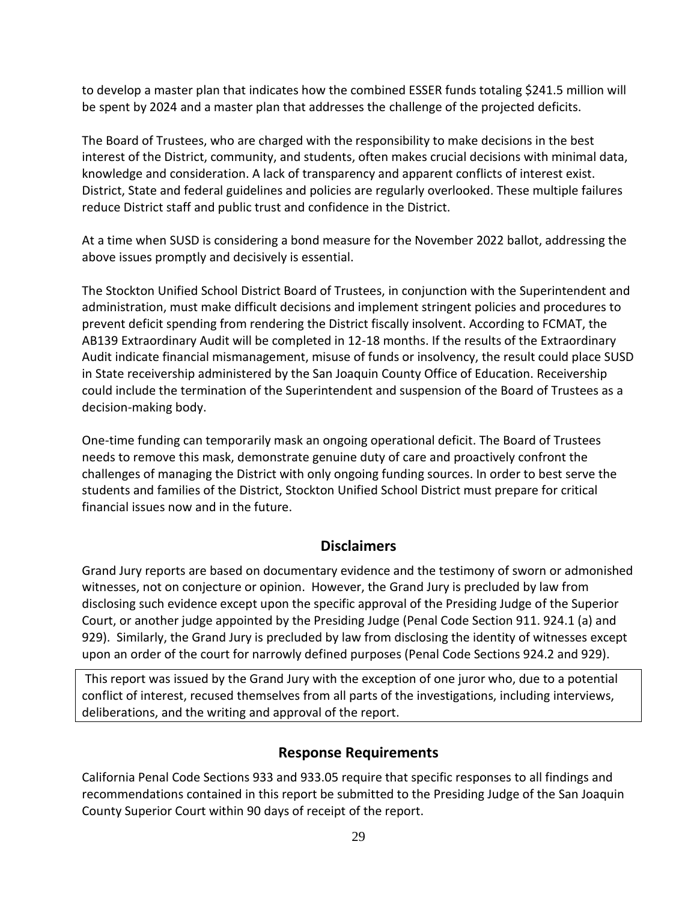to develop a master plan that indicates how the combined ESSER funds totaling $241.5 million will be spent by 2024 and a master plan that addresses the challenge of the projected deficits.

The Board of Trustees, who are charged with the responsibility to make decisions in the best interest of the District, community, and students, often makes crucial decisions with minimal data, knowledge and consideration. A lack of transparency and apparent conflicts of interest exist. District, State and federal guidelines and policies are regularly overlooked. These multiple failures reduce District staff and public trust and confidence in the District.

At a time when SUSD is considering a bond measure for the November 2022 ballot, addressing the above issues promptly and decisively is essential.

The Stockton Unified School District Board of Trustees, in conjunction with the Superintendent and administration, must make difficult decisions and implement stringent policies and procedures to prevent deficit spending from rendering the District fiscally insolvent. According to FCMAT, the AB139 Extraordinary Audit will be completed in 12-18 months. If the results of the Extraordinary Audit indicate financial mismanagement, misuse of funds or insolvency, the result could place SUSD in State receivership administered by the San Joaquin County Office of Education. Receivership could include the termination of the Superintendent and suspension of the Board of Trustees as a decision-making body.

One-time funding can temporarily mask an ongoing operational deficit. The Board of Trustees needs to remove this mask, demonstrate genuine duty of care and proactively confront the challenges of managing the District with only ongoing funding sources. In order to best serve the students and families of the District, Stockton Unified School District must prepare for critical financial issues now and in the future.

## Disclaimers

Grand Jury reports are based on documentary evidence and the testimony of sworn or admonished witnesses, not on conjecture or opinion. However, the Grand Jury is precluded by law from disclosing such evidence except upon the specific approval of the Presiding Judge of the Superior Court, or another judge appointed by the Presiding Judge (Penal Code Section 911. 924.1 (a) and 929). Similarly, the Grand Jury is precluded by law from disclosing the identity of witnesses except upon an order of the court for narrowly defined purposes (Penal Code Sections 924.2 and 929).

This report was issued by the Grand Jury with the exception of one juror who, due to a potential conflict of interest, recused themselves from all parts of the investigations, including interviews, deliberations, and the writing and approval of the report.

## Response Requirements

California Penal Code Sections 933 and 933.05 require that specific responses to all findings and recommendations contained in this report be submitted to the Presiding Judge of the San Joaquin County Superior Court within 90 days of receipt of the report.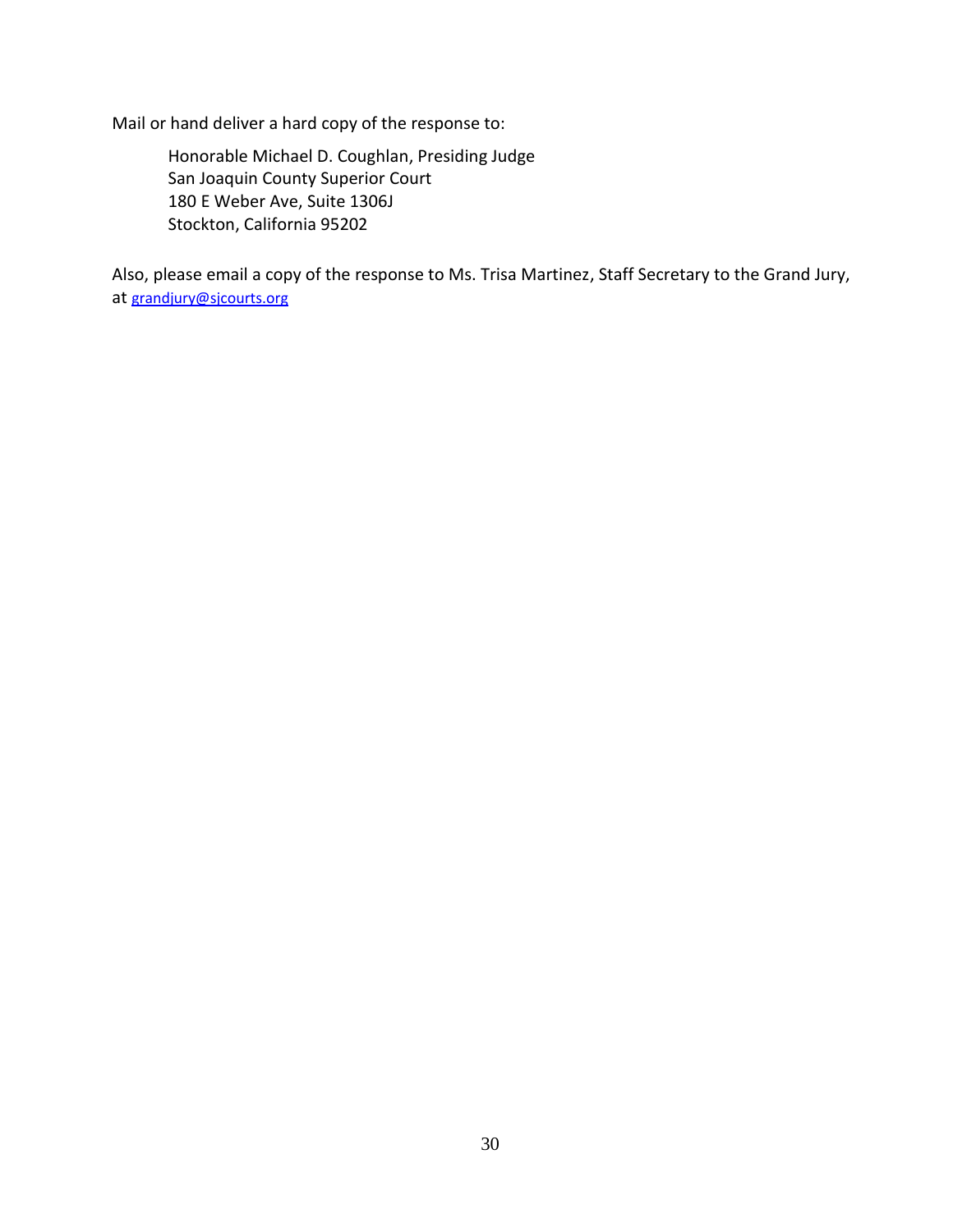Mail or hand deliver a hard copy of the response to:

Honorable Michael D. Coughlan, Presiding Judge
San Joaquin County Superior Court
180 E Weber Ave, Suite 1306J
Stockton, California 95202

Also, please email a copy of the response to Ms. Trisa Martinez, Staff Secretary to the Grand Jury, at grandjury@sjcourts.org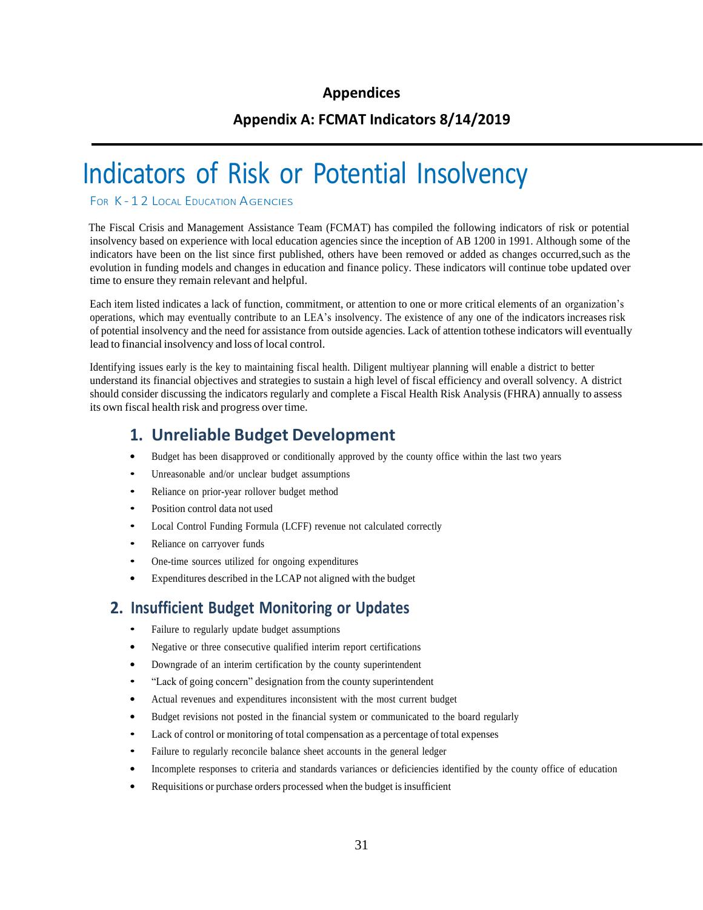## Appendices

### Appendix A: FCMAT Indicators 8/14/2019

# Indicators of Risk or Potential Insolvency

For K-12 Local Education Agencies

The Fiscal Crisis and Management Assistance Team (FCMAT) has compiled the following indicators of risk or potential insolvency based on experience with local education agencies since the inception of AB 1200 in 1991. Although some of the indicators have been on the list since first published, others have been removed or added as changes occurred,such as the evolution in funding models and changes in education and finance policy. These indicators will continue tobe updated over time to ensure they remain relevant and helpful.

Each item listed indicates a lack of function, commitment, or attention to one or more critical elements of an organization's operations, which may eventually contribute to an LEA's insolvency. The existence of any one of the indicators increases risk of potential insolvency and the need for assistance from outside agencies. Lack of attention tothese indicators will eventually lead to financial insolvency and loss of local control.

Identifying issues early is the key to maintaining fiscal health. Diligent multiyear planning will enable a district to better understand its financial objectives and strategies to sustain a high level of fiscal efficiency and overall solvency. A district should consider discussing the indicators regularly and complete a Fiscal Health Risk Analysis (FHRA) annually to assess its own fiscal health risk and progress over time.

## 1. Unreliable Budget Development

- Budget has been disapproved or conditionally approved by the county office within the last two years
- Unreasonable and/or unclear budget assumptions
- Reliance on prior-year rollover budget method
- Position control data not used
- Local Control Funding Formula (LCFF) revenue not calculated correctly
- Reliance on carryover funds
- One-time sources utilized for ongoing expenditures
- Expenditures described in the LCAP not aligned with the budget

## 2. Insufficient Budget Monitoring or Updates

- Failure to regularly update budget assumptions
- Negative or three consecutive qualified interim report certifications
- Downgrade of an interim certification by the county superintendent
- "Lack of going concern" designation from the county superintendent
- Actual revenues and expenditures inconsistent with the most current budget
- Budget revisions not posted in the financial system or communicated to the board regularly
- Lack of control or monitoring of total compensation as a percentage of total expenses
- Failure to regularly reconcile balance sheet accounts in the general ledger
- Incomplete responses to criteria and standards variances or deficiencies identified by the county office of education
- Requisitions or purchase orders processed when the budget is insufficient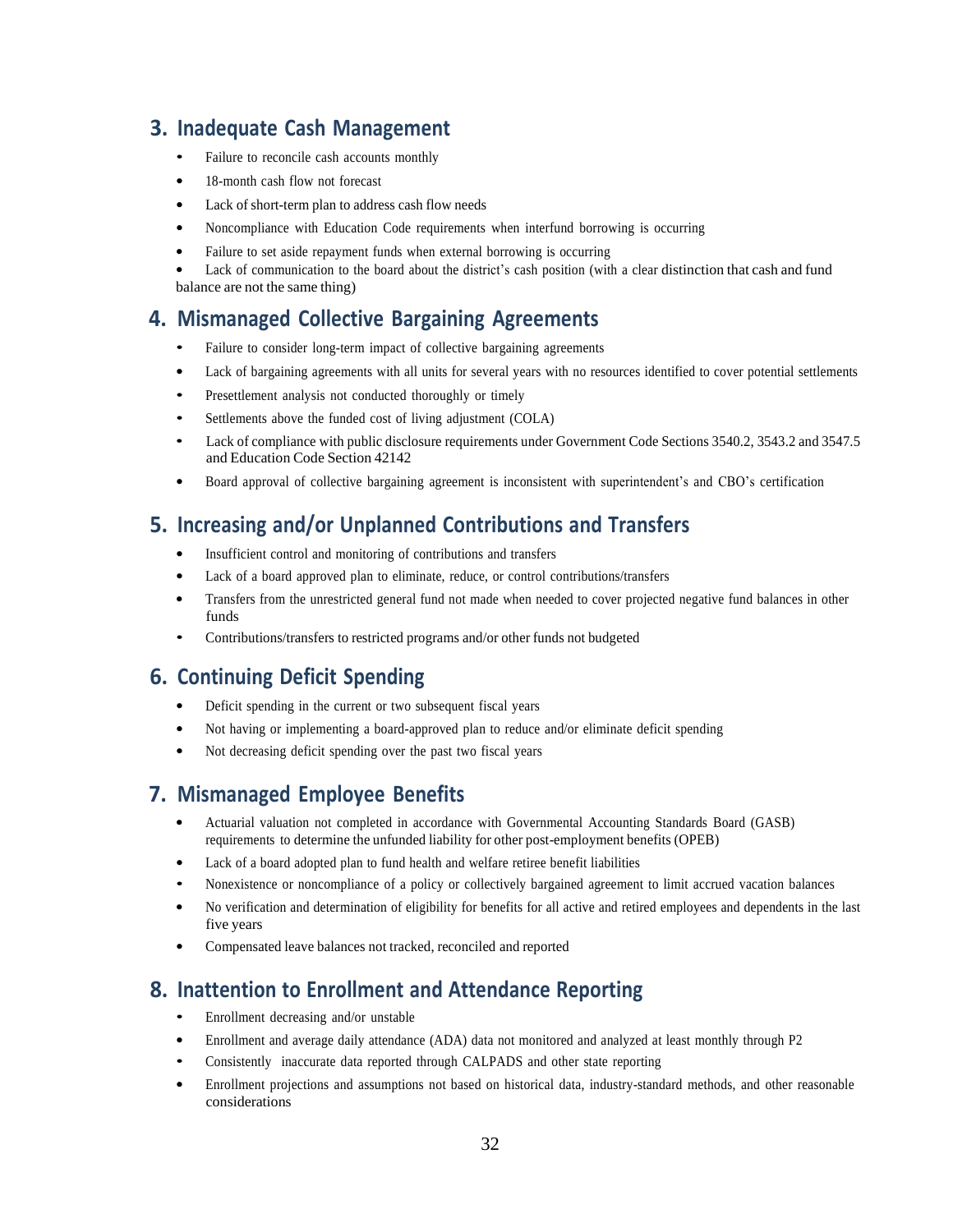## 3. Inadequate Cash Management

- Failure to reconcile cash accounts monthly
- 18-month cash flow not forecast
- Lack of short-term plan to address cash flow needs
- Noncompliance with Education Code requirements when interfund borrowing is occurring
- Failure to set aside repayment funds when external borrowing is occurring
- Lack of communication to the board about the district's cash position (with a clear distinction that cash and fund balance are not the same thing)

## 4. Mismanaged Collective Bargaining Agreements

- Failure to consider long-term impact of collective bargaining agreements
- Lack of bargaining agreements with all units for several years with no resources identified to cover potential settlements
- Presettlement analysis not conducted thoroughly or timely
- Settlements above the funded cost of living adjustment (COLA)
- Lack of compliance with public disclosure requirements under Government Code Sections 3540.2, 3543.2 and 3547.5 and Education Code Section 42142
- Board approval of collective bargaining agreement is inconsistent with superintendent's and CBO's certification

## 5. Increasing and/or Unplanned Contributions and Transfers

- Insufficient control and monitoring of contributions and transfers
- Lack of a board approved plan to eliminate, reduce, or control contributions/transfers
- Transfers from the unrestricted general fund not made when needed to cover projected negative fund balances in other funds
- Contributions/transfers to restricted programs and/or other funds not budgeted

## 6. Continuing Deficit Spending

- Deficit spending in the current or two subsequent fiscal years
- Not having or implementing a board-approved plan to reduce and/or eliminate deficit spending
- Not decreasing deficit spending over the past two fiscal years

## 7. Mismanaged Employee Benefits

- Actuarial valuation not completed in accordance with Governmental Accounting Standards Board (GASB) requirements to determine the unfunded liability for other post-employment benefits (OPEB)
- Lack of a board adopted plan to fund health and welfare retiree benefit liabilities
- Nonexistence or noncompliance of a policy or collectively bargained agreement to limit accrued vacation balances
- No verification and determination of eligibility for benefits for all active and retired employees and dependents in the last five years
- Compensated leave balances not tracked, reconciled and reported

## 8. Inattention to Enrollment and Attendance Reporting

- Enrollment decreasing and/or unstable
- Enrollment and average daily attendance (ADA) data not monitored and analyzed at least monthly through P2
- Consistently inaccurate data reported through CALPADS and other state reporting
- Enrollment projections and assumptions not based on historical data, industry-standard methods, and other reasonable considerations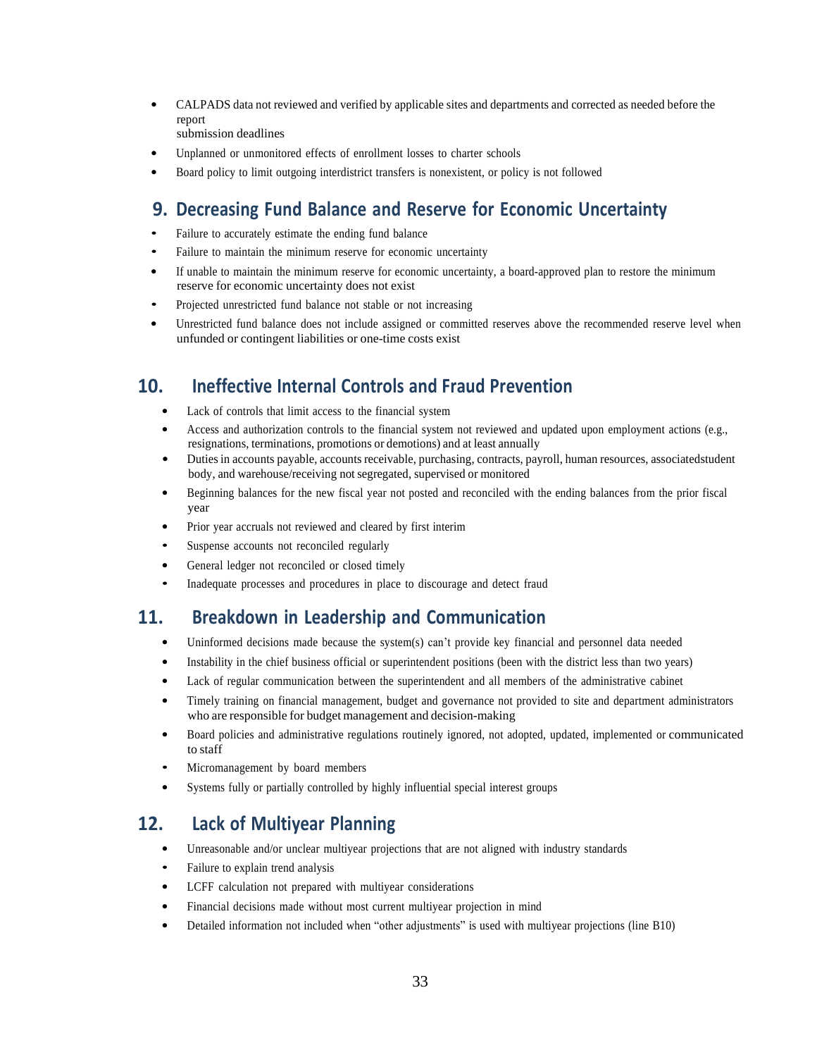- CALPADS data not reviewed and verified by applicable sites and departments and corrected as needed before the report submission deadlines
- Unplanned or unmonitored effects of enrollment losses to charter schools
- Board policy to limit outgoing interdistrict transfers is nonexistent, or policy is not followed

## 9. Decreasing Fund Balance and Reserve for Economic Uncertainty

- Failure to accurately estimate the ending fund balance
- Failure to maintain the minimum reserve for economic uncertainty
- If unable to maintain the minimum reserve for economic uncertainty, a board-approved plan to restore the minimum reserve for economic uncertainty does not exist
- Projected unrestricted fund balance not stable or not increasing
- Unrestricted fund balance does not include assigned or committed reserves above the recommended reserve level when unfunded or contingent liabilities or one-time costs exist

## 10. Ineffective Internal Controls and Fraud Prevention

- Lack of controls that limit access to the financial system
- Access and authorization controls to the financial system not reviewed and updated upon employment actions (e.g., resignations, terminations, promotions or demotions) and at least annually
- Duties in accounts payable, accounts receivable, purchasing, contracts, payroll, human resources, associatedstudent body, and warehouse/receiving not segregated, supervised or monitored
- Beginning balances for the new fiscal year not posted and reconciled with the ending balances from the prior fiscal year
- Prior year accruals not reviewed and cleared by first interim
- Suspense accounts not reconciled regularly
- General ledger not reconciled or closed timely
- Inadequate processes and procedures in place to discourage and detect fraud

## 11. Breakdown in Leadership and Communication

- Uninformed decisions made because the system(s) can't provide key financial and personnel data needed
- Instability in the chief business official or superintendent positions (been with the district less than two years)
- Lack of regular communication between the superintendent and all members of the administrative cabinet
- Timely training on financial management, budget and governance not provided to site and department administrators who are responsible for budget management and decision-making
- Board policies and administrative regulations routinely ignored, not adopted, updated, implemented or communicated to staff
- Micromanagement by board members
- Systems fully or partially controlled by highly influential special interest groups

## 12. Lack of Multiyear Planning

- Unreasonable and/or unclear multiyear projections that are not aligned with industry standards
- Failure to explain trend analysis
- LCFF calculation not prepared with multiyear considerations
- Financial decisions made without most current multiyear projection in mind
- Detailed information not included when "other adjustments" is used with multiyear projections (line B10)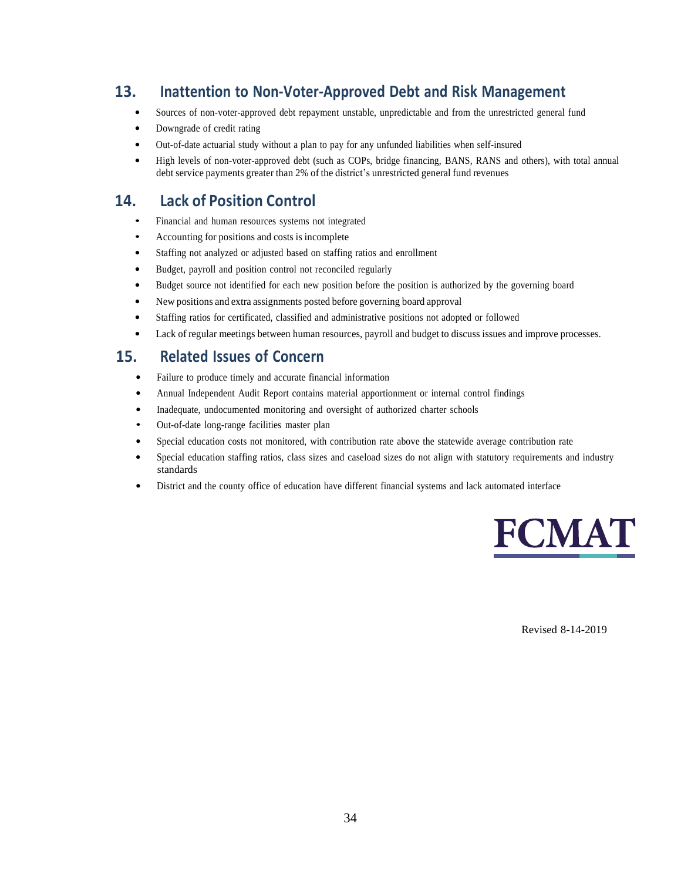## 13. Inattention to Non-Voter-Approved Debt and Risk Management

- Sources of non-voter-approved debt repayment unstable, unpredictable and from the unrestricted general fund
- Downgrade of credit rating
- Out-of-date actuarial study without a plan to pay for any unfunded liabilities when self-insured
- High levels of non-voter-approved debt (such as COPs, bridge financing, BANS, RANS and others), with total annual debt service payments greater than 2% of the district's unrestricted general fund revenues

## 14. Lack of Position Control

- Financial and human resources systems not integrated
- Accounting for positions and costs is incomplete
- Staffing not analyzed or adjusted based on staffing ratios and enrollment
- Budget, payroll and position control not reconciled regularly
- Budget source not identified for each new position before the position is authorized by the governing board
- New positions and extra assignments posted before governing board approval
- Staffing ratios for certificated, classified and administrative positions not adopted or followed
- Lack of regular meetings between human resources, payroll and budget to discuss issues and improve processes.

## 15. Related Issues of Concern

- Failure to produce timely and accurate financial information
- Annual Independent Audit Report contains material apportionment or internal control findings
- Inadequate, undocumented monitoring and oversight of authorized charter schools
- Out-of-date long-range facilities master plan
- Special education costs not monitored, with contribution rate above the statewide average contribution rate
- Special education staffing ratios, class sizes and caseload sizes do not align with statutory requirements and industry standards
- District and the county office of education have different financial systems and lack automated interface

FCMAT

Revised 8-14-2019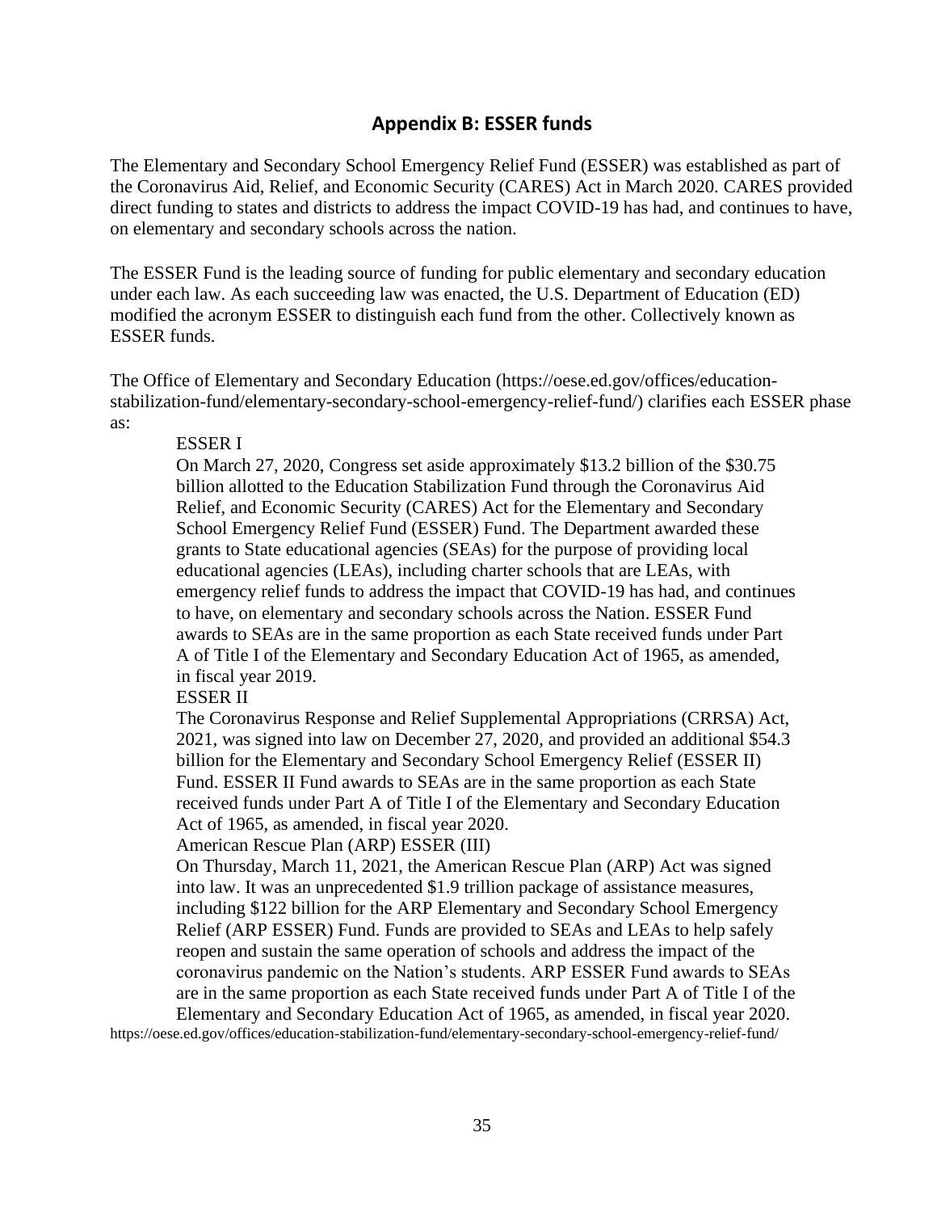## Appendix B: ESSER funds

The Elementary and Secondary School Emergency Relief Fund (ESSER) was established as part of the Coronavirus Aid, Relief, and Economic Security (CARES) Act in March 2020. CARES provided direct funding to states and districts to address the impact COVID-19 has had, and continues to have, on elementary and secondary schools across the nation.

The ESSER Fund is the leading source of funding for public elementary and secondary education under each law. As each succeeding law was enacted, the U.S. Department of Education (ED) modified the acronym ESSER to distinguish each fund from the other. Collectively known as ESSER funds.

The Office of Elementary and Secondary Education (https://oese.ed.gov/offices/education-stabilization-fund/elementary-secondary-school-emergency-relief-fund/) clarifies each ESSER phase as:

> ESSER I
>
> On March 27, 2020, Congress set aside approximately $13.2 billion of the $30.75 billion allotted to the Education Stabilization Fund through the Coronavirus Aid Relief, and Economic Security (CARES) Act for the Elementary and Secondary School Emergency Relief Fund (ESSER) Fund. The Department awarded these grants to State educational agencies (SEAs) for the purpose of providing local educational agencies (LEAs), including charter schools that are LEAs, with emergency relief funds to address the impact that COVID-19 has had, and continues to have, on elementary and secondary schools across the Nation. ESSER Fund awards to SEAs are in the same proportion as each State received funds under Part A of Title I of the Elementary and Secondary Education Act of 1965, as amended, in fiscal year 2019.
>
> ESSER II
>
> The Coronavirus Response and Relief Supplemental Appropriations (CRRSA) Act, 2021, was signed into law on December 27, 2020, and provided an additional $54.3 billion for the Elementary and Secondary School Emergency Relief (ESSER II) Fund. ESSER II Fund awards to SEAs are in the same proportion as each State received funds under Part A of Title I of the Elementary and Secondary Education Act of 1965, as amended, in fiscal year 2020.
>
> American Rescue Plan (ARP) ESSER (III)
>
> On Thursday, March 11, 2021, the American Rescue Plan (ARP) Act was signed into law. It was an unprecedented $1.9 trillion package of assistance measures, including $122 billion for the ARP Elementary and Secondary School Emergency Relief (ARP ESSER) Fund. Funds are provided to SEAs and LEAs to help safely reopen and sustain the same operation of schools and address the impact of the coronavirus pandemic on the Nation's students. ARP ESSER Fund awards to SEAs are in the same proportion as each State received funds under Part A of Title I of the Elementary and Secondary Education Act of 1965, as amended, in fiscal year 2020.

https://oese.ed.gov/offices/education-stabilization-fund/elementary-secondary-school-emergency-relief-fund/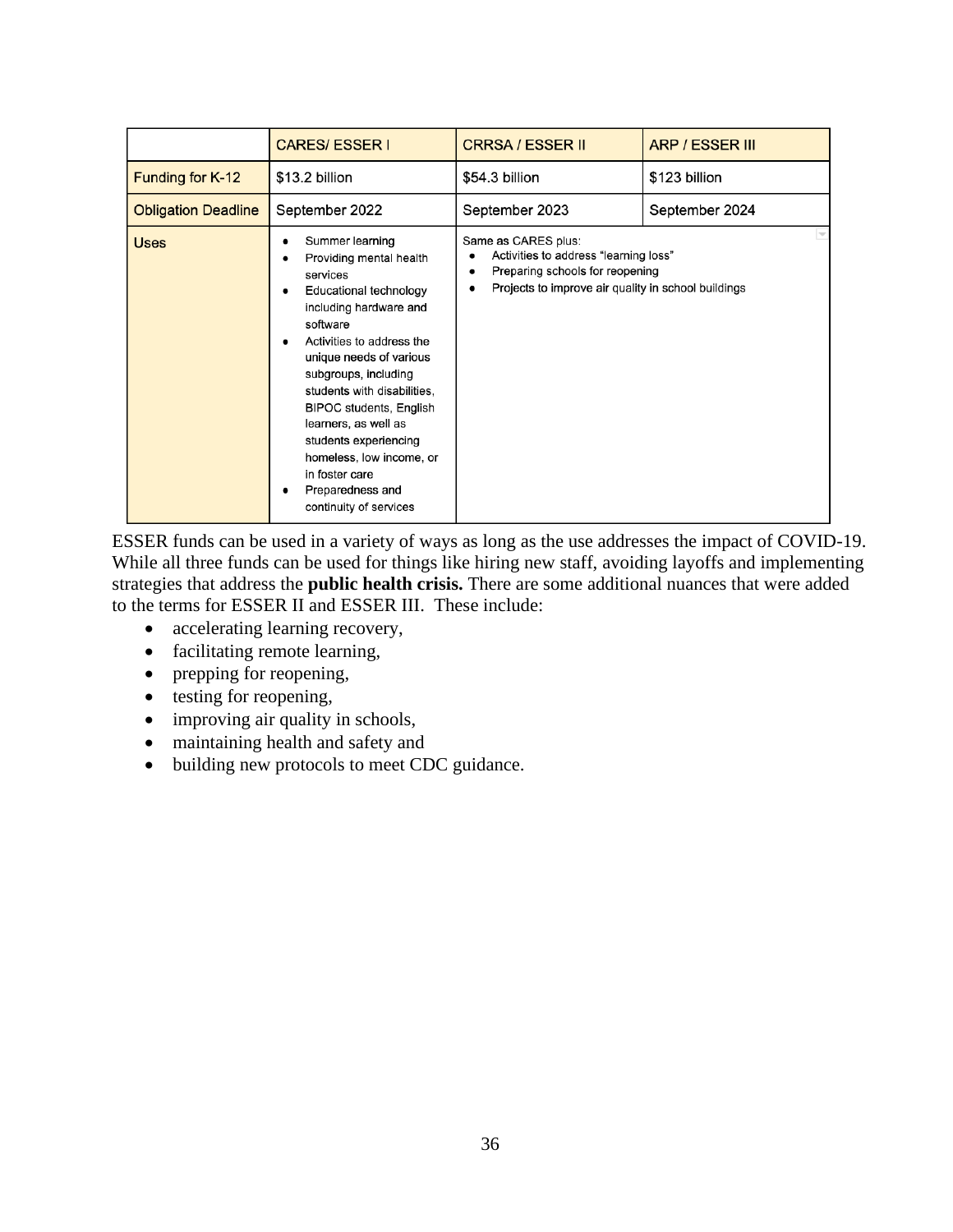| | CARES/ ESSER I | CRRSA / ESSER II | ARP / ESSER III |
|---|---|---|---|
| Funding for K-12 | $13.2 billion | $54.3 billion | $123 billion |
| Obligation Deadline | September 2022 | September 2023 | September 2024 |
| Uses | • Summer learning<br>• Providing mental health services<br>• Educational technology including hardware and software<br>• Activities to address the unique needs of various subgroups, including students with disabilities, BIPOC students, English learners, as well as students experiencing homeless, low income, or in foster care<br>• Preparedness and continuity of services | Same as CARES plus:<br>• Activities to address "learning loss"<br>• Preparing schools for reopening<br>• Projects to improve air quality in school buildings | |

ESSER funds can be used in a variety of ways as long as the use addresses the impact of COVID-19. While all three funds can be used for things like hiring new staff, avoiding layoffs and implementing strategies that address the **public health crisis.** There are some additional nuances that were added to the terms for ESSER II and ESSER III. These include:

- accelerating learning recovery,
- facilitating remote learning,
- prepping for reopening,
- testing for reopening,
- improving air quality in schools,
- maintaining health and safety and
- building new protocols to meet CDC guidance.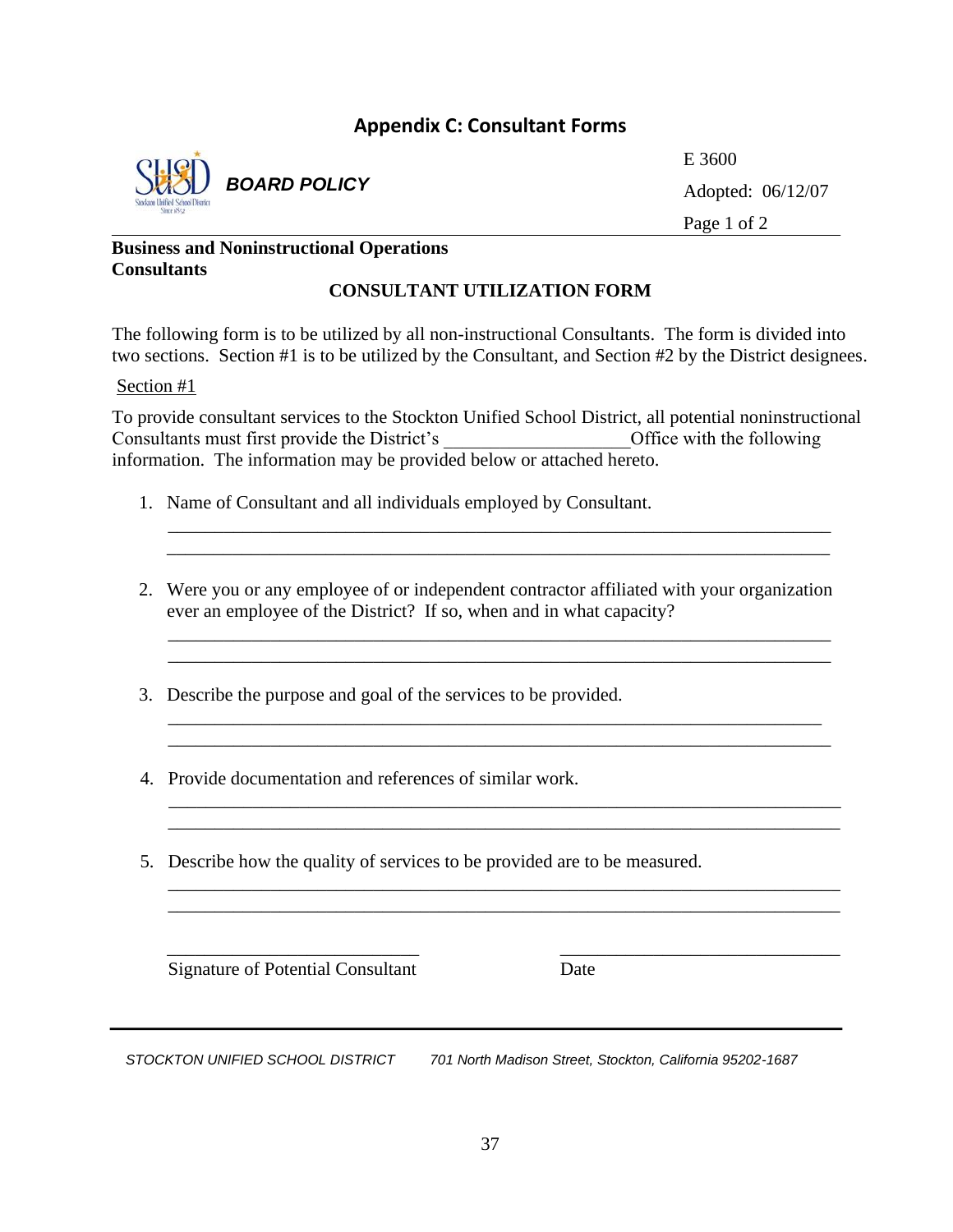# Appendix C: Consultant Forms

*BOARD POLICY*

E 3600

Adopted: 06/12/07

**Business and Noninstructional Operations**
**Consultants**

## CONSULTANT UTILIZATION FORM

The following form is to be utilized by all non-instructional Consultants. The form is divided into two sections. Section #1 is to be utilized by the Consultant, and Section #2 by the District designees.

Section #1

To provide consultant services to the Stockton Unified School District, all potential noninstructional Consultants must first provide the District's ___________________Office with the following information. The information may be provided below or attached hereto.

1. Name of Consultant and all individuals employed by Consultant.

   ___________________________________________________________________________
   ___________________________________________________________________________

2. Were you or any employee of or independent contractor affiliated with your organization ever an employee of the District? If so, when and in what capacity?

   ___________________________________________________________________________
   ___________________________________________________________________________

3. Describe the purpose and goal of the services to be provided.

   ___________________________________________________________________________
   ___________________________________________________________________________

4. Provide documentation and references of similar work.

   ___________________________________________________________________________
   ___________________________________________________________________________

5. Describe how the quality of services to be provided are to be measured.

   ___________________________________________________________________________
   ___________________________________________________________________________

___________________________ ___________________________

Signature of Potential Consultant Date

*STOCKTON UNIFIED SCHOOL DISTRICT 701 North Madison Street, Stockton, California 95202-1687*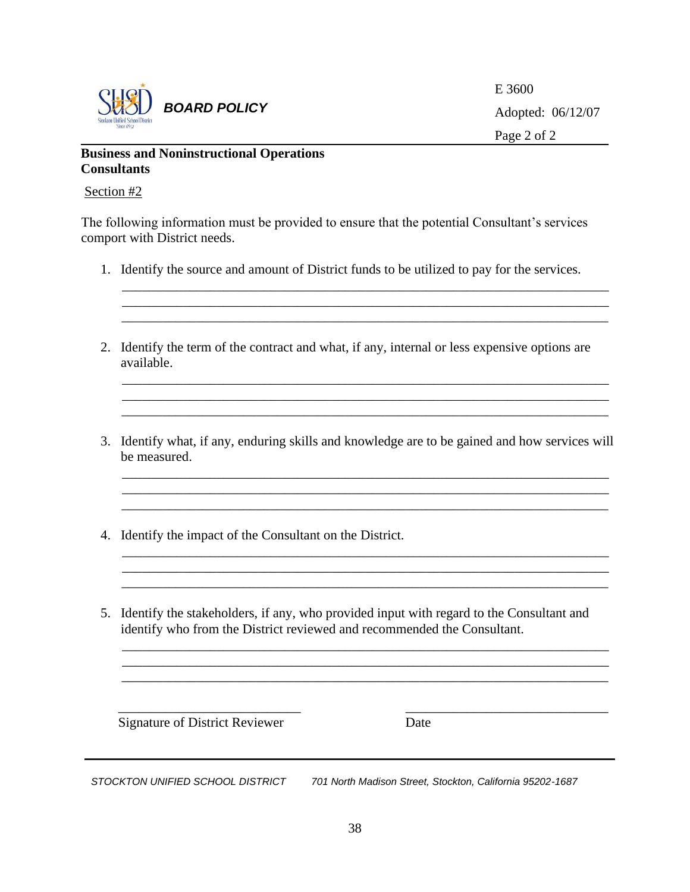**BOARD POLICY**

E 3600
Adopted: 06/12/07

**Business and Noninstructional Operations**
**Consultants**

Section #2

The following information must be provided to ensure that the potential Consultant's services comport with District needs.

1. Identify the source and amount of District funds to be utilized to pay for the services.

   ______________________________________________________________________
   ______________________________________________________________________
   ______________________________________________________________________

2. Identify the term of the contract and what, if any, internal or less expensive options are available.

   ______________________________________________________________________
   ______________________________________________________________________
   ______________________________________________________________________

3. Identify what, if any, enduring skills and knowledge are to be gained and how services will be measured.

   ______________________________________________________________________
   ______________________________________________________________________
   ______________________________________________________________________

4. Identify the impact of the Consultant on the District.

   ______________________________________________________________________
   ______________________________________________________________________
   ______________________________________________________________________

5. Identify the stakeholders, if any, who provided input with regard to the Consultant and identify who from the District reviewed and recommended the Consultant.

   ______________________________________________________________________
   ______________________________________________________________________
   ______________________________________________________________________

______________________________ ______________________________
Signature of District Reviewer Date

*STOCKTON UNIFIED SCHOOL DISTRICT 701 North Madison Street, Stockton, California 95202-1687*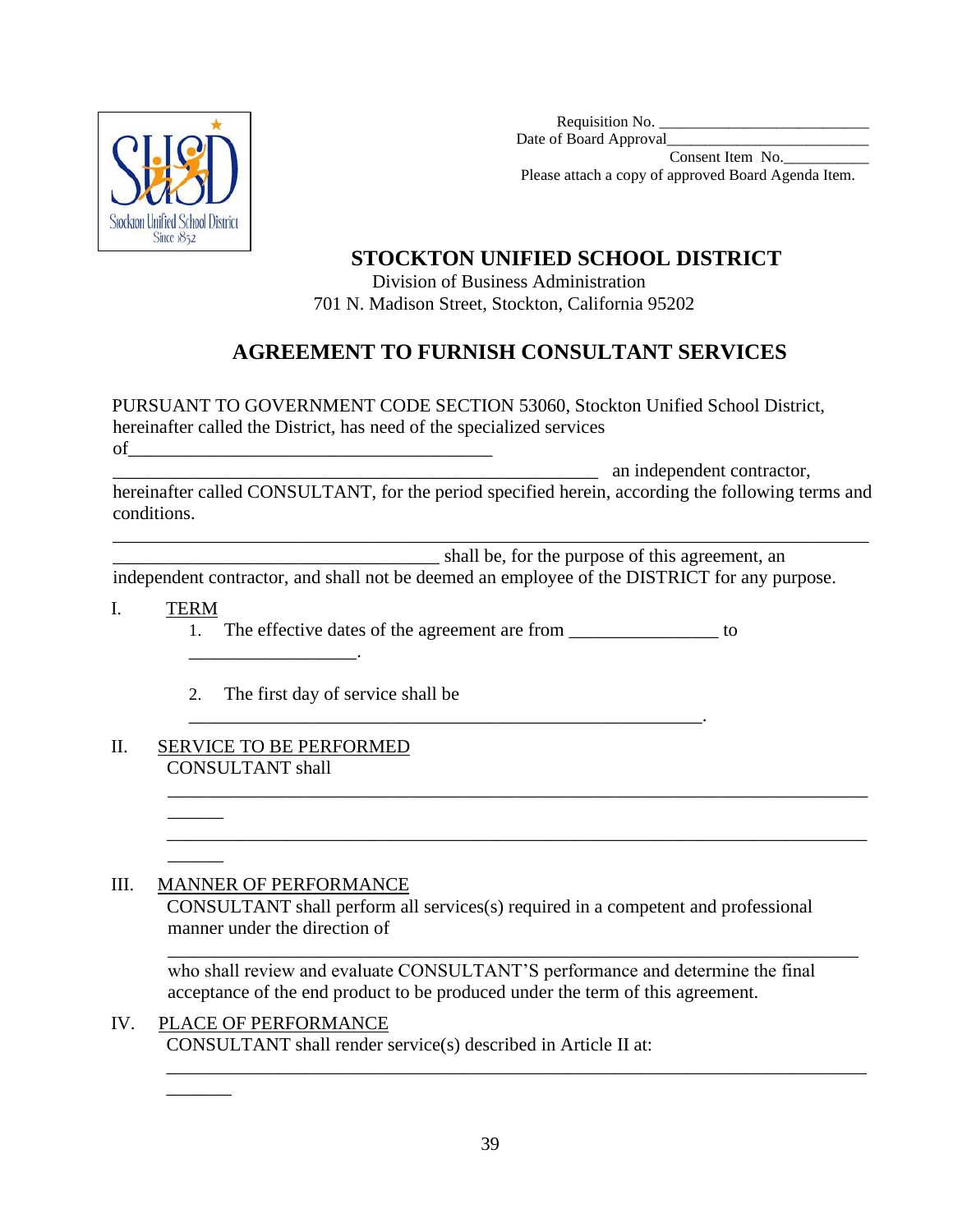Requisition No. ___________________________
Date of Board Approval___________________________
Consent Item No.___________
Please attach a copy of approved Board Agenda Item.

# STOCKTON UNIFIED SCHOOL DISTRICT

Division of Business Administration
701 N. Madison Street, Stockton, California 95202

## AGREEMENT TO FURNISH CONSULTANT SERVICES

PURSUANT TO GOVERNMENT CODE SECTION 53060, Stockton Unified School District, hereinafter called the District, has need of the specialized services of________________________________________
______________________________________________________ an independent contractor, hereinafter called CONSULTANT, for the period specified herein, according the following terms and conditions.

__________________________________________________________________________________
____________________________________ shall be, for the purpose of this agreement, an independent contractor, and shall not be deemed an employee of the DISTRICT for any purpose.

I. TERM

1. The effective dates of the agreement are from ________________ to __________________.

2. The first day of service shall be ________________________________________________________.

II. SERVICE TO BE PERFORMED

CONSULTANT shall ______________________________________________________________________________ ______________________________________________________________________________

III. MANAGEMENT OF PERFORMANCE

CONSULTANT shall perform all services(s) required in a competent and professional manner under the direction of ____________________________________________________________________________ who shall review and evaluate CONSULTANT'S performance and determine the final acceptance of the end product to be produced under the term of this agreement.

IV. PLACE OF PERFORMANCE

CONSULTANT shall render service(s) described in Article II at: _______________________________________________________________________________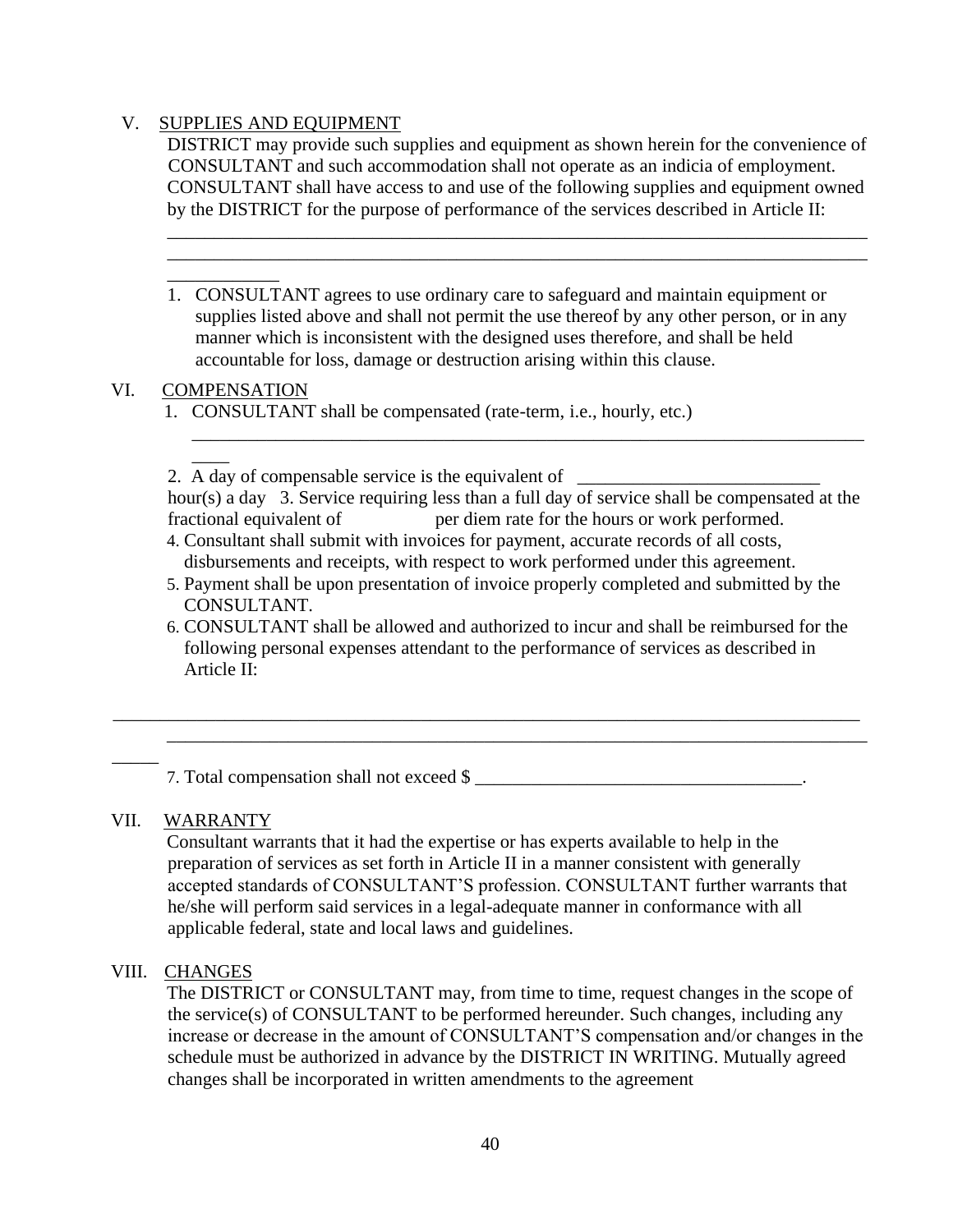V. SUPPLIES AND EQUIPMENT

DISTRICT may provide such supplies and equipment as shown herein for the convenience of CONSULTANT and such accommodation shall not operate as an indicia of employment. CONSULTANT shall have access to and use of the following supplies and equipment owned by the DISTRICT for the purpose of performance of the services described in Article II:

_______________________________________________________________________________
_______________________________________________________________________________
____________

1. CONSULTANT agrees to use ordinary care to safeguard and maintain equipment or supplies listed above and shall not permit the use thereof by any other person, or in any manner which is inconsistent with the designed uses therefore, and shall be held accountable for loss, damage or destruction arising within this clause.

VI. COMPENSATION

1. CONSULTANT shall be compensated (rate-term, i.e., hourly, etc.)
   _____________________________________________________________________________
   ____

2. A day of compensable service is the equivalent of ___________________________ hour(s) a day 3. Service requiring less than a full day of service shall be compensated at the fractional equivalent of per diem rate for the hours or work performed.
4. Consultant shall submit with invoices for payment, accurate records of all costs, disbursements and receipts, with respect to work performed under this agreement.
5. Payment shall be upon presentation of invoice properly completed and submitted by the CONSULTANT.
6. CONSULTANT shall be allowed and authorized to incur and shall be reimbursed for the following personal expenses attendant to the performance of services as described in Article II:

_________________________________________________________________________________
_______________________________________________________________________________
_____

7. Total compensation shall not exceed $ ____________________________________.

VII. WARRANTY

Consultant warrants that it had the expertise or has experts available to help in the preparation of services as set forth in Article II in a manner consistent with generally accepted standards of CONSULTANT'S profession. CONSULTANT further warrants that he/she will perform said services in a legal-adequate manner in conformance with all applicable federal, state and local laws and guidelines.

VIII. CHANGES

The DISTRICT or CONSULTANT may, from time to time, request changes in the scope of the service(s) of CONSULTANT to be performed hereunder. Such changes, including any increase or decrease in the amount of CONSULTANT'S compensation and/or changes in the schedule must be authorized in advance by the DISTRICT IN WRITING. Mutually agreed changes shall be incorporated in written amendments to the agreement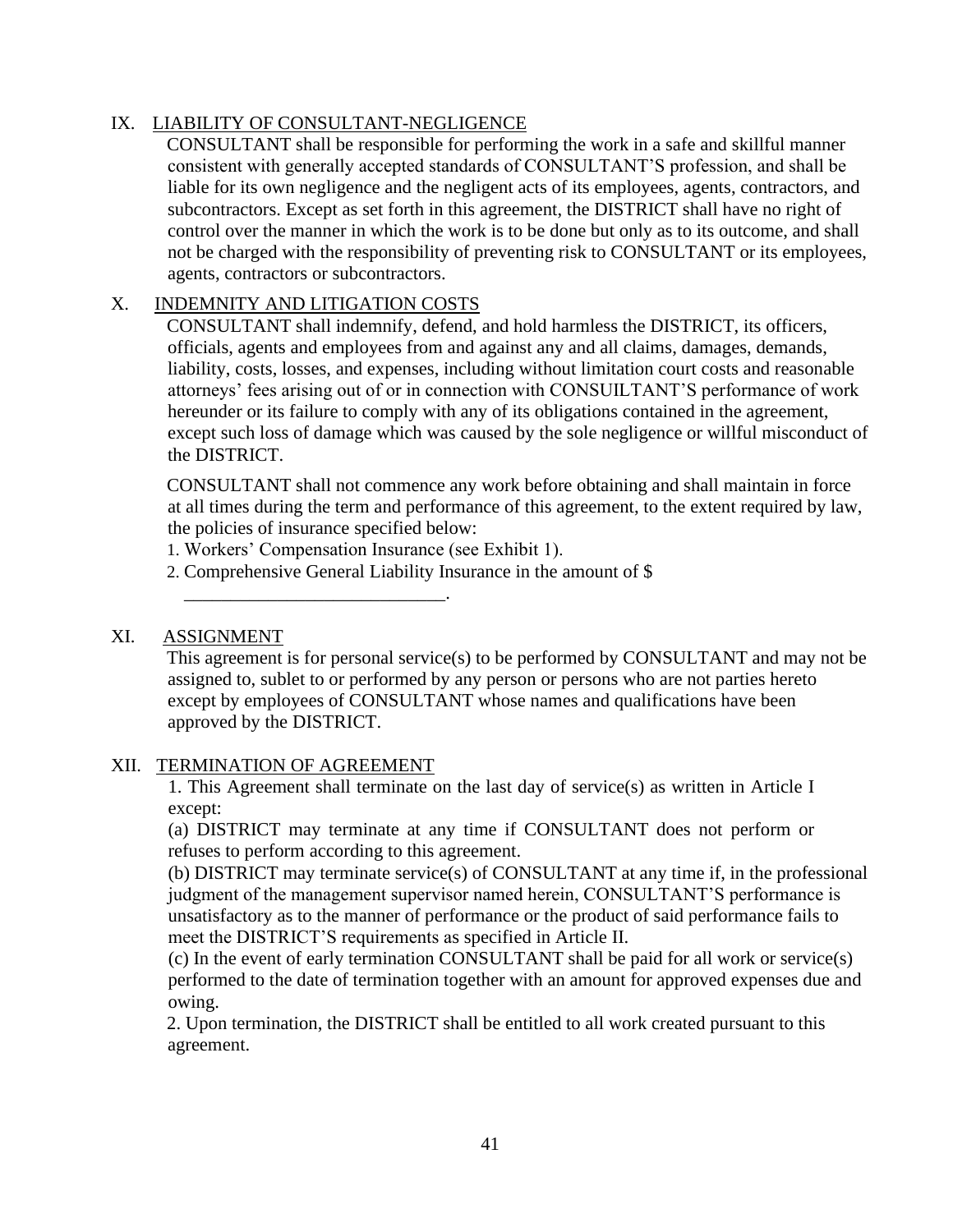## IX. LIABILITY OF CONSULTANT-NEGLIGENCE

CONSULTANT shall be responsible for performing the work in a safe and skillful manner consistent with generally accepted standards of CONSULTANT'S profession, and shall be liable for its own negligence and the negligent acts of its employees, agents, contractors, and subcontractors. Except as set forth in this agreement, the DISTRICT shall have no right of control over the manner in which the work is to be done but only as to its outcome, and shall not be charged with the responsibility of preventing risk to CONSULTANT or its employees, agents, contractors or subcontractors.

## X. INDEMNITY AND LITIGATION COSTS

CONSULTANT shall indemnify, defend, and hold harmless the DISTRICT, its officers, officials, agents and employees from and against any and all claims, damages, demands, liability, costs, losses, and expenses, including without limitation court costs and reasonable attorneys' fees arising out of or in connection with CONSUILTANT'S performance of work hereunder or its failure to comply with any of its obligations contained in the agreement, except such loss of damage which was caused by the sole negligence or willful misconduct of the DISTRICT.

CONSULTANT shall not commence any work before obtaining and shall maintain in force at all times during the term and performance of this agreement, to the extent required by law, the policies of insurance specified below:

1. Workers' Compensation Insurance (see Exhibit 1).
2. Comprehensive General Liability Insurance in the amount of $ ____________________________.

## XI. ASSIGNMENT

This agreement is for personal service(s) to be performed by CONSULTANT and may not be assigned to, sublet to or performed by any person or persons who are not parties hereto except by employees of CONSULTANT whose names and qualifications have been approved by the DISTRICT.

## XII. TERMINATION OF AGREEMENT

1. This Agreement shall terminate on the last day of service(s) as written in Article I except:

(a) DISTRICT may terminate at any time if CONSULTANT does not perform or refuses to perform according to this agreement.

(b) DISTRICT may terminate service(s) of CONSULTANT at any time if, in the professional judgment of the management supervisor named herein, CONSULTANT'S performance is unsatisfactory as to the manner of performance or the product of said performance fails to meet the DISTRICT'S requirements as specified in Article II.

(c) In the event of early termination CONSULTANT shall be paid for all work or service(s) performed to the date of termination together with an amount for approved expenses due and owing.

2. Upon termination, the DISTRICT shall be entitled to all work created pursuant to this agreement.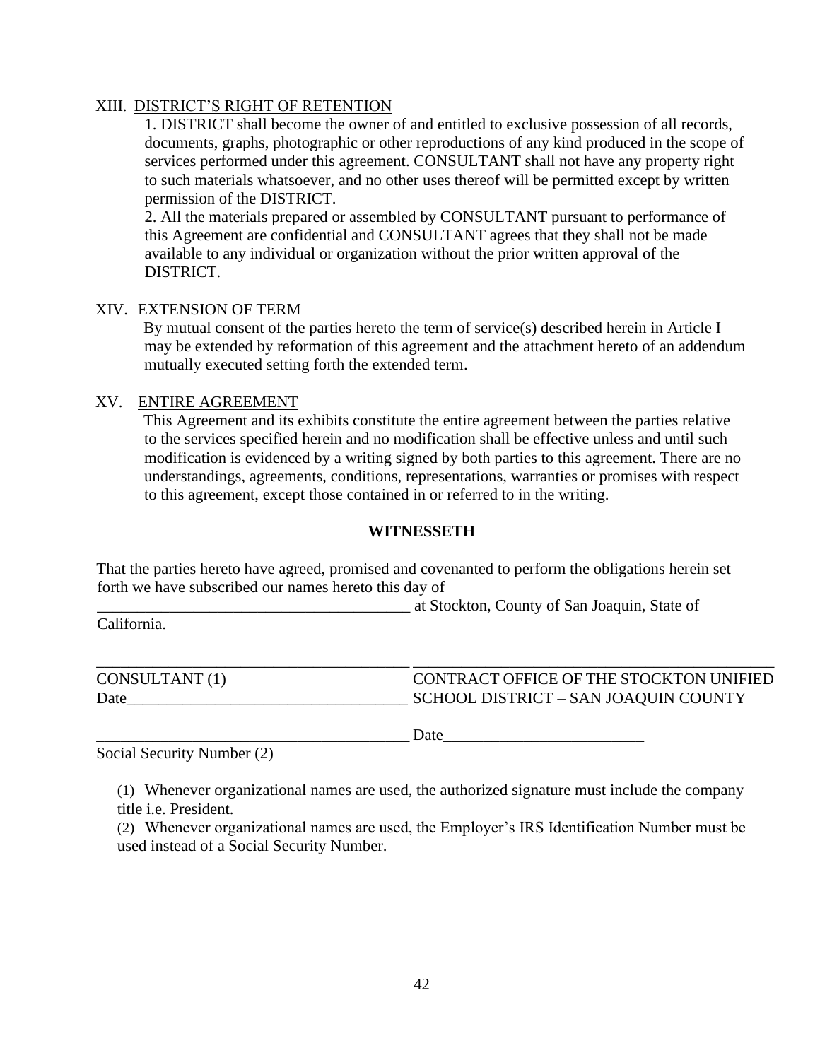XIII. <u>DISTRICT'S RIGHT OF RETENTION</u>

1. DISTRICT shall become the owner of and entitled to exclusive possession of all records, documents, graphs, photographic or other reproductions of any kind produced in the scope of services performed under this agreement. CONSULTANT shall not have any property right to such materials whatsoever, and no other uses thereof will be permitted except by written permission of the DISTRICT.

2. All the materials prepared or assembled by CONSULTANT pursuant to performance of this Agreement are confidential and CONSULTANT agrees that they shall not be made available to any individual or organization without the prior written approval of the DISTRICT.

XIV. <u>EXTENSION OF TERM</u>

By mutual consent of the parties hereto the term of service(s) described herein in Article I may be extended by reformation of this agreement and the attachment hereto of an addendum mutually executed setting forth the extended term.

XV. <u>ENTIRE AGREEMENT</u>

This Agreement and its exhibits constitute the entire agreement between the parties relative to the services specified herein and no modification shall be effective unless and until such modification is evidenced by a writing signed by both parties to this agreement. There are no understandings, agreements, conditions, representations, warranties or promises with respect to this agreement, except those contained in or referred to in the writing.

**WITNESSETH**

That the parties hereto have agreed, promised and covenanted to perform the obligations herein set forth we have subscribed our names hereto this day of
________________________________________ at Stockton, County of San Joaquin, State of California.

________________________________________ ________________________________________
CONSULTANT (1) CONTRACT OFFICE OF THE STOCKTON UNIFIED
Date___________________________________ SCHOOL DISTRICT – SAN JOAQUIN COUNTY

________________________________________ Date_________________________
Social Security Number (2)

(1) Whenever organizational names are used, the authorized signature must include the company title i.e. President.

(2) Whenever organizational names are used, the Employer's IRS Identification Number must be used instead of a Social Security Number.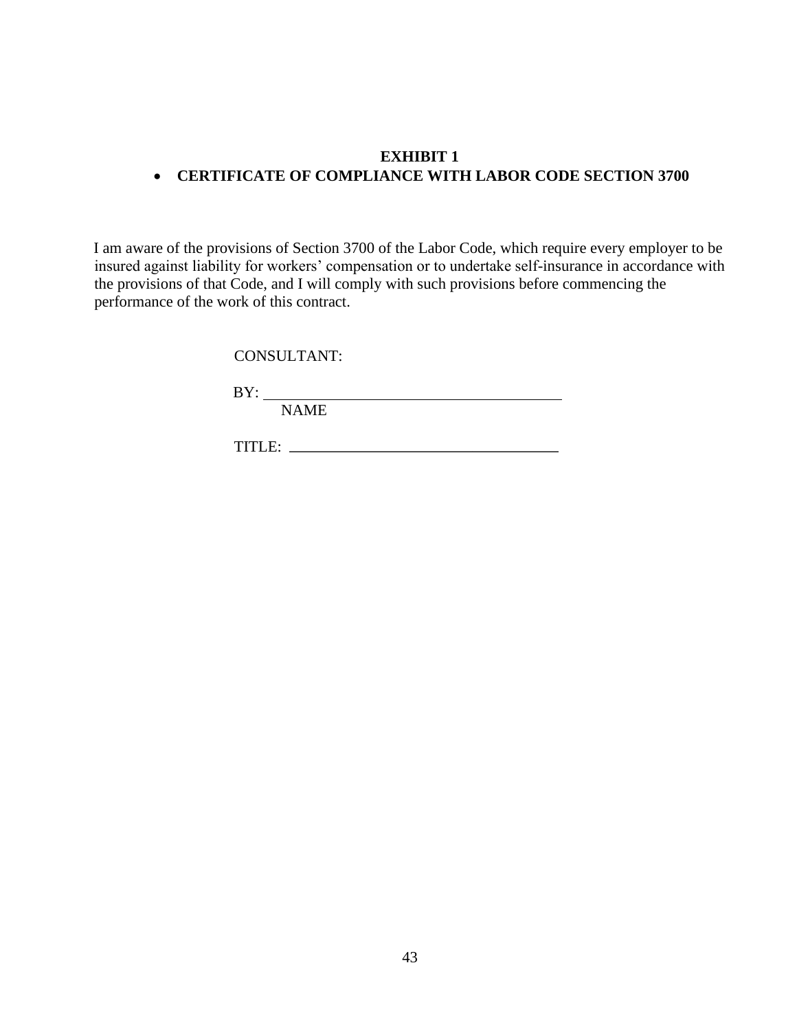**EXHIBIT 1**

- **CERTIFICATE OF COMPLIANCE WITH LABOR CODE SECTION 3700**

I am aware of the provisions of Section 3700 of the Labor Code, which require every employer to be insured against liability for workers' compensation or to undertake self-insurance in accordance with the provisions of that Code, and I will comply with such provisions before commencing the performance of the work of this contract.

CONSULTANT:

BY: ______________________________________
NAME

TITLE: ___________________________________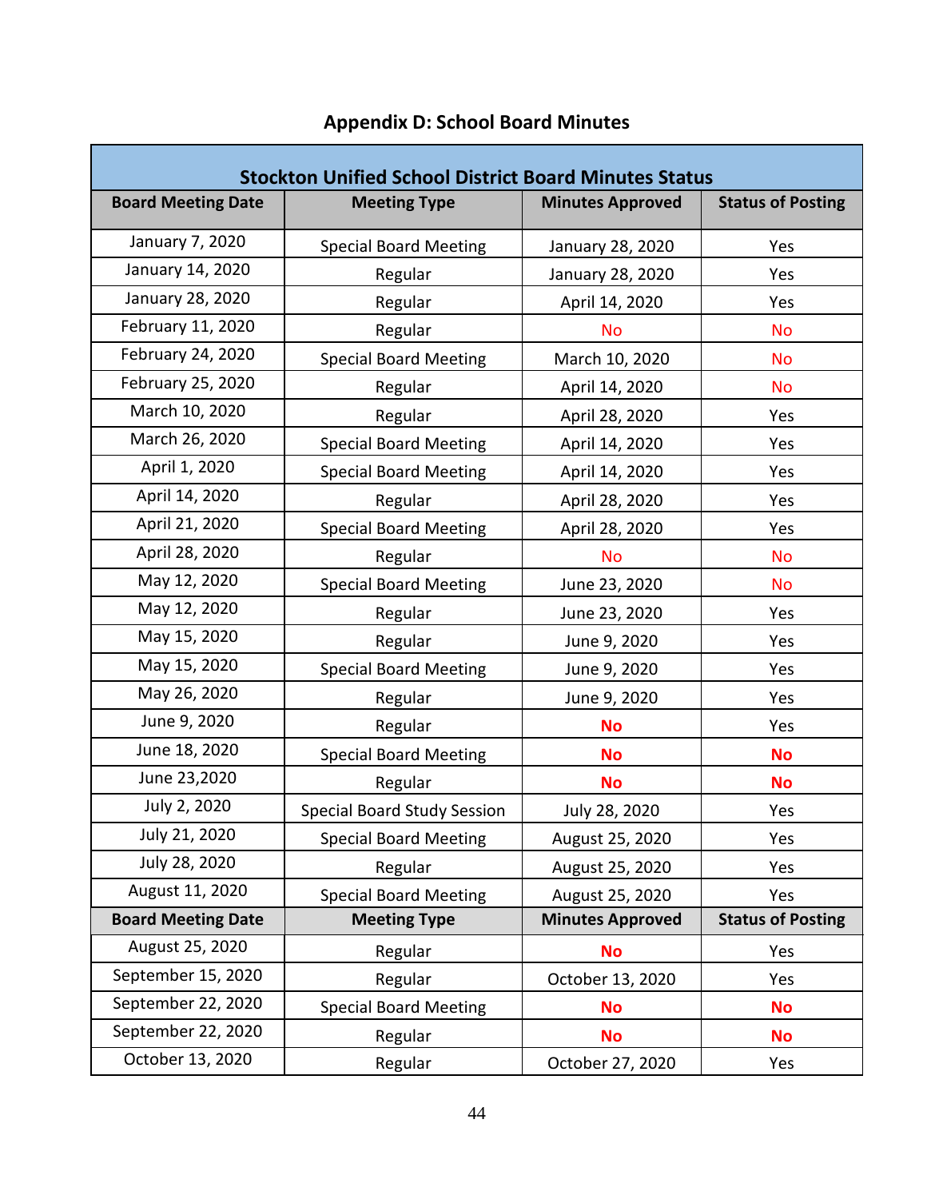## Appendix D: School Board Minutes

| Stockton Unified School District Board Minutes Status | | | |
|---|---|---|---|
| **Board Meeting Date** | **Meeting Type** | **Minutes Approved** | **Status of Posting** |
| January 7, 2020 | Special Board Meeting | January 28, 2020 | Yes |
| January 14, 2020 | Regular | January 28, 2020 | Yes |
| January 28, 2020 | Regular | April 14, 2020 | Yes |
| February 11, 2020 | Regular | No | No |
| February 24, 2020 | Special Board Meeting | March 10, 2020 | No |
| February 25, 2020 | Regular | April 14, 2020 | No |
| March 10, 2020 | Regular | April 28, 2020 | Yes |
| March 26, 2020 | Special Board Meeting | April 14, 2020 | Yes |
| April 1, 2020 | Special Board Meeting | April 14, 2020 | Yes |
| April 14, 2020 | Regular | April 28, 2020 | Yes |
| April 21, 2020 | Special Board Meeting | April 28, 2020 | Yes |
| April 28, 2020 | Regular | No | No |
| May 12, 2020 | Special Board Meeting | June 23, 2020 | No |
| May 12, 2020 | Regular | June 23, 2020 | Yes |
| May 15, 2020 | Regular | June 9, 2020 | Yes |
| May 15, 2020 | Special Board Meeting | June 9, 2020 | Yes |
| May 26, 2020 | Regular | June 9, 2020 | Yes |
| June 9, 2020 | Regular | **No** | Yes |
| June 18, 2020 | Special Board Meeting | **No** | **No** |
| June 23,2020 | Regular | **No** | **No** |
| July 2, 2020 | Special Board Study Session | July 28, 2020 | Yes |
| July 21, 2020 | Special Board Meeting | August 25, 2020 | Yes |
| July 28, 2020 | Regular | August 25, 2020 | Yes |
| August 11, 2020 | Special Board Meeting | August 25, 2020 | Yes |
| **Board Meeting Date** | **Meeting Type** | **Minutes Approved** | **Status of Posting** |
| August 25, 2020 | Regular | **No** | Yes |
| September 15, 2020 | Regular | October 13, 2020 | Yes |
| September 22, 2020 | Special Board Meeting | **No** | **No** |
| September 22, 2020 | Regular | **No** | **No** |
| October 13, 2020 | Regular | October 27, 2020 | Yes |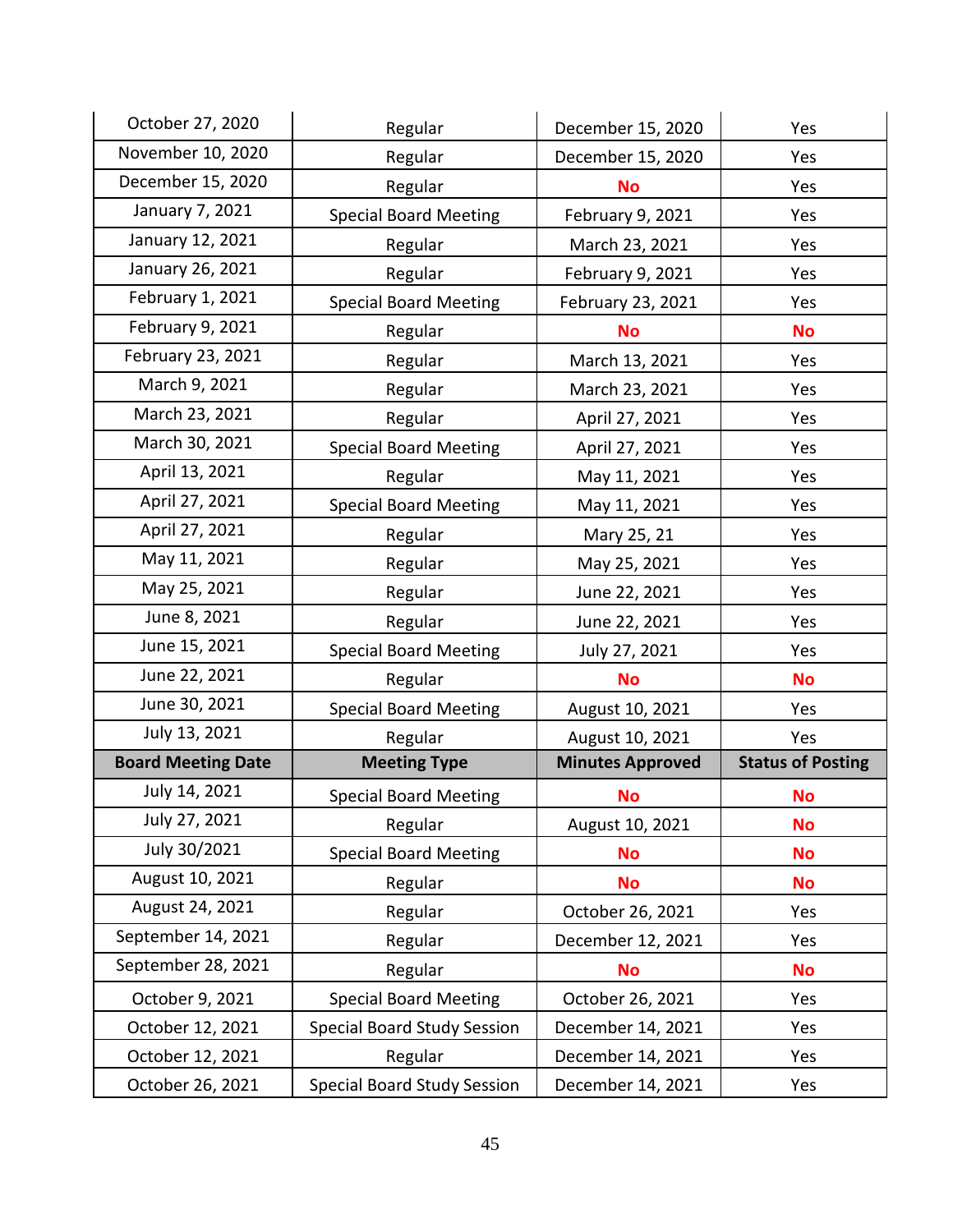| Board Meeting Date | Meeting Type | Minutes Approved | Status of Posting |
|---|---|---|---|
| October 27, 2020 | Regular | December 15, 2020 | Yes |
| November 10, 2020 | Regular | December 15, 2020 | Yes |
| December 15, 2020 | Regular | **No** | Yes |
| January 7, 2021 | Special Board Meeting | February 9, 2021 | Yes |
| January 12, 2021 | Regular | March 23, 2021 | Yes |
| January 26, 2021 | Regular | February 9, 2021 | Yes |
| February 1, 2021 | Special Board Meeting | February 23, 2021 | Yes |
| February 9, 2021 | Regular | **No** | **No** |
| February 23, 2021 | Regular | March 13, 2021 | Yes |
| March 9, 2021 | Regular | March 23, 2021 | Yes |
| March 23, 2021 | Regular | April 27, 2021 | Yes |
| March 30, 2021 | Special Board Meeting | April 27, 2021 | Yes |
| April 13, 2021 | Regular | May 11, 2021 | Yes |
| April 27, 2021 | Special Board Meeting | May 11, 2021 | Yes |
| April 27, 2021 | Regular | Mary 25, 21 | Yes |
| May 11, 2021 | Regular | May 25, 2021 | Yes |
| May 25, 2021 | Regular | June 22, 2021 | Yes |
| June 8, 2021 | Regular | June 22, 2021 | Yes |
| June 15, 2021 | Special Board Meeting | July 27, 2021 | Yes |
| June 22, 2021 | Regular | **No** | **No** |
| June 30, 2021 | Special Board Meeting | August 10, 2021 | Yes |
| July 13, 2021 | Regular | August 10, 2021 | Yes |
| **Board Meeting Date** | **Meeting Type** | **Minutes Approved** | **Status of Posting** |
| July 14, 2021 | Special Board Meeting | **No** | **No** |
| July 27, 2021 | Regular | August 10, 2021 | **No** |
| July 30/2021 | Special Board Meeting | **No** | **No** |
| August 10, 2021 | Regular | **No** | **No** |
| August 24, 2021 | Regular | October 26, 2021 | Yes |
| September 14, 2021 | Regular | December 12, 2021 | Yes |
| September 28, 2021 | Regular | **No** | **No** |
| October 9, 2021 | Special Board Meeting | October 26, 2021 | Yes |
| October 12, 2021 | Special Board Study Session | December 14, 2021 | Yes |
| October 12, 2021 | Regular | December 14, 2021 | Yes |
| October 26, 2021 | Special Board Study Session | December 14, 2021 | Yes |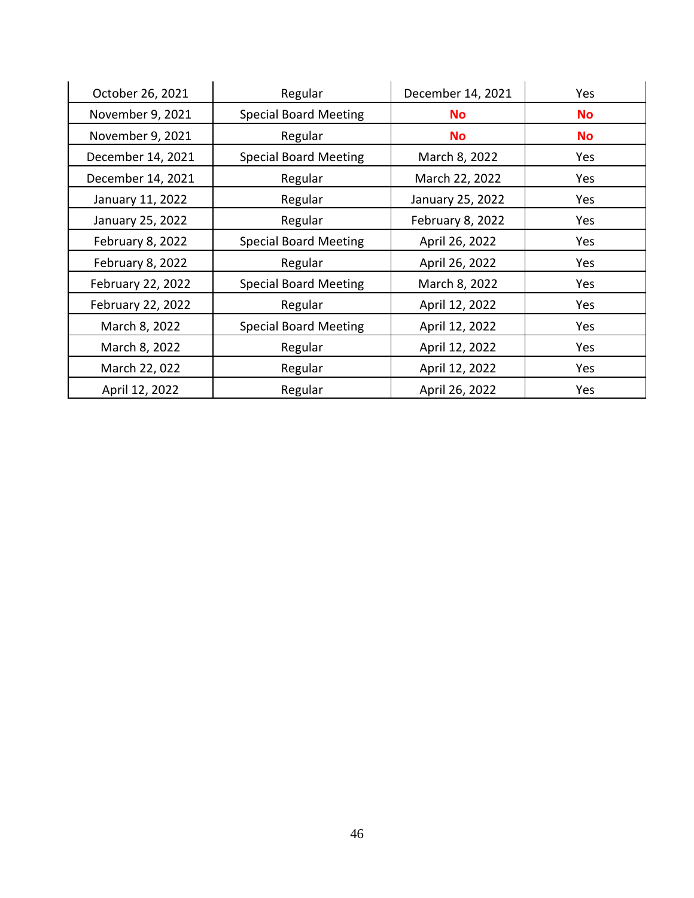| | | | |
|---|---|---|---|
| October 26, 2021 | Regular | December 14, 2021 | Yes |
| November 9, 2021 | Special Board Meeting | **No** | **No** |
| November 9, 2021 | Regular | **No** | **No** |
| December 14, 2021 | Special Board Meeting | March 8, 2022 | Yes |
| December 14, 2021 | Regular | March 22, 2022 | Yes |
| January 11, 2022 | Regular | January 25, 2022 | Yes |
| January 25, 2022 | Regular | February 8, 2022 | Yes |
| February 8, 2022 | Special Board Meeting | April 26, 2022 | Yes |
| February 8, 2022 | Regular | April 26, 2022 | Yes |
| February 22, 2022 | Special Board Meeting | March 8, 2022 | Yes |
| February 22, 2022 | Regular | April 12, 2022 | Yes |
| March 8, 2022 | Special Board Meeting | April 12, 2022 | Yes |
| March 8, 2022 | Regular | April 12, 2022 | Yes |
| March 22, 022 | Regular | April 12, 2022 | Yes |
| April 12, 2022 | Regular | April 26, 2022 | Yes |